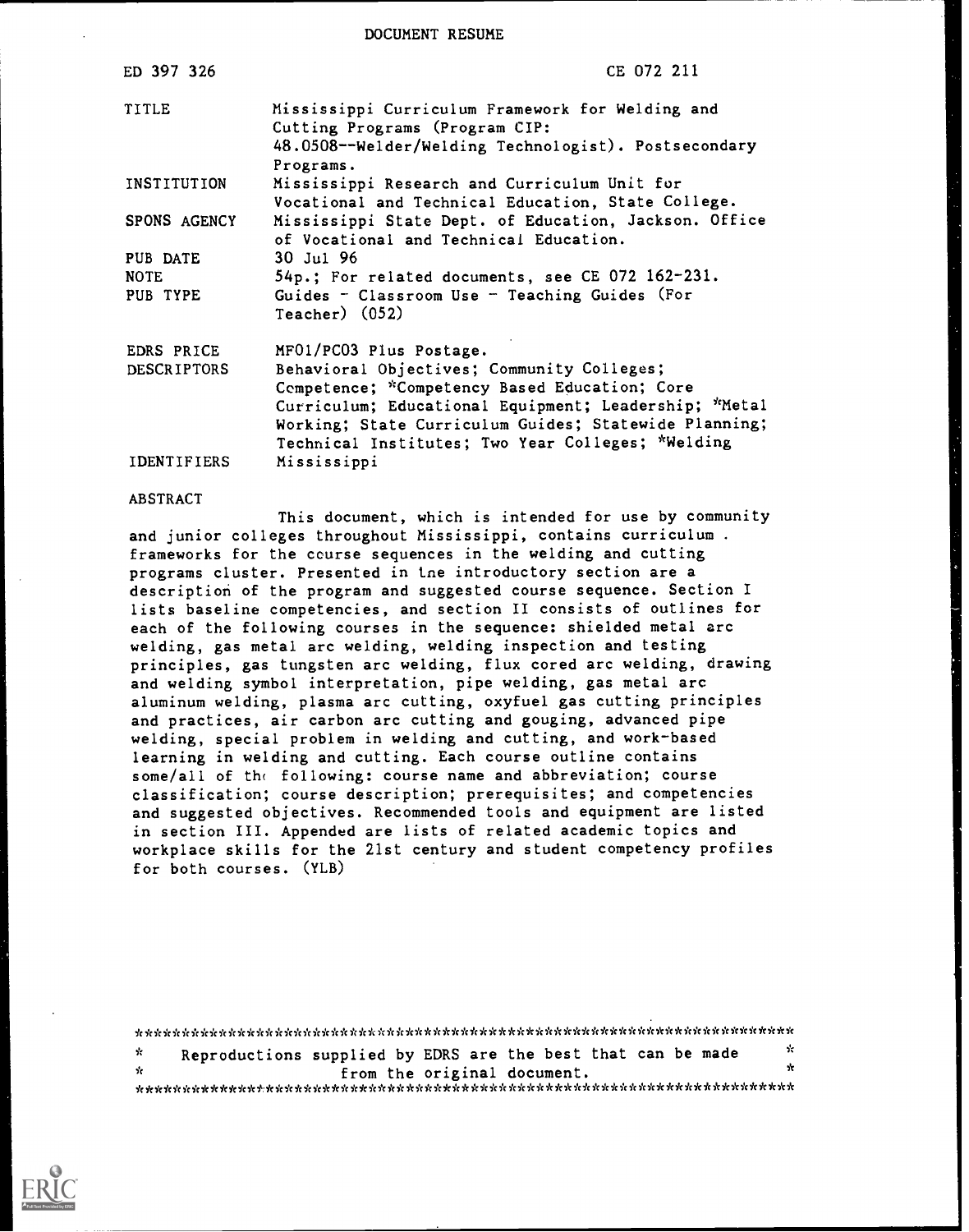DOCUMENT RESUME

| | |
|---|---|
| ED 397 326 | CE 072 211 |
| TITLE | Mississippi Curriculum Framework for Welding and Cutting Programs (Program CIP: 48.0508--Welder/Welding Technologist). Postsecondary Programs. |
| INSTITUTION | Mississippi Research and Curriculum Unit for Vocational and Technical Education, State College. |
| SPONS AGENCY | Mississippi State Dept. of Education, Jackson. Office of Vocational and Technical Education. |
| PUB DATE | 30 Jul 96 |
| NOTE | 54p.; For related documents, see CE 072 162-231. |
| PUB TYPE | Guides - Classroom Use - Teaching Guides (For Teacher) (052) |
| EDRS PRICE | MF01/PC03 Plus Postage. |
| DESCRIPTORS | Behavioral Objectives; Community Colleges; Competence; *Competency Based Education; Core Curriculum; Educational Equipment; Leadership; *Metal Working; State Curriculum Guides; Statewide Planning; Technical Institutes; Two Year Colleges; *Welding |
| IDENTIFIERS | Mississippi |

ABSTRACT

This document, which is intended for use by community and junior colleges throughout Mississippi, contains curriculum frameworks for the course sequences in the welding and cutting programs cluster. Presented in the introductory section are a description of the program and suggested course sequence. Section I lists baseline competencies, and section II consists of outlines for each of the following courses in the sequence: shielded metal arc welding, gas metal arc welding, welding inspection and testing principles, gas tungsten arc welding, flux cored arc welding, drawing and welding symbol interpretation, pipe welding, gas metal arc aluminum welding, plasma arc cutting, oxyfuel gas cutting principles and practices, air carbon arc cutting and gouging, advanced pipe welding, special problem in welding and cutting, and work-based learning in welding and cutting. Each course outline contains some/all of the following: course name and abbreviation; course classification; course description; prerequisites; and competencies and suggested objectives. Recommended tools and equipment are listed in section III. Appended are lists of related academic topics and workplace skills for the 21st century and student competency profiles for both courses. (YLB)

***********************************************************************

* Reproductions supplied by EDRS are the best that can be made *
* from the original document. *

***********************************************************************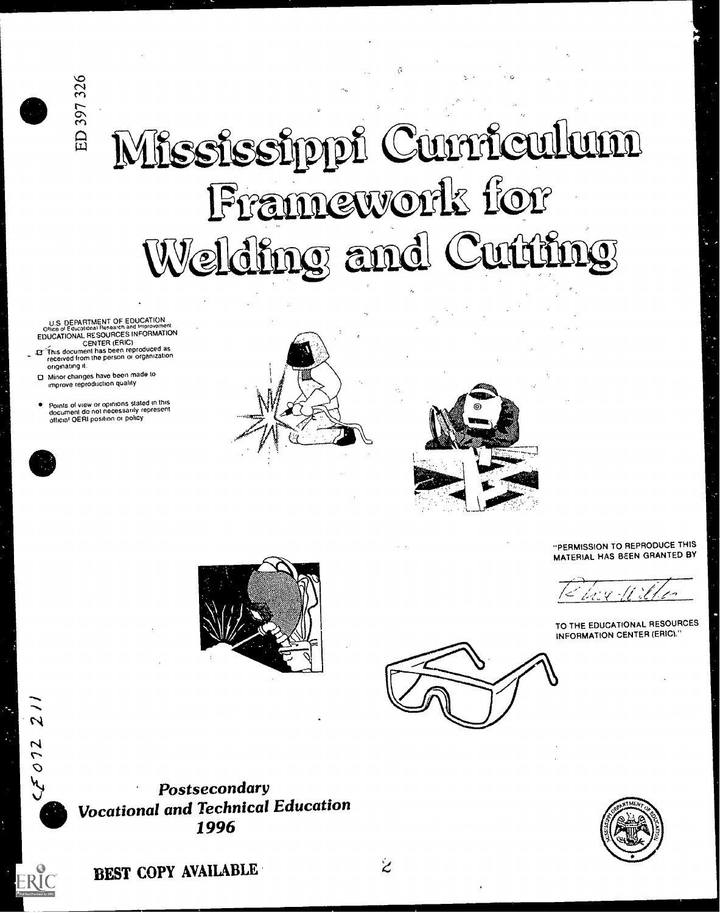ED 397 326

# Mississippi Curriculum Framework for Welding and Cutting

U.S. DEPARTMENT OF EDUCATION
Office of Educational Research and Improvement
EDUCATIONAL RESOURCES INFORMATION CENTER (ERIC)

- This document has been reproduced as received from the person or organization originating it.
- Minor changes have been made to improve reproduction quality.
- Points of view or opinions stated in this document do not necessarily represent official OERI position or policy.

"PERMISSION TO REPRODUCE THIS MATERIAL HAS BEEN GRANTED BY

TO THE EDUCATIONAL RESOURCES INFORMATION CENTER (ERIC)."

CE 072 211

***Postsecondary Vocational and Technical Education 1996***

**BEST COPY AVAILABLE**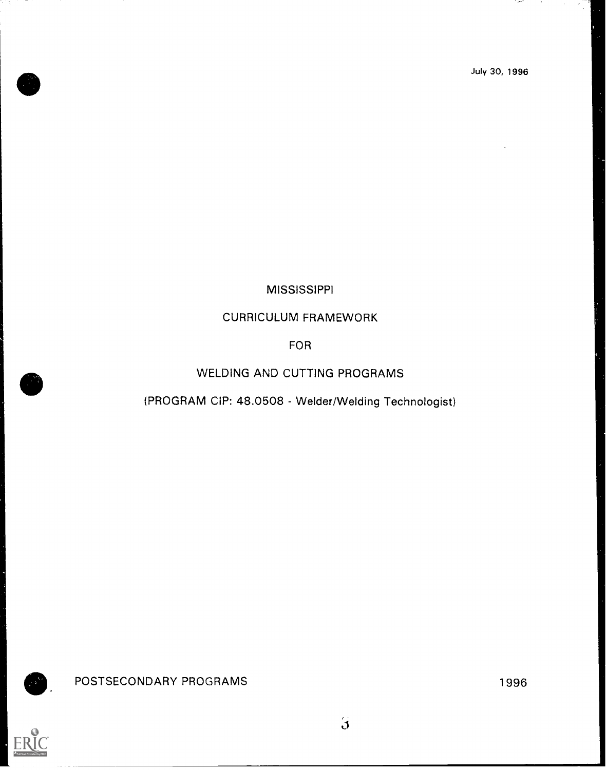July 30, 1996

# MISSISSIPPI

# CURRICULUM FRAMEWORK

# FOR

# WELDING AND CUTTING PROGRAMS

(PROGRAM CIP: 48.0508 - Welder/Welding Technologist)

POSTSECONDARY PROGRAMS

1996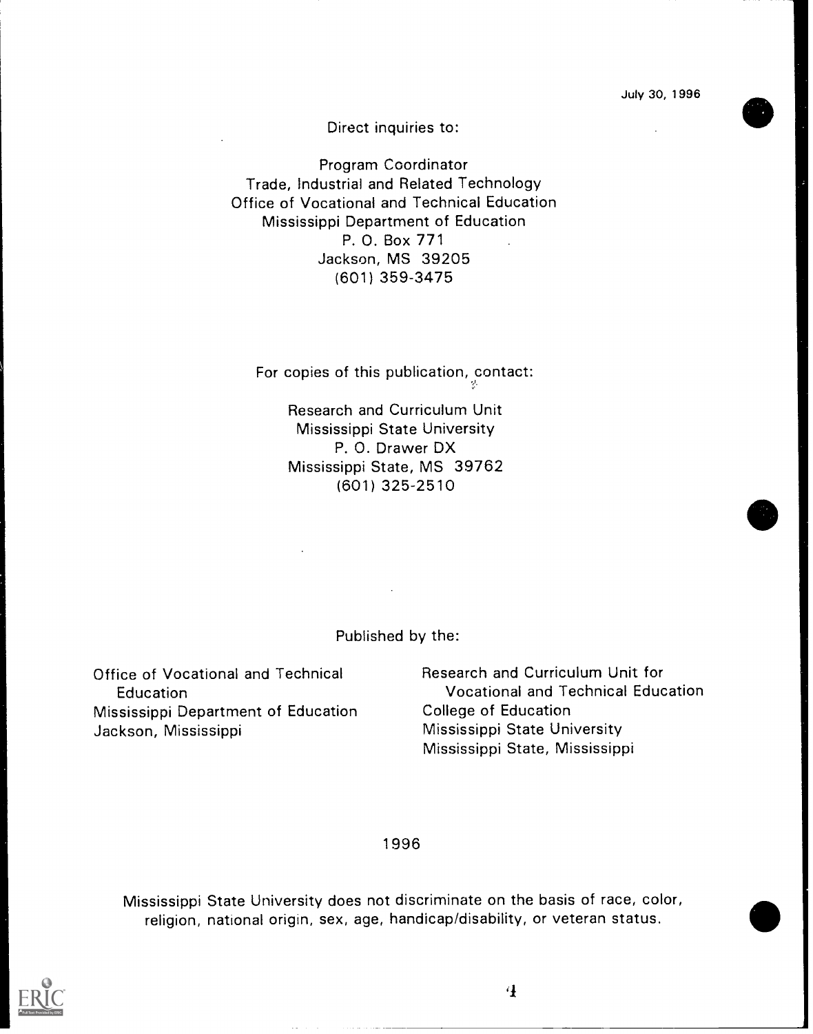July 30, 1996

Direct inquiries to:

Program Coordinator
Trade, Industrial and Related Technology
Office of Vocational and Technical Education
Mississippi Department of Education
P. O. Box 771
Jackson, MS 39205
(601) 359-3475

For copies of this publication, contact:

Research and Curriculum Unit
Mississippi State University
P. O. Drawer DX
Mississippi State, MS 39762
(601) 325-2510

Published by the:

Office of Vocational and Technical Education
Mississippi Department of Education
Jackson, Mississippi

Research and Curriculum Unit for Vocational and Technical Education
College of Education
Mississippi State University
Mississippi State, Mississippi

1996

Mississippi State University does not discriminate on the basis of race, color, religion, national origin, sex, age, handicap/disability, or veteran status.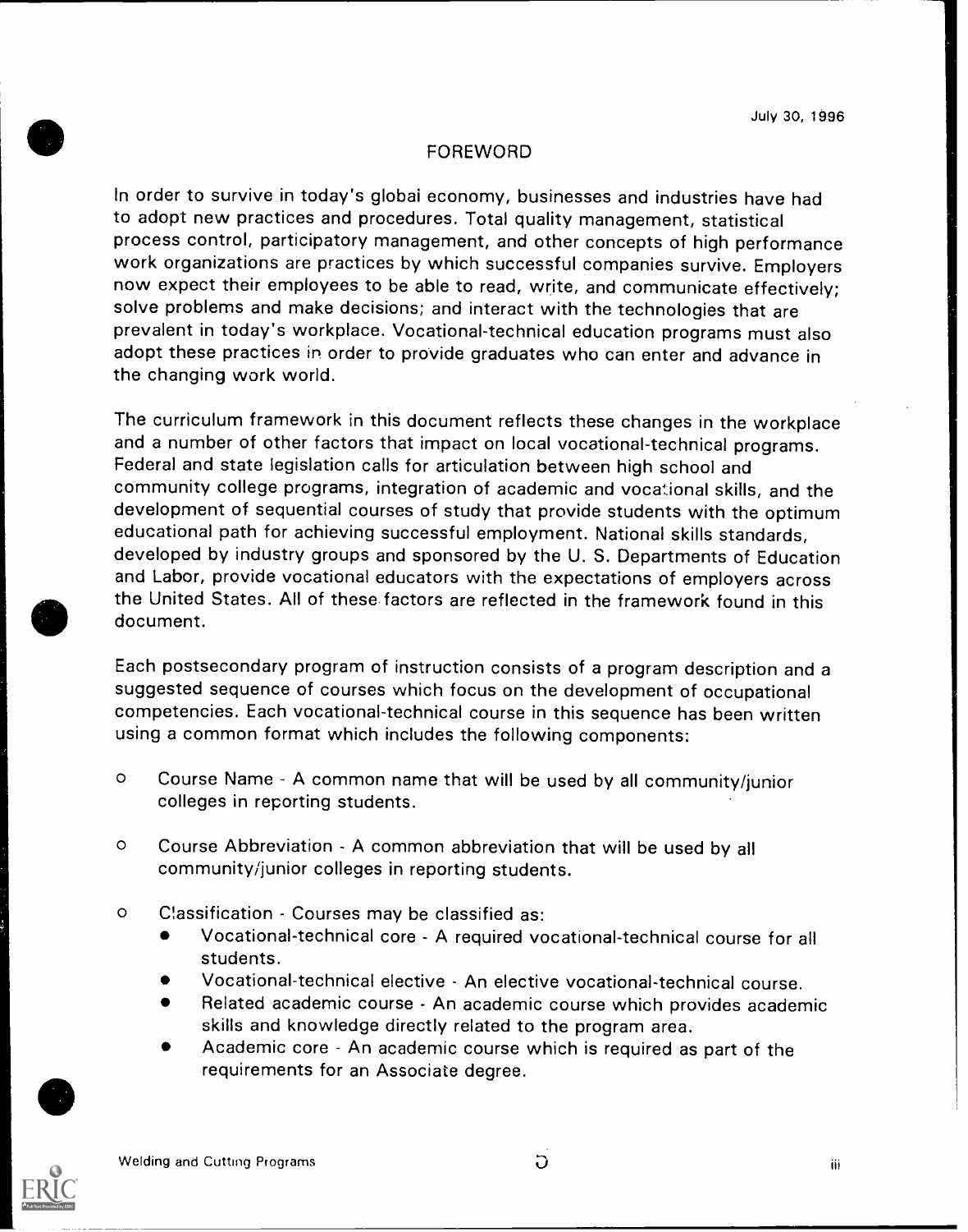July 30, 1996

# FOREWORD

In order to survive in today's global economy, businesses and industries have had to adopt new practices and procedures. Total quality management, statistical process control, participatory management, and other concepts of high performance work organizations are practices by which successful companies survive. Employers now expect their employees to be able to read, write, and communicate effectively; solve problems and make decisions; and interact with the technologies that are prevalent in today's workplace. Vocational-technical education programs must also adopt these practices in order to provide graduates who can enter and advance in the changing work world.

The curriculum framework in this document reflects these changes in the workplace and a number of other factors that impact on local vocational-technical programs. Federal and state legislation calls for articulation between high school and community college programs, integration of academic and vocational skills, and the development of sequential courses of study that provide students with the optimum educational path for achieving successful employment. National skills standards, developed by industry groups and sponsored by the U. S. Departments of Education and Labor, provide vocational educators with the expectations of employers across the United States. All of these factors are reflected in the framework found in this document.

Each postsecondary program of instruction consists of a program description and a suggested sequence of courses which focus on the development of occupational competencies. Each vocational-technical course in this sequence has been written using a common format which includes the following components:

- Course Name - A common name that will be used by all community/junior colleges in reporting students.
- Course Abbreviation - A common abbreviation that will be used by all community/junior colleges in reporting students.
- Classification - Courses may be classified as:
  - Vocational-technical core - A required vocational-technical course for all students.
  - Vocational-technical elective - An elective vocational-technical course.
  - Related academic course - An academic course which provides academic skills and knowledge directly related to the program area.
  - Academic core - An academic course which is required as part of the requirements for an Associate degree.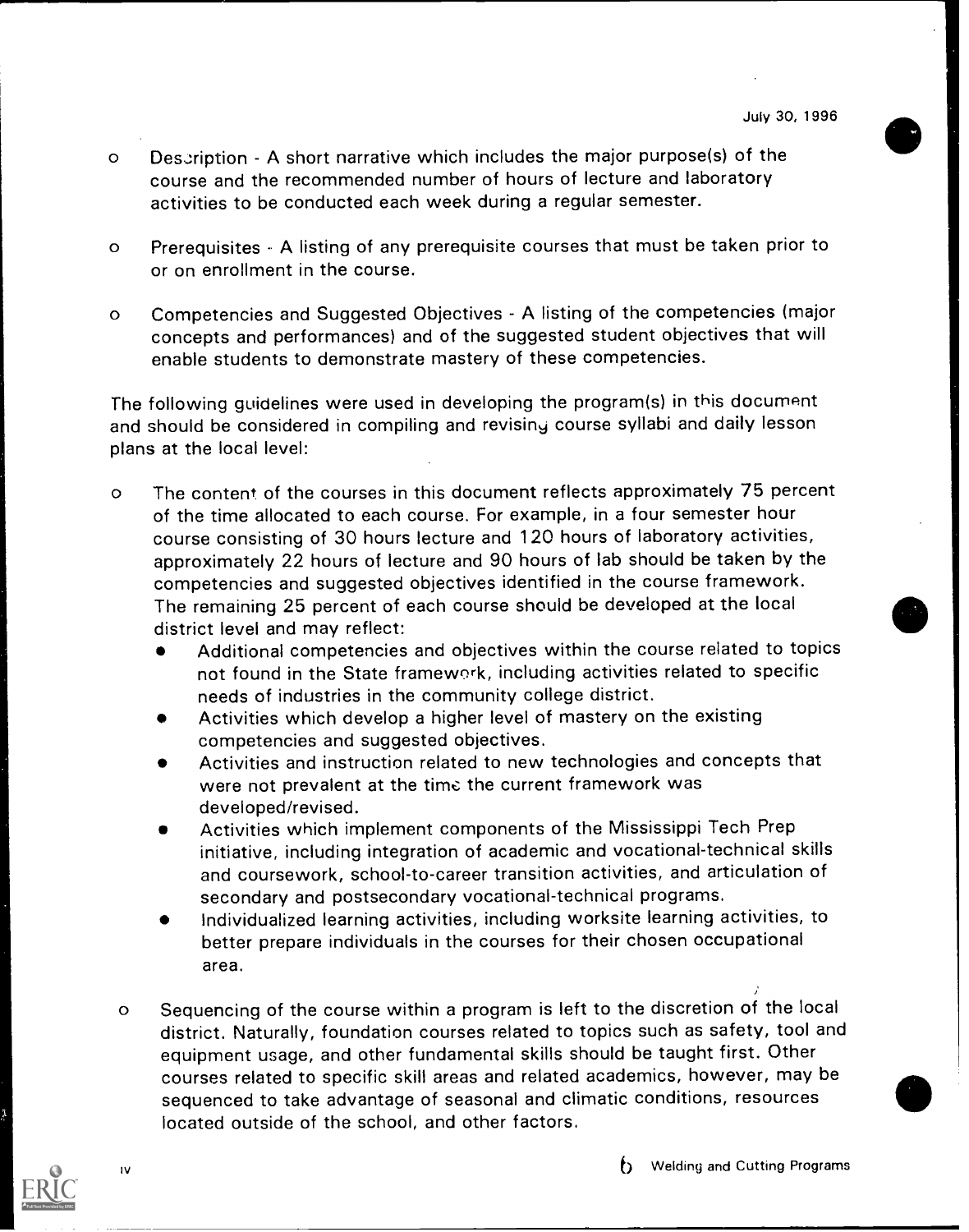- Description - A short narrative which includes the major purpose(s) of the course and the recommended number of hours of lecture and laboratory activities to be conducted each week during a regular semester.

- Prerequisites - A listing of any prerequisite courses that must be taken prior to or on enrollment in the course.

- Competencies and Suggested Objectives - A listing of the competencies (major concepts and performances) and of the suggested student objectives that will enable students to demonstrate mastery of these competencies.

The following guidelines were used in developing the program(s) in this document and should be considered in compiling and revising course syllabi and daily lesson plans at the local level:

- The content of the courses in this document reflects approximately 75 percent of the time allocated to each course. For example, in a four semester hour course consisting of 30 hours lecture and 120 hours of laboratory activities, approximately 22 hours of lecture and 90 hours of lab should be taken by the competencies and suggested objectives identified in the course framework. The remaining 25 percent of each course should be developed at the local district level and may reflect:
  - Additional competencies and objectives within the course related to topics not found in the State framework, including activities related to specific needs of industries in the community college district.
  - Activities which develop a higher level of mastery on the existing competencies and suggested objectives.
  - Activities and instruction related to new technologies and concepts that were not prevalent at the time the current framework was developed/revised.
  - Activities which implement components of the Mississippi Tech Prep initiative, including integration of academic and vocational-technical skills and coursework, school-to-career transition activities, and articulation of secondary and postsecondary vocational-technical programs.
  - Individualized learning activities, including worksite learning activities, to better prepare individuals in the courses for their chosen occupational area.

- Sequencing of the course within a program is left to the discretion of the local district. Naturally, foundation courses related to topics such as safety, tool and equipment usage, and other fundamental skills should be taught first. Other courses related to specific skill areas and related academics, however, may be sequenced to take advantage of seasonal and climatic conditions, resources located outside of the school, and other factors.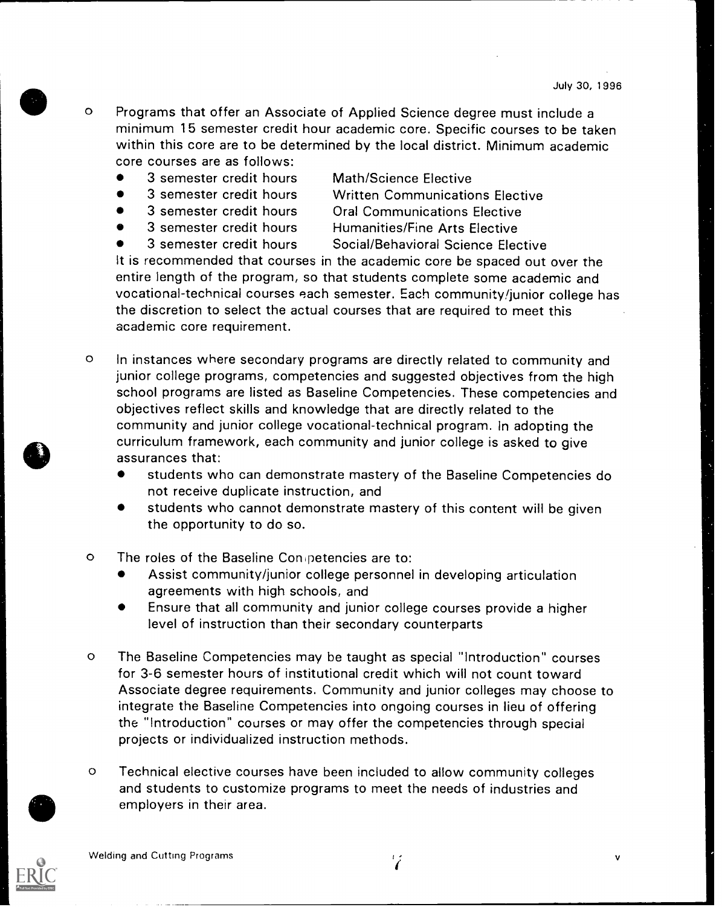- Programs that offer an Associate of Applied Science degree must include a minimum 15 semester credit hour academic core. Specific courses to be taken within this core are to be determined by the local district. Minimum academic core courses are as follows:
  - 3 semester credit hours Math/Science Elective
  - 3 semester credit hours Written Communications Elective
  - 3 semester credit hours Oral Communications Elective
  - 3 semester credit hours Humanities/Fine Arts Elective
  - 3 semester credit hours Social/Behavioral Science Elective

  It is recommended that courses in the academic core be spaced out over the entire length of the program, so that students complete some academic and vocational-technical courses each semester. Each community/junior college has the discretion to select the actual courses that are required to meet this academic core requirement.

- In instances where secondary programs are directly related to community and junior college programs, competencies and suggested objectives from the high school programs are listed as Baseline Competencies. These competencies and objectives reflect skills and knowledge that are directly related to the community and junior college vocational-technical program. In adopting the curriculum framework, each community and junior college is asked to give assurances that:
  - students who can demonstrate mastery of the Baseline Competencies do not receive duplicate instruction, and
  - students who cannot demonstrate mastery of this content will be given the opportunity to do so.

- The roles of the Baseline Competencies are to:
  - Assist community/junior college personnel in developing articulation agreements with high schools, and
  - Ensure that all community and junior college courses provide a higher level of instruction than their secondary counterparts

- The Baseline Competencies may be taught as special "Introduction" courses for 3-6 semester hours of institutional credit which will not count toward Associate degree requirements. Community and junior colleges may choose to integrate the Baseline Competencies into ongoing courses in lieu of offering the "Introduction" courses or may offer the competencies through special projects or individualized instruction methods.

- Technical elective courses have been included to allow community colleges and students to customize programs to meet the needs of industries and employers in their area.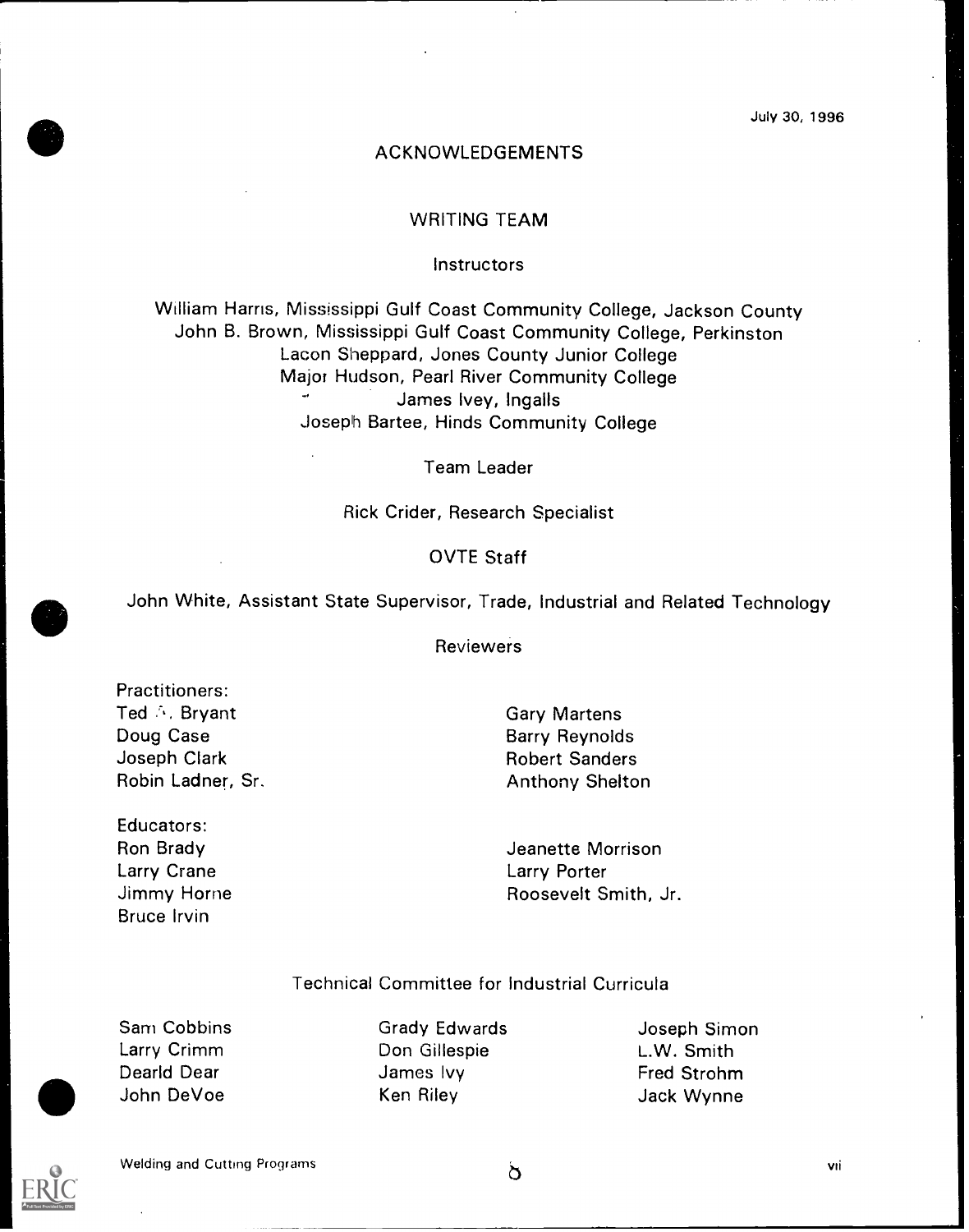July 30, 1996

# ACKNOWLEDGEMENTS

## WRITING TEAM

### Instructors

William Harris, Mississippi Gulf Coast Community College, Jackson County
John B. Brown, Mississippi Gulf Coast Community College, Perkinston
Lacon Sheppard, Jones County Junior College
Major Hudson, Pearl River Community College
James Ivey, Ingalls
Joseph Bartee, Hinds Community College

### Team Leader

Rick Crider, Research Specialist

### OVTE Staff

John White, Assistant State Supervisor, Trade, Industrial and Related Technology

### Reviewers

Practitioners:
Ted A. Bryant
Doug Case
Joseph Clark
Robin Ladner, Sr.
Gary Martens
Barry Reynolds
Robert Sanders
Anthony Shelton

Educators:
Ron Brady
Larry Crane
Jimmy Horne
Bruce Irvin
Jeanette Morrison
Larry Porter
Roosevelt Smith, Jr.

### Technical Committee for Industrial Curricula

Sam Cobbins
Larry Crimm
Dearld Dear
John DeVoe
Grady Edwards
Don Gillespie
James Ivy
Ken Riley
Joseph Simon
L.W. Smith
Fred Strohm
Jack Wynne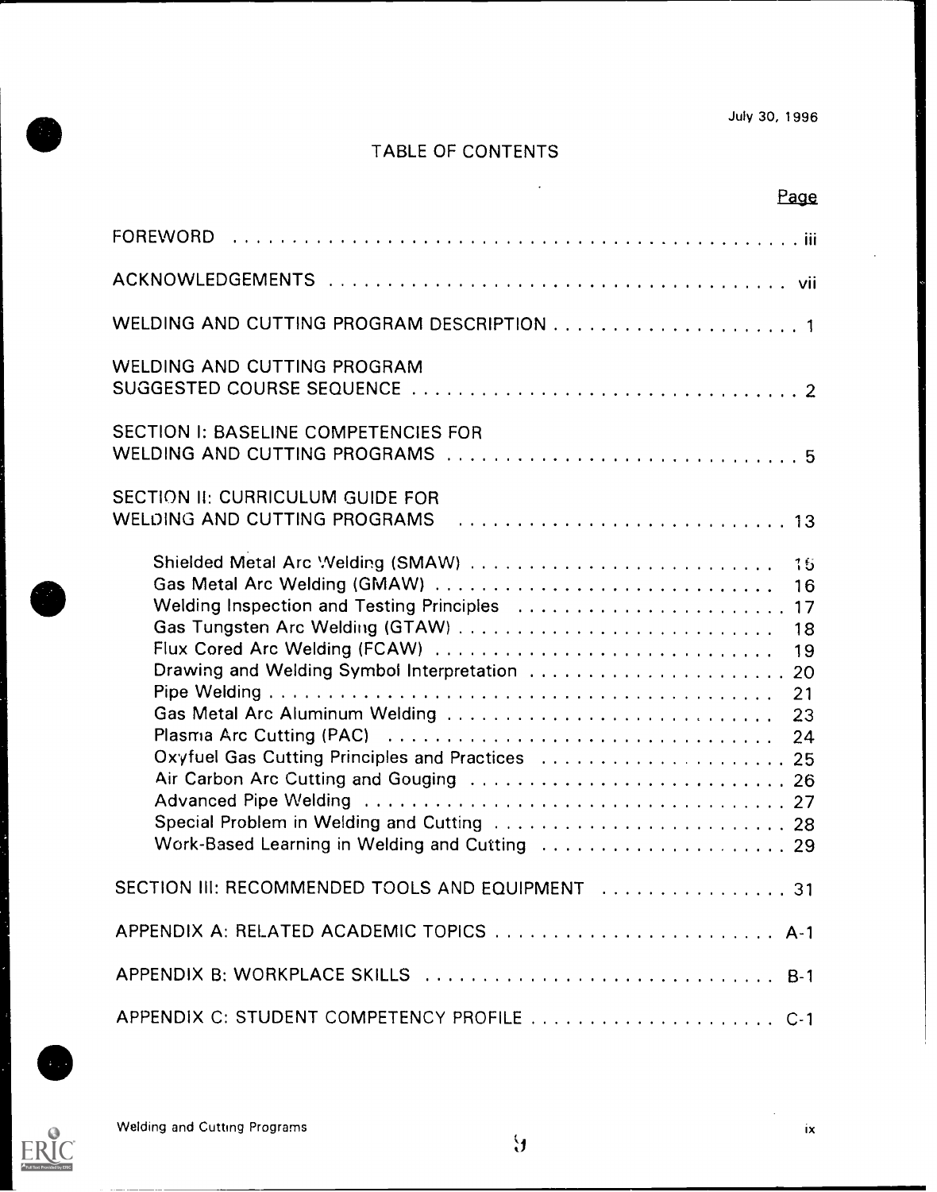July 30, 1996

# TABLE OF CONTENTS

| | Page |
|---|---|
| FOREWORD | iii |
| ACKNOWLEDGEMENTS | vii |
| WELDING AND CUTTING PROGRAM DESCRIPTION | 1 |
| WELDING AND CUTTING PROGRAM SUGGESTED COURSE SEQUENCE | 2 |
| SECTION I: BASELINE COMPETENCIES FOR WELDING AND CUTTING PROGRAMS | 5 |
| SECTION II: CURRICULUM GUIDE FOR WELDING AND CUTTING PROGRAMS | 13 |
| Shielded Metal Arc Welding (SMAW) | 15 |
| Gas Metal Arc Welding (GMAW) | 16 |
| Welding Inspection and Testing Principles | 17 |
| Gas Tungsten Arc Welding (GTAW) | 18 |
| Flux Cored Arc Welding (FCAW) | 19 |
| Drawing and Welding Symbol Interpretation | 20 |
| Pipe Welding | 21 |
| Gas Metal Arc Aluminum Welding | 23 |
| Plasma Arc Cutting (PAC) | 24 |
| Oxyfuel Gas Cutting Principles and Practices | 25 |
| Air Carbon Arc Cutting and Gouging | 26 |
| Advanced Pipe Welding | 27 |
| Special Problem in Welding and Cutting | 28 |
| Work-Based Learning in Welding and Cutting | 29 |
| SECTION III: RECOMMENDED TOOLS AND EQUIPMENT | 31 |
| APPENDIX A: RELATED ACADEMIC TOPICS | A-1 |
| APPENDIX B: WORKPLACE SKILLS | B-1 |
| APPENDIX C: STUDENT COMPETENCY PROFILE | C-1 |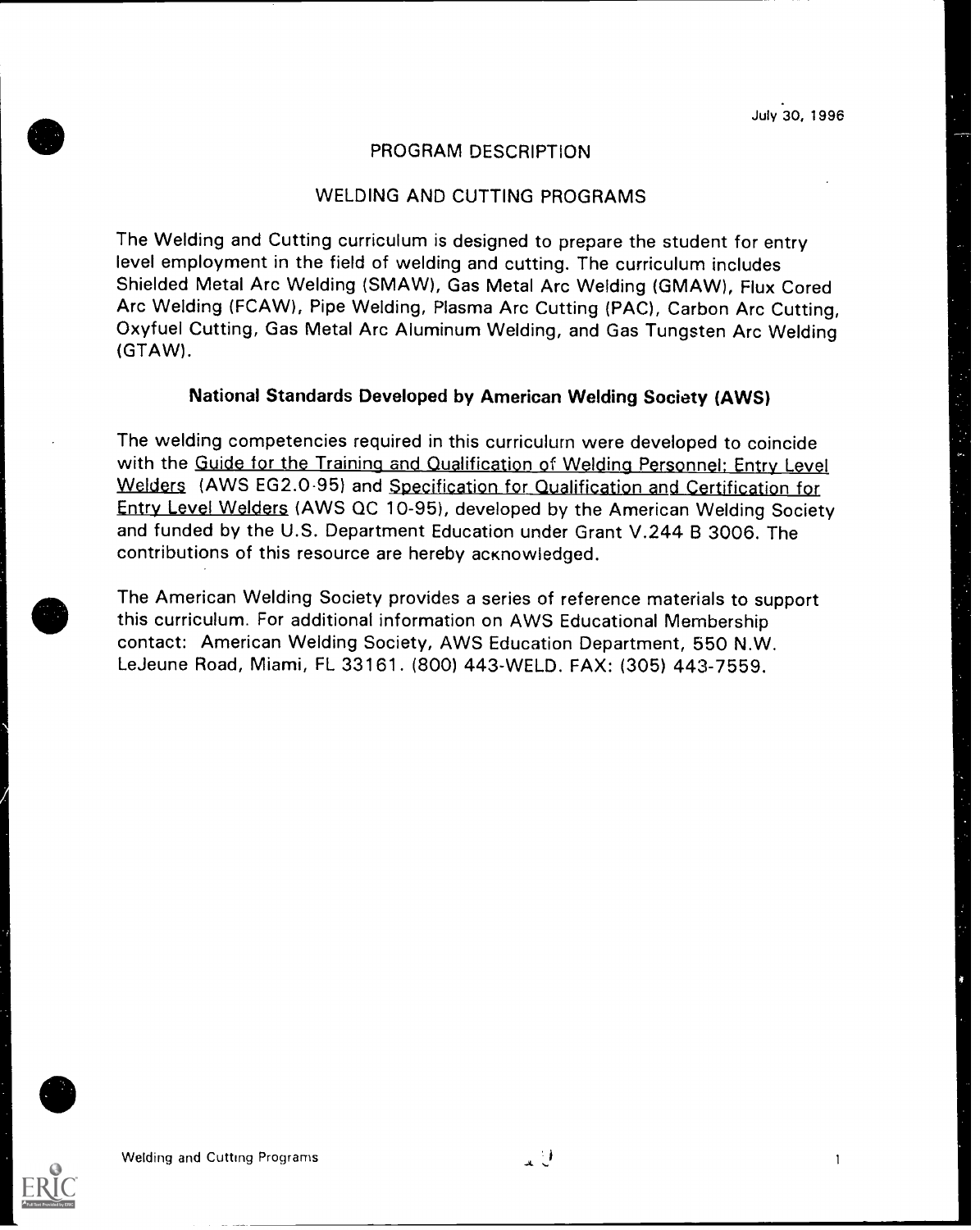July 30, 1996

# PROGRAM DESCRIPTION

## WELDING AND CUTTING PROGRAMS

The Welding and Cutting curriculum is designed to prepare the student for entry level employment in the field of welding and cutting. The curriculum includes Shielded Metal Arc Welding (SMAW), Gas Metal Arc Welding (GMAW), Flux Cored Arc Welding (FCAW), Pipe Welding, Plasma Arc Cutting (PAC), Carbon Arc Cutting, Oxyfuel Cutting, Gas Metal Arc Aluminum Welding, and Gas Tungsten Arc Welding (GTAW).

### National Standards Developed by American Welding Society (AWS)

The welding competencies required in this curriculum were developed to coincide with the Guide for the Training and Qualification of Welding Personnel: Entry Level Welders (AWS EG2.0-95) and Specification for Qualification and Certification for Entry Level Welders (AWS QC 10-95), developed by the American Welding Society and funded by the U.S. Department Education under Grant V.244 B 3006. The contributions of this resource are hereby acknowledged.

The American Welding Society provides a series of reference materials to support this curriculum. For additional information on AWS Educational Membership contact: American Welding Society, AWS Education Department, 550 N.W. LeJeune Road, Miami, FL 33161. (800) 443-WELD. FAX: (305) 443-7559.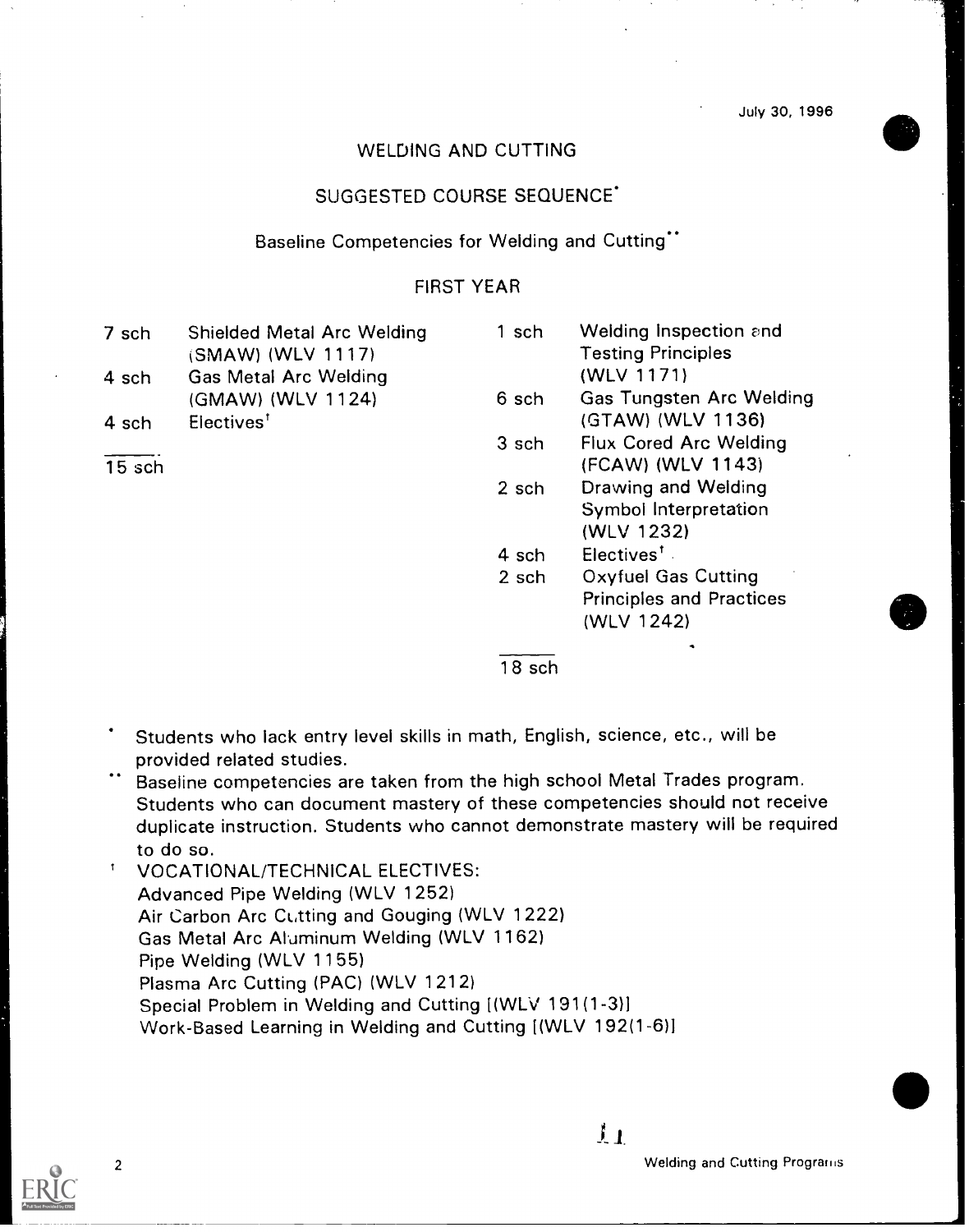July 30, 1996

# WELDING AND CUTTING

## SUGGESTED COURSE SEQUENCE*

### Baseline Competencies for Welding and Cutting**

### FIRST YEAR

| | | | |
|---|---|---|---|
| 7 sch | Shielded Metal Arc Welding (SMAW) (WLV 1117) | 1 sch | Welding Inspection and Testing Principles (WLV 1171) |
| 4 sch | Gas Metal Arc Welding (GMAW) (WLV 1124) | 6 sch | Gas Tungsten Arc Welding (GTAW) (WLV 1136) |
| 4 sch | Electives† | 3 sch | Flux Cored Arc Welding (FCAW) (WLV 1143) |
| 15 sch | | 2 sch | Drawing and Welding Symbol Interpretation (WLV 1232) |
| | | 4 sch | Electives† |
| | | 2 sch | Oxyfuel Gas Cutting Principles and Practices (WLV 1242) |
| | | 18 sch | |

\* Students who lack entry level skills in math, English, science, etc., will be provided related studies.

\** Baseline competencies are taken from the high school Metal Trades program. Students who can document mastery of these competencies should not receive duplicate instruction. Students who cannot demonstrate mastery will be required to do so.

† VOCATIONAL/TECHNICAL ELECTIVES:
Advanced Pipe Welding (WLV 1252)
Air Carbon Arc Cutting and Gouging (WLV 1222)
Gas Metal Arc Aluminum Welding (WLV 1162)
Pipe Welding (WLV 1155)
Plasma Arc Cutting (PAC) (WLV 1212)
Special Problem in Welding and Cutting [(WLV 191(1-3)]
Work-Based Learning in Welding and Cutting [(WLV 192(1-6)]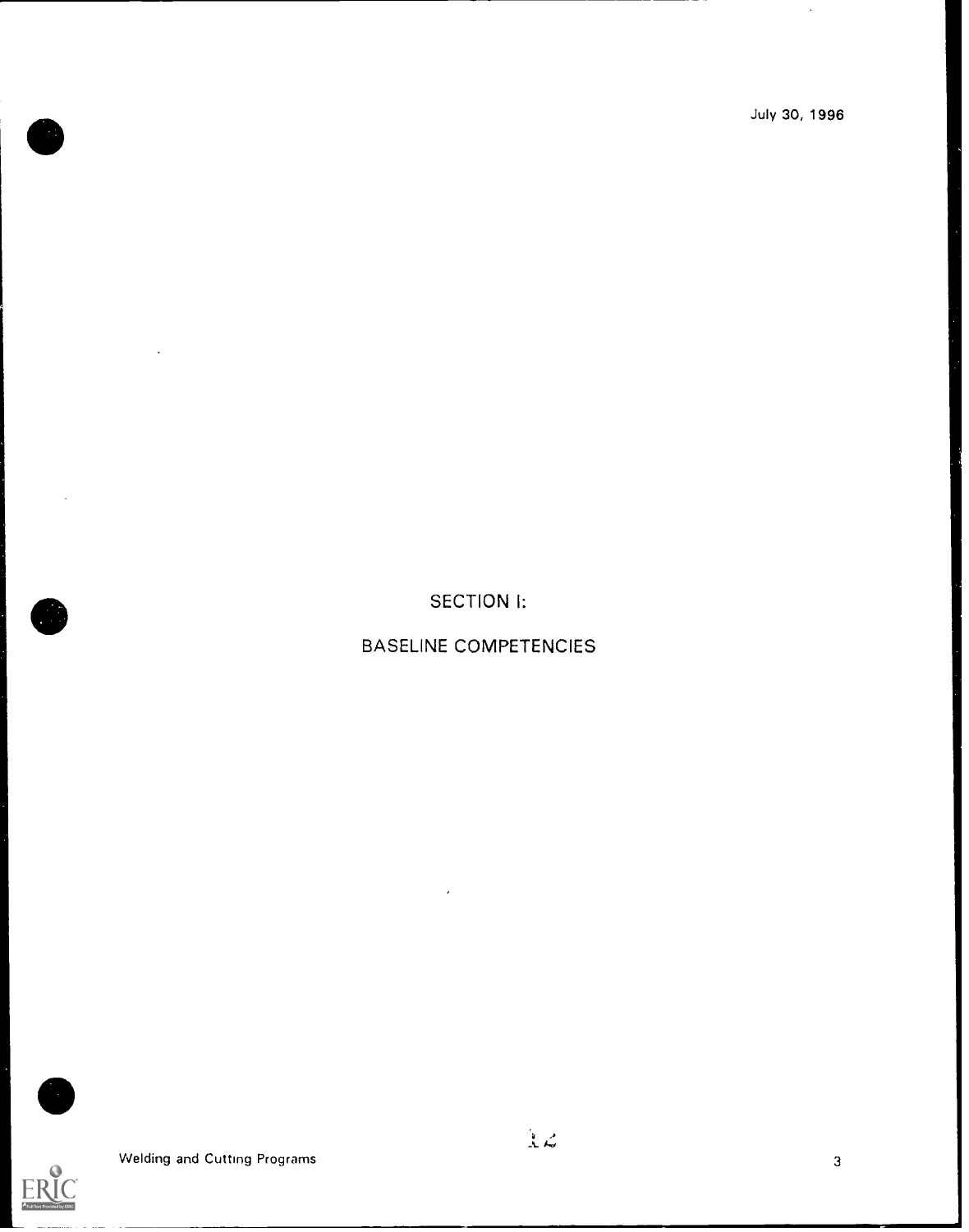July 30, 1996

# SECTION I:

# BASELINE COMPETENCIES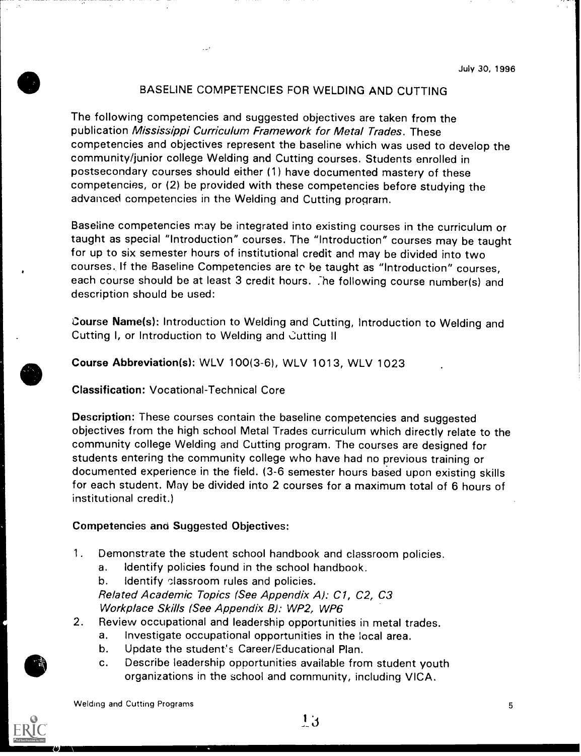July 30, 1996

# BASELINE COMPETENCIES FOR WELDING AND CUTTING

The following competencies and suggested objectives are taken from the publication *Mississippi Curriculum Framework for Metal Trades*. These competencies and objectives represent the baseline which was used to develop the community/junior college Welding and Cutting courses. Students enrolled in postsecondary courses should either (1) have documented mastery of these competencies, or (2) be provided with these competencies before studying the advanced competencies in the Welding and Cutting program.

Baseline competencies may be integrated into existing courses in the curriculum or taught as special "Introduction" courses. The "Introduction" courses may be taught for up to six semester hours of institutional credit and may be divided into two courses. If the Baseline Competencies are to be taught as "Introduction" courses, each course should be at least 3 credit hours. The following course number(s) and description should be used:

**Course Name(s):** Introduction to Welding and Cutting, Introduction to Welding and Cutting I, or Introduction to Welding and Cutting II

**Course Abbreviation(s):** WLV 100(3-6), WLV 1013, WLV 1023

**Classification:** Vocational-Technical Core

**Description:** These courses contain the baseline competencies and suggested objectives from the high school Metal Trades curriculum which directly relate to the community college Welding and Cutting program. The courses are designed for students entering the community college who have had no previous training or documented experience in the field. (3-6 semester hours based upon existing skills for each student. May be divided into 2 courses for a maximum total of 6 hours of institutional credit.)

**Competencies and Suggested Objectives:**

1. Demonstrate the student school handbook and classroom policies.
   a. Identify policies found in the school handbook.
   b. Identify classroom rules and policies.
   *Related Academic Topics (See Appendix A): C1, C2, C3*
   *Workplace Skills (See Appendix B): WP2, WP6*
2. Review occupational and leadership opportunities in metal trades.
   a. Investigate occupational opportunities in the local area.
   b. Update the student's Career/Educational Plan.
   c. Describe leadership opportunities available from student youth organizations in the school and community, including VICA.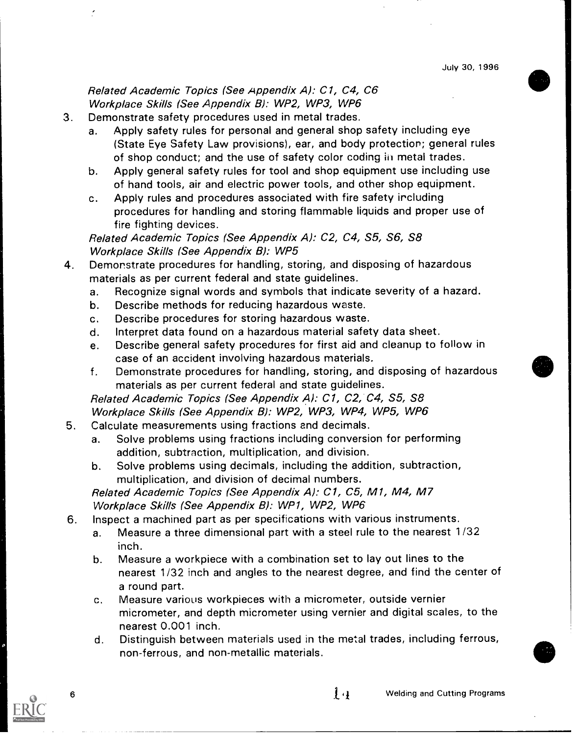*Related Academic Topics (See Appendix A): C1, C4, C6*
*Workplace Skills (See Appendix B): WP2, WP3, WP6*

3. Demonstrate safety procedures used in metal trades.
   a. Apply safety rules for personal and general shop safety including eye (State Eye Safety Law provisions), ear, and body protection; general rules of shop conduct; and the use of safety color coding in metal trades.
   b. Apply general safety rules for tool and shop equipment use including use of hand tools, air and electric power tools, and other shop equipment.
   c. Apply rules and procedures associated with fire safety including procedures for handling and storing flammable liquids and proper use of fire fighting devices.

   *Related Academic Topics (See Appendix A): C2, C4, S5, S6, S8*
   *Workplace Skills (See Appendix B): WP5*

4. Demonstrate procedures for handling, storing, and disposing of hazardous materials as per current federal and state guidelines.
   a. Recognize signal words and symbols that indicate severity of a hazard.
   b. Describe methods for reducing hazardous waste.
   c. Describe procedures for storing hazardous waste.
   d. Interpret data found on a hazardous material safety data sheet.
   e. Describe general safety procedures for first aid and cleanup to follow in case of an accident involving hazardous materials.
   f. Demonstrate procedures for handling, storing, and disposing of hazardous materials as per current federal and state guidelines.

   *Related Academic Topics (See Appendix A): C1, C2, C4, S5, S8*
   *Workplace Skills (See Appendix B): WP2, WP3, WP4, WP5, WP6*

5. Calculate measurements using fractions and decimals.
   a. Solve problems using fractions including conversion for performing addition, subtraction, multiplication, and division.
   b. Solve problems using decimals, including the addition, subtraction, multiplication, and division of decimal numbers.

   *Related Academic Topics (See Appendix A): C1, C5, M1, M4, M7*
   *Workplace Skills (See Appendix B): WP1, WP2, WP6*

6. Inspect a machined part as per specifications with various instruments.
   a. Measure a three dimensional part with a steel rule to the nearest 1/32 inch.
   b. Measure a workpiece with a combination set to lay out lines to the nearest 1/32 inch and angles to the nearest degree, and find the center of a round part.
   c. Measure various workpieces with a micrometer, outside vernier micrometer, and depth micrometer using vernier and digital scales, to the nearest 0.001 inch.
   d. Distinguish between materials used in the metal trades, including ferrous, non-ferrous, and non-metallic materials.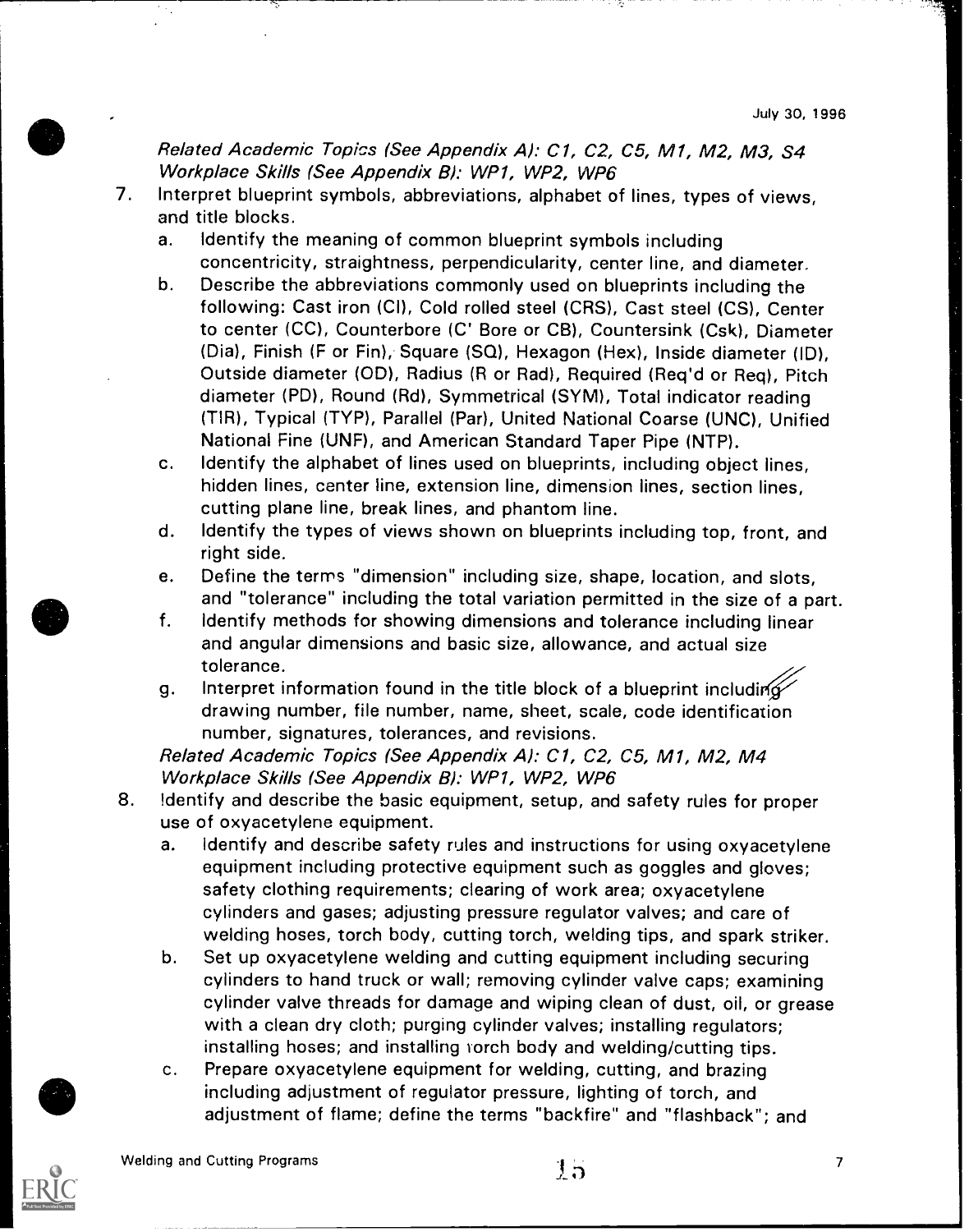*Related Academic Topics (See Appendix A): C1, C2, C5, M1, M2, M3, S4*
*Workplace Skills (See Appendix B): WP1, WP2, WP6*

7. Interpret blueprint symbols, abbreviations, alphabet of lines, types of views, and title blocks.
   a. Identify the meaning of common blueprint symbols including concentricity, straightness, perpendicularity, center line, and diameter.
   b. Describe the abbreviations commonly used on blueprints including the following: Cast iron (CI), Cold rolled steel (CRS), Cast steel (CS), Center to center (CC), Counterbore (C' Bore or CB), Countersink (Csk), Diameter (Dia), Finish (F or Fin), Square (SQ), Hexagon (Hex), Inside diameter (ID), Outside diameter (OD), Radius (R or Rad), Required (Req'd or Req), Pitch diameter (PD), Round (Rd), Symmetrical (SYM), Total indicator reading (TIR), Typical (TYP), Parallel (Par), United National Coarse (UNC), Unified National Fine (UNF), and American Standard Taper Pipe (NTP).
   c. Identify the alphabet of lines used on blueprints, including object lines, hidden lines, center line, extension line, dimension lines, section lines, cutting plane line, break lines, and phantom line.
   d. Identify the types of views shown on blueprints including top, front, and right side.
   e. Define the terms "dimension" including size, shape, location, and slots, and "tolerance" including the total variation permitted in the size of a part.
   f. Identify methods for showing dimensions and tolerance including linear and angular dimensions and basic size, allowance, and actual size tolerance.
   g. Interpret information found in the title block of a blueprint including drawing number, file number, name, sheet, scale, code identification number, signatures, tolerances, and revisions.

   *Related Academic Topics (See Appendix A): C1, C2, C5, M1, M2, M4*
   *Workplace Skills (See Appendix B): WP1, WP2, WP6*

8. Identify and describe the basic equipment, setup, and safety rules for proper use of oxyacetylene equipment.
   a. Identify and describe safety rules and instructions for using oxyacetylene equipment including protective equipment such as goggles and gloves; safety clothing requirements; clearing of work area; oxyacetylene cylinders and gases; adjusting pressure regulator valves; and care of welding hoses, torch body, cutting torch, welding tips, and spark striker.
   b. Set up oxyacetylene welding and cutting equipment including securing cylinders to hand truck or wall; removing cylinder valve caps; examining cylinder valve threads for damage and wiping clean of dust, oil, or grease with a clean dry cloth; purging cylinder valves; installing regulators; installing hoses; and installing torch body and welding/cutting tips.
   c. Prepare oxyacetylene equipment for welding, cutting, and brazing including adjustment of regulator pressure, lighting of torch, and adjustment of flame; define the terms "backfire" and "flashback"; and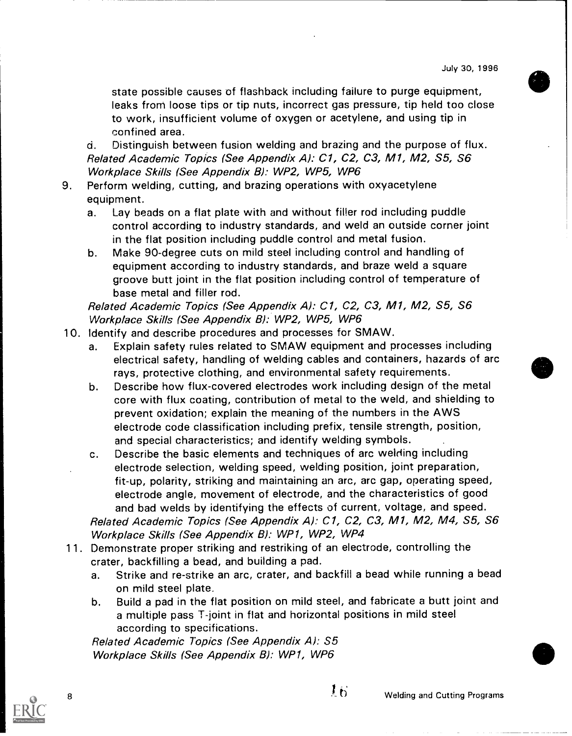state possible causes of flashback including failure to purge equipment, leaks from loose tips or tip nuts, incorrect gas pressure, tip held too close to work, insufficient volume of oxygen or acetylene, and using tip in confined area.

d. Distinguish between fusion welding and brazing and the purpose of flux.

*Related Academic Topics (See Appendix A): C1, C2, C3, M1, M2, S5, S6*
*Workplace Skills (See Appendix B): WP2, WP5, WP6*

9. Perform welding, cutting, and brazing operations with oxyacetylene equipment.
   a. Lay beads on a flat plate with and without filler rod including puddle control according to industry standards, and weld an outside corner joint in the flat position including puddle control and metal fusion.
   b. Make 90-degree cuts on mild steel including control and handling of equipment according to industry standards, and braze weld a square groove butt joint in the flat position including control of temperature of base metal and filler rod.

   *Related Academic Topics (See Appendix A): C1, C2, C3, M1, M2, S5, S6*
   *Workplace Skills (See Appendix B): WP2, WP5, WP6*

10. Identify and describe procedures and processes for SMAW.
    a. Explain safety rules related to SMAW equipment and processes including electrical safety, handling of welding cables and containers, hazards of arc rays, protective clothing, and environmental safety requirements.
    b. Describe how flux-covered electrodes work including design of the metal core with flux coating, contribution of metal to the weld, and shielding to prevent oxidation; explain the meaning of the numbers in the AWS electrode code classification including prefix, tensile strength, position, and special characteristics; and identify welding symbols.
    c. Describe the basic elements and techniques of arc welding including electrode selection, welding speed, welding position, joint preparation, fit-up, polarity, striking and maintaining an arc, arc gap, operating speed, electrode angle, movement of electrode, and the characteristics of good and bad welds by identifying the effects of current, voltage, and speed.

    *Related Academic Topics (See Appendix A): C1, C2, C3, M1, M2, M4, S5, S6*
    *Workplace Skills (See Appendix B): WP1, WP2, WP4*

11. Demonstrate proper striking and restriking of an electrode, controlling the crater, backfilling a bead, and building a pad.
    a. Strike and re-strike an arc, crater, and backfill a bead while running a bead on mild steel plate.
    b. Build a pad in the flat position on mild steel, and fabricate a butt joint and a multiple pass T-joint in flat and horizontal positions in mild steel according to specifications.

    *Related Academic Topics (See Appendix A): S5*
    *Workplace Skills (See Appendix B): WP1, WP6*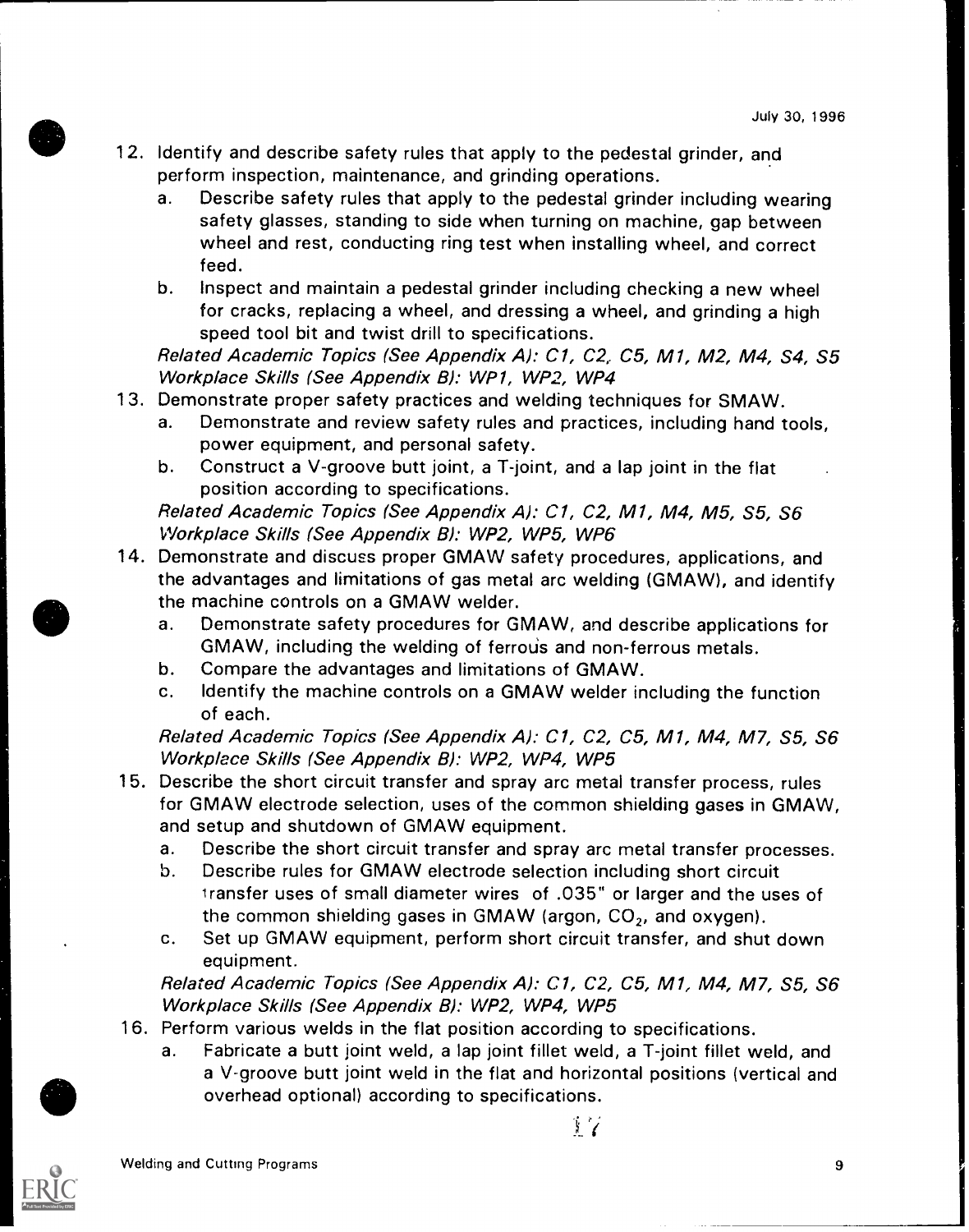12. Identify and describe safety rules that apply to the pedestal grinder, and perform inspection, maintenance, and grinding operations.
    a. Describe safety rules that apply to the pedestal grinder including wearing safety glasses, standing to side when turning on machine, gap between wheel and rest, conducting ring test when installing wheel, and correct feed.
    b. Inspect and maintain a pedestal grinder including checking a new wheel for cracks, replacing a wheel, and dressing a wheel, and grinding a high speed tool bit and twist drill to specifications.

    *Related Academic Topics (See Appendix A): C1, C2, C5, M1, M2, M4, S4, S5*
    *Workplace Skills (See Appendix B): WP1, WP2, WP4*
13. Demonstrate proper safety practices and welding techniques for SMAW.
    a. Demonstrate and review safety rules and practices, including hand tools, power equipment, and personal safety.
    b. Construct a V-groove butt joint, a T-joint, and a lap joint in the flat position according to specifications.

    *Related Academic Topics (See Appendix A): C1, C2, M1, M4, M5, S5, S6*
    *Workplace Skills (See Appendix B): WP2, WP5, WP6*
14. Demonstrate and discuss proper GMAW safety procedures, applications, and the advantages and limitations of gas metal arc welding (GMAW), and identify the machine controls on a GMAW welder.
    a. Demonstrate safety procedures for GMAW, and describe applications for GMAW, including the welding of ferrous and non-ferrous metals.
    b. Compare the advantages and limitations of GMAW.
    c. Identify the machine controls on a GMAW welder including the function of each.

    *Related Academic Topics (See Appendix A): C1, C2, C5, M1, M4, M7, S5, S6*
    *Workplace Skills (See Appendix B): WP2, WP4, WP5*
15. Describe the short circuit transfer and spray arc metal transfer process, rules for GMAW electrode selection, uses of the common shielding gases in GMAW, and setup and shutdown of GMAW equipment.
    a. Describe the short circuit transfer and spray arc metal transfer processes.
    b. Describe rules for GMAW electrode selection including short circuit transfer uses of small diameter wires of .035" or larger and the uses of the common shielding gases in GMAW (argon, $CO_2$, and oxygen).
    c. Set up GMAW equipment, perform short circuit transfer, and shut down equipment.

    *Related Academic Topics (See Appendix A): C1, C2, C5, M1, M4, M7, S5, S6*
    *Workplace Skills (See Appendix B): WP2, WP4, WP5*
16. Perform various welds in the flat position according to specifications.
    a. Fabricate a butt joint weld, a lap joint fillet weld, a T-joint fillet weld, and a V-groove butt joint weld in the flat and horizontal positions (vertical and overhead optional) according to specifications.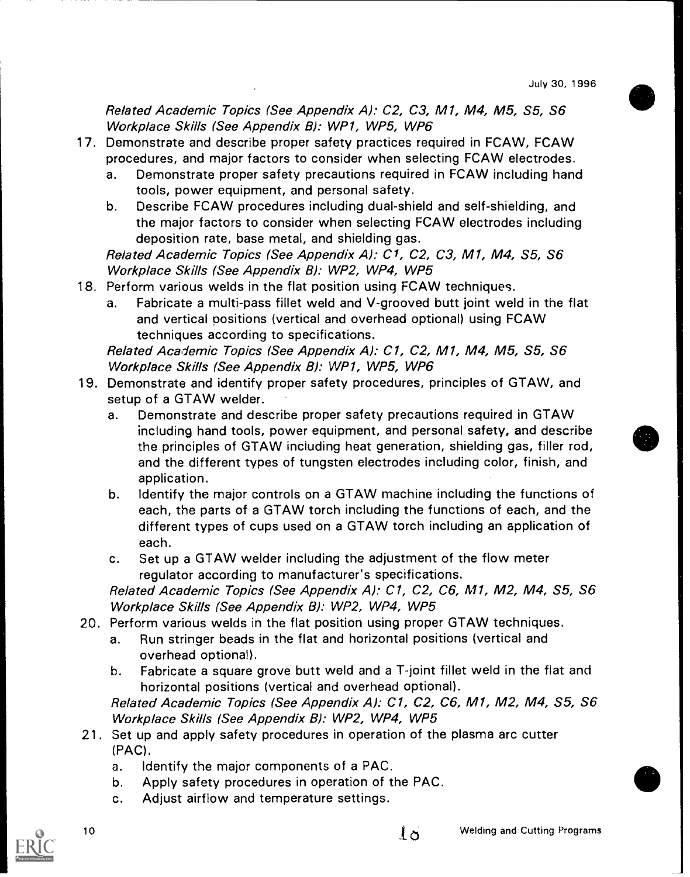*Related Academic Topics (See Appendix A): C2, C3, M1, M4, M5, S5, S6*
*Workplace Skills (See Appendix B): WP1, WP5, WP6*

17. Demonstrate and describe proper safety practices required in FCAW, FCAW procedures, and major factors to consider when selecting FCAW electrodes.
    a. Demonstrate proper safety precautions required in FCAW including hand tools, power equipment, and personal safety.
    b. Describe FCAW procedures including dual-shield and self-shielding, and the major factors to consider when selecting FCAW electrodes including deposition rate, base metal, and shielding gas.

    *Related Academic Topics (See Appendix A): C1, C2, C3, M1, M4, S5, S6*
    *Workplace Skills (See Appendix B): WP2, WP4, WP5*

18. Perform various welds in the flat position using FCAW techniques.
    a. Fabricate a multi-pass fillet weld and V-grooved butt joint weld in the flat and vertical positions (vertical and overhead optional) using FCAW techniques according to specifications.

    *Related Academic Topics (See Appendix A): C1, C2, M1, M4, M5, S5, S6*
    *Workplace Skills (See Appendix B): WP1, WP5, WP6*

19. Demonstrate and identify proper safety procedures, principles of GTAW, and setup of a GTAW welder.
    a. Demonstrate and describe proper safety precautions required in GTAW including hand tools, power equipment, and personal safety, and describe the principles of GTAW including heat generation, shielding gas, filler rod, and the different types of tungsten electrodes including color, finish, and application.
    b. Identify the major controls on a GTAW machine including the functions of each, the parts of a GTAW torch including the functions of each, and the different types of cups used on a GTAW torch including an application of each.
    c. Set up a GTAW welder including the adjustment of the flow meter regulator according to manufacturer's specifications.

    *Related Academic Topics (See Appendix A): C1, C2, C6, M1, M2, M4, S5, S6*
    *Workplace Skills (See Appendix B): WP2, WP4, WP5*

20. Perform various welds in the flat position using proper GTAW techniques.
    a. Run stringer beads in the flat and horizontal positions (vertical and overhead optional).
    b. Fabricate a square grove butt weld and a T-joint fillet weld in the flat and horizontal positions (vertical and overhead optional).

    *Related Academic Topics (See Appendix A): C1, C2, C6, M1, M2, M4, S5, S6*
    *Workplace Skills (See Appendix B): WP2, WP4, WP5*

21. Set up and apply safety procedures in operation of the plasma arc cutter (PAC).
    a. Identify the major components of a PAC.
    b. Apply safety procedures in operation of the PAC.
    c. Adjust airflow and temperature settings.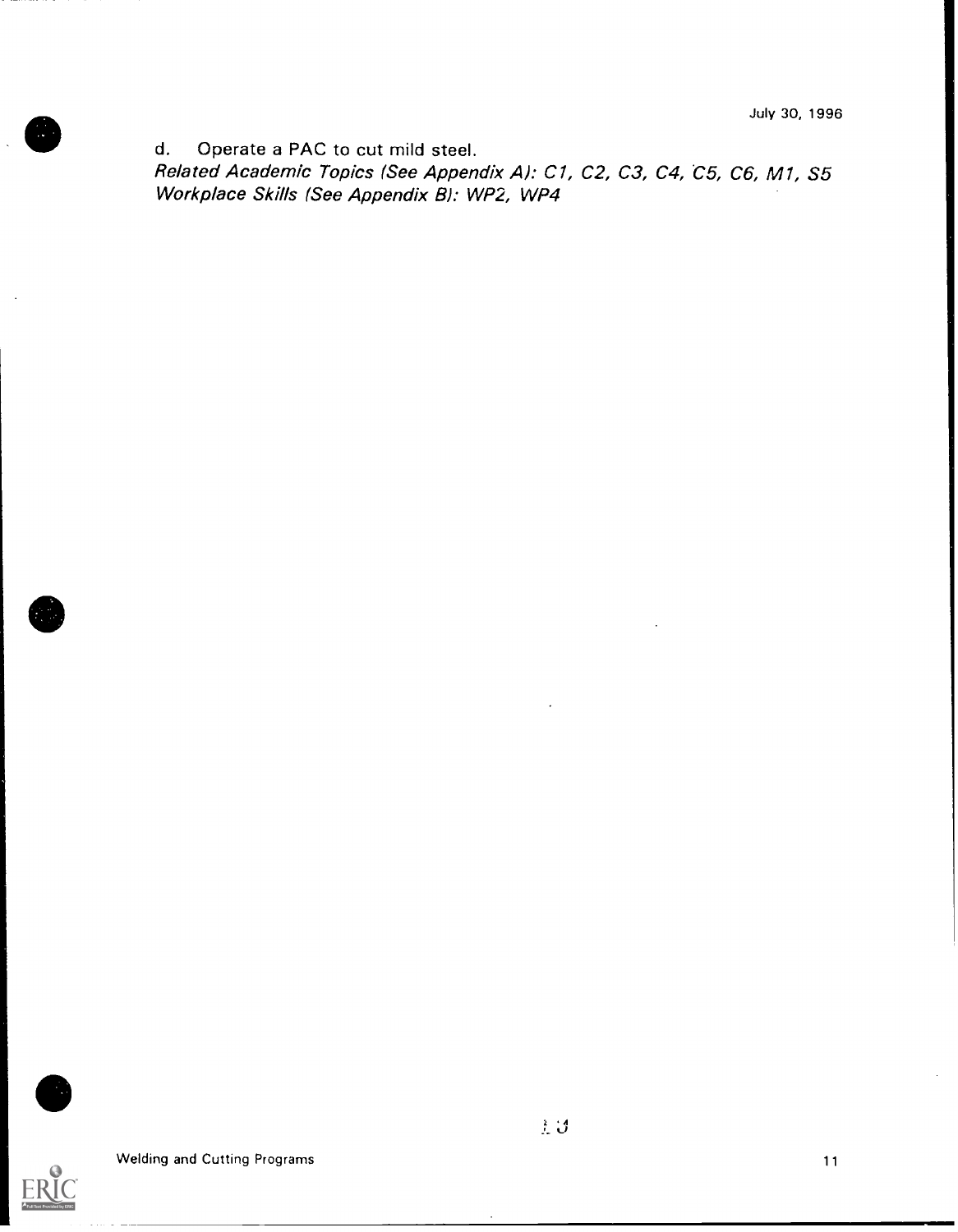d. Operate a PAC to cut mild steel.
*Related Academic Topics (See Appendix A): C1, C2, C3, C4, C5, C6, M1, S5*
*Workplace Skills (See Appendix B): WP2, WP4*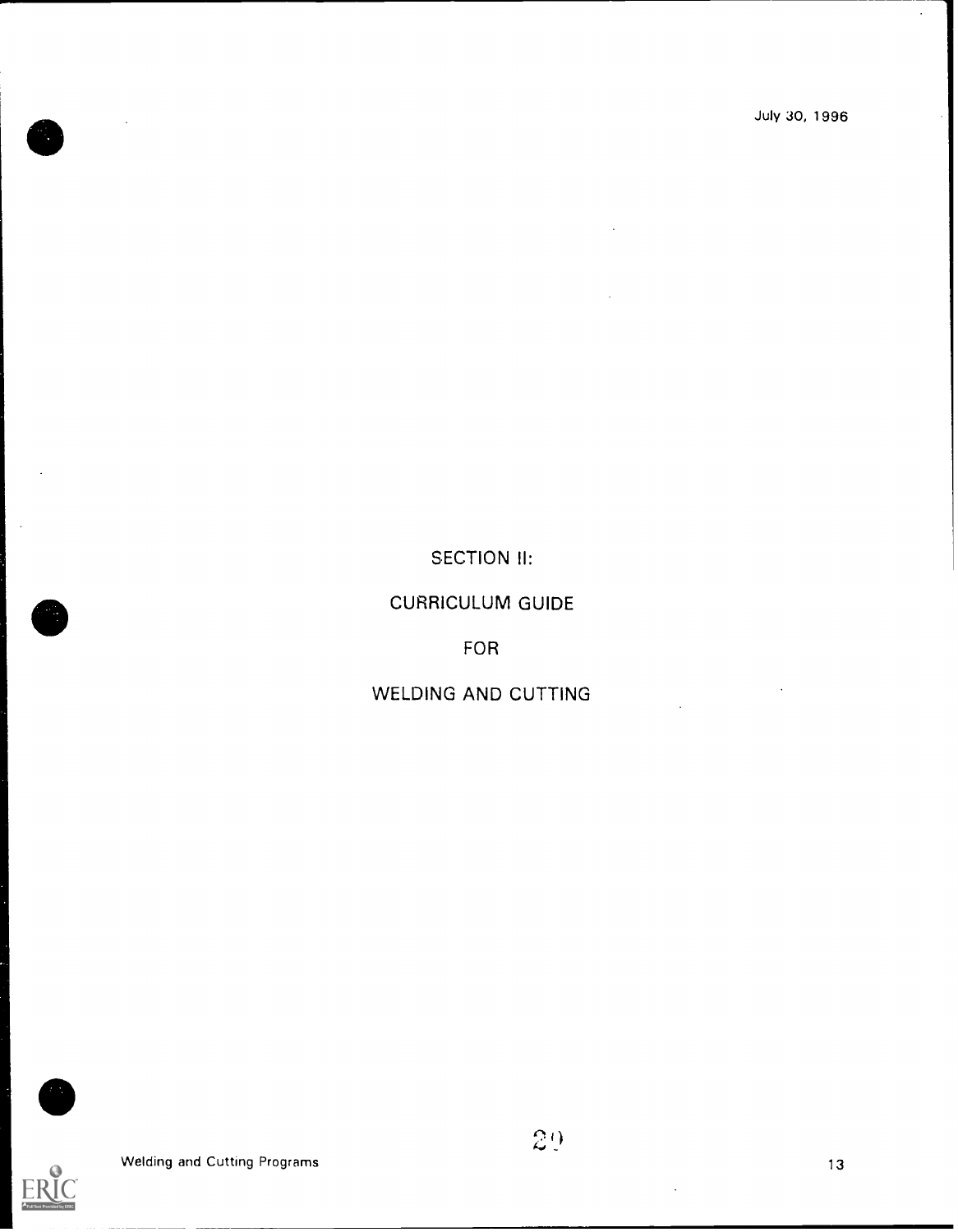# SECTION II:

# CURRICULUM GUIDE

# FOR

# WELDING AND CUTTING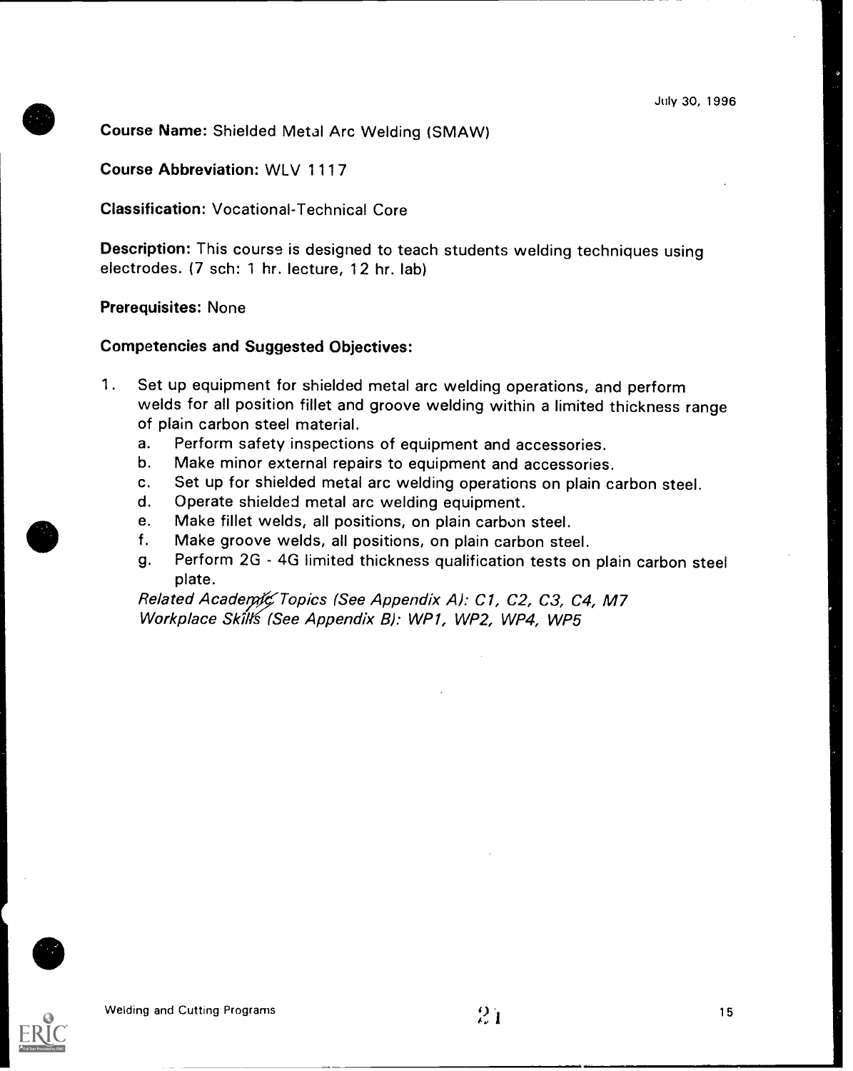July 30, 1996

**Course Name:** Shielded Metal Arc Welding (SMAW)

**Course Abbreviation:** WLV 1117

**Classification:** Vocational-Technical Core

**Description:** This course is designed to teach students welding techniques using electrodes. (7 sch: 1 hr. lecture, 12 hr. lab)

**Prerequisites:** None

**Competencies and Suggested Objectives:**

1. Set up equipment for shielded metal arc welding operations, and perform welds for all position fillet and groove welding within a limited thickness range of plain carbon steel material.
   a. Perform safety inspections of equipment and accessories.
   b. Make minor external repairs to equipment and accessories.
   c. Set up for shielded metal arc welding operations on plain carbon steel.
   d. Operate shielded metal arc welding equipment.
   e. Make fillet welds, all positions, on plain carbon steel.
   f. Make groove welds, all positions, on plain carbon steel.
   g. Perform 2G - 4G limited thickness qualification tests on plain carbon steel plate.

   *Related Academic Topics (See Appendix A): C1, C2, C3, C4, M7*
   *Workplace Skills (See Appendix B): WP1, WP2, WP4, WP5*

Welding and Cutting Programs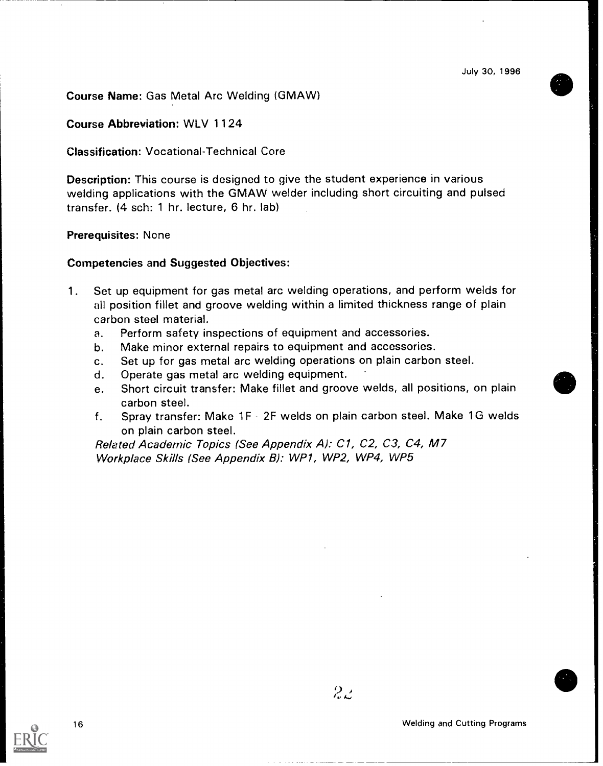July 30, 1996

**Course Name:** Gas Metal Arc Welding (GMAW)

**Course Abbreviation:** WLV 1124

**Classification:** Vocational-Technical Core

**Description:** This course is designed to give the student experience in various welding applications with the GMAW welder including short circuiting and pulsed transfer. (4 sch: 1 hr. lecture, 6 hr. lab)

**Prerequisites:** None

**Competencies and Suggested Objectives:**

1. Set up equipment for gas metal arc welding operations, and perform welds for all position fillet and groove welding within a limited thickness range of plain carbon steel material.
   a. Perform safety inspections of equipment and accessories.
   b. Make minor external repairs to equipment and accessories.
   c. Set up for gas metal arc welding operations on plain carbon steel.
   d. Operate gas metal arc welding equipment.
   e. Short circuit transfer: Make fillet and groove welds, all positions, on plain carbon steel.
   f. Spray transfer: Make 1F - 2F welds on plain carbon steel. Make 1G welds on plain carbon steel.

   *Related Academic Topics (See Appendix A): C1, C2, C3, C4, M7*
   *Workplace Skills (See Appendix B): WP1, WP2, WP4, WP5*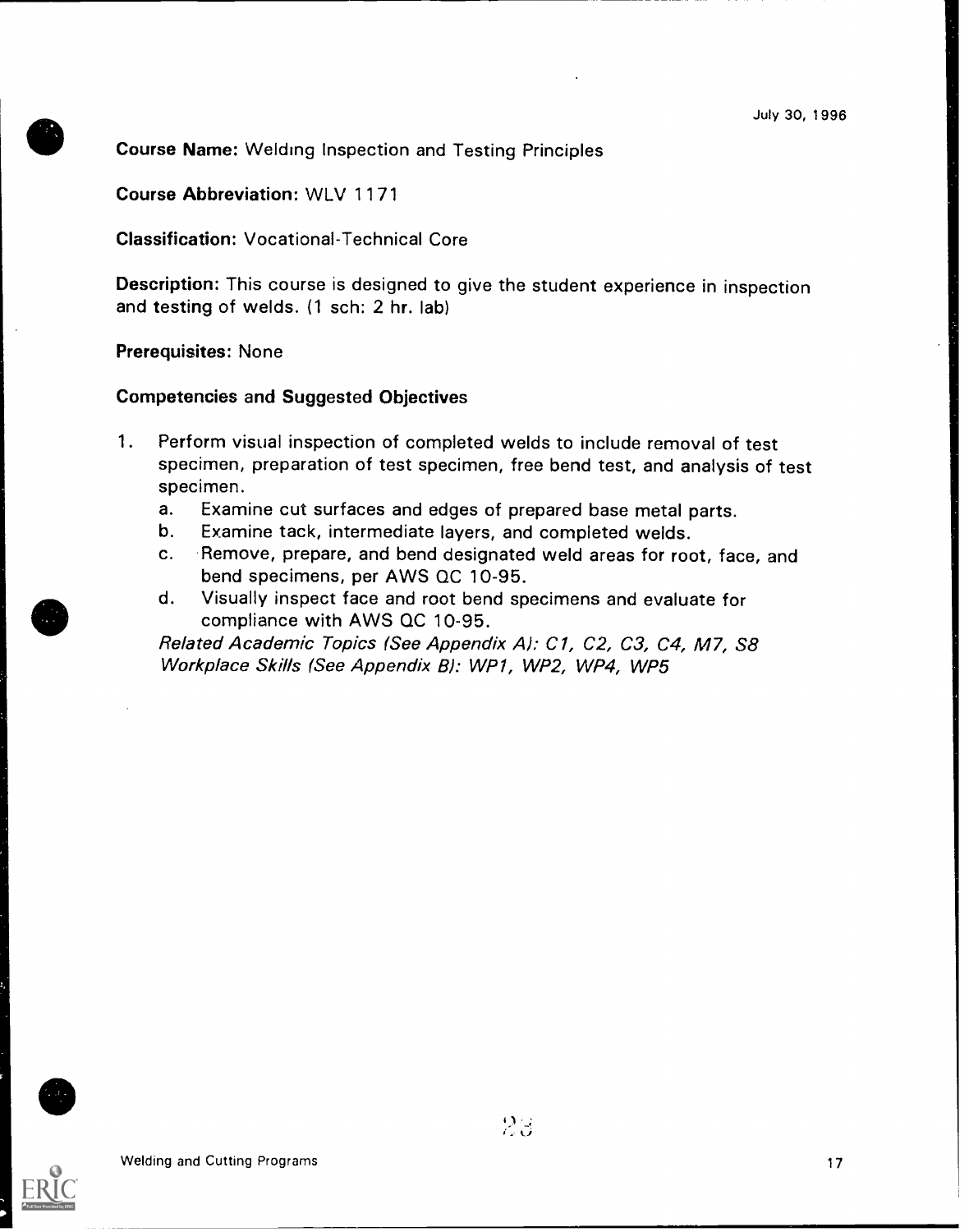July 30, 1996

**Course Name:** Welding Inspection and Testing Principles

**Course Abbreviation:** WLV 1171

**Classification:** Vocational-Technical Core

**Description:** This course is designed to give the student experience in inspection and testing of welds. (1 sch: 2 hr. lab)

**Prerequisites:** None

**Competencies and Suggested Objectives**

1. Perform visual inspection of completed welds to include removal of test specimen, preparation of test specimen, free bend test, and analysis of test specimen.
   a. Examine cut surfaces and edges of prepared base metal parts.
   b. Examine tack, intermediate layers, and completed welds.
   c. Remove, prepare, and bend designated weld areas for root, face, and bend specimens, per AWS QC 10-95.
   d. Visually inspect face and root bend specimens and evaluate for compliance with AWS QC 10-95.

   *Related Academic Topics (See Appendix A): C1, C2, C3, C4, M7, S8*
   *Workplace Skills (See Appendix B): WP1, WP2, WP4, WP5*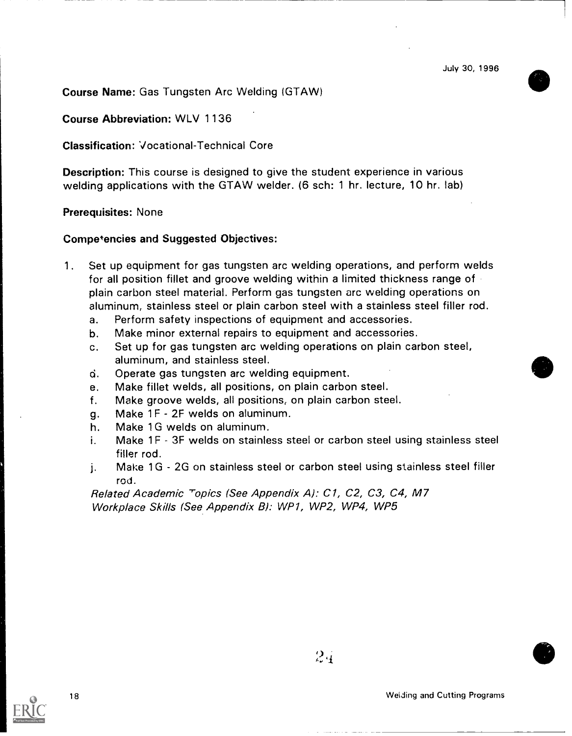July 30, 1996

**Course Name:** Gas Tungsten Arc Welding (GTAW)

**Course Abbreviation:** WLV 1136

**Classification:** Vocational-Technical Core

**Description:** This course is designed to give the student experience in various welding applications with the GTAW welder. (6 sch: 1 hr. lecture, 10 hr. lab)

**Prerequisites:** None

**Competencies and Suggested Objectives:**

1. Set up equipment for gas tungsten arc welding operations, and perform welds for all position fillet and groove welding within a limited thickness range of plain carbon steel material. Perform gas tungsten arc welding operations on aluminum, stainless steel or plain carbon steel with a stainless steel filler rod.
   a. Perform safety inspections of equipment and accessories.
   b. Make minor external repairs to equipment and accessories.
   c. Set up for gas tungsten arc welding operations on plain carbon steel, aluminum, and stainless steel.
   d. Operate gas tungsten arc welding equipment.
   e. Make fillet welds, all positions, on plain carbon steel.
   f. Make groove welds, all positions, on plain carbon steel.
   g. Make 1F - 2F welds on aluminum.
   h. Make 1G welds on aluminum.
   i. Make 1F - 3F welds on stainless steel or carbon steel using stainless steel filler rod.
   j. Make 1G - 2G on stainless steel or carbon steel using stainless steel filler rod.

   *Related Academic Topics (See Appendix A): C1, C2, C3, C4, M7*
   *Workplace Skills (See Appendix B): WP1, WP2, WP4, WP5*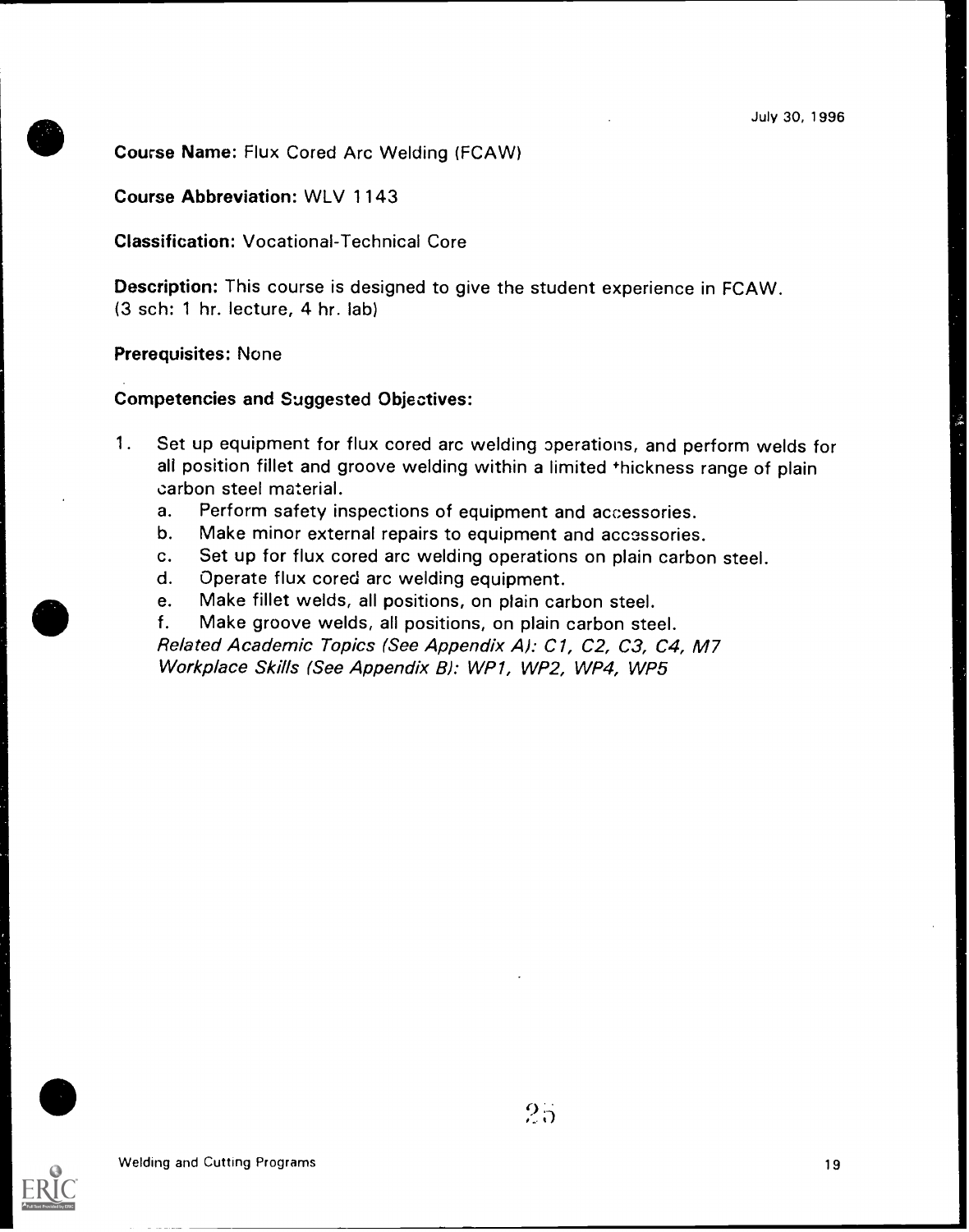July 30, 1996

**Course Name:** Flux Cored Arc Welding (FCAW)

**Course Abbreviation:** WLV 1143

**Classification:** Vocational-Technical Core

**Description:** This course is designed to give the student experience in FCAW. (3 sch: 1 hr. lecture, 4 hr. lab)

**Prerequisites:** None

**Competencies and Suggested Objectives:**

1. Set up equipment for flux cored arc welding operations, and perform welds for all position fillet and groove welding within a limited thickness range of plain carbon steel material.
    a. Perform safety inspections of equipment and accessories.
    b. Make minor external repairs to equipment and accessories.
    c. Set up for flux cored arc welding operations on plain carbon steel.
    d. Operate flux cored arc welding equipment.
    e. Make fillet welds, all positions, on plain carbon steel.
    f. Make groove welds, all positions, on plain carbon steel.
    
    *Related Academic Topics (See Appendix A): C1, C2, C3, C4, M7*
    *Workplace Skills (See Appendix B): WP1, WP2, WP4, WP5*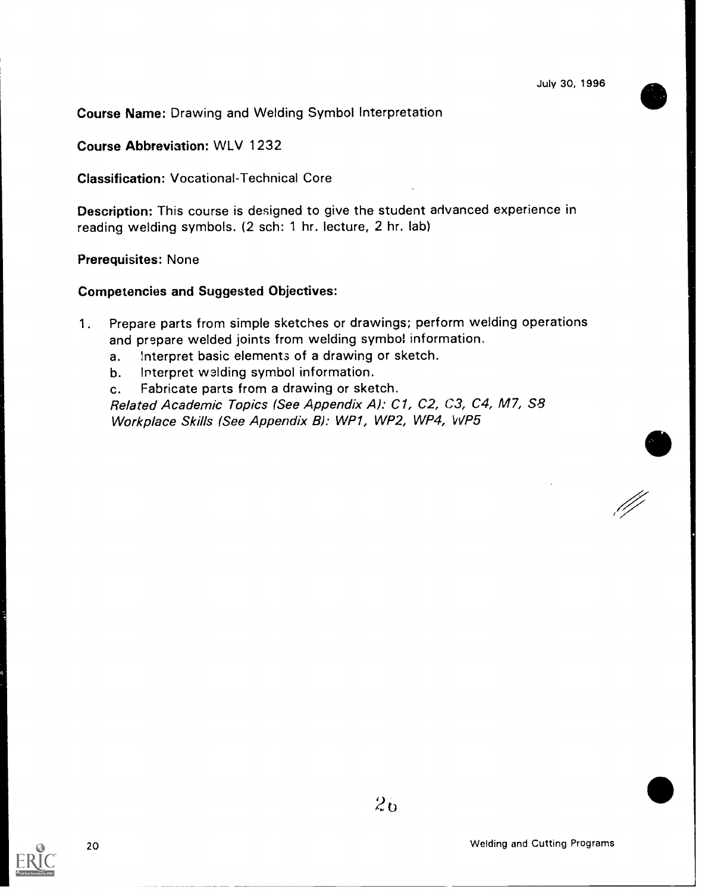July 30, 1996

**Course Name:** Drawing and Welding Symbol Interpretation

**Course Abbreviation:** WLV 1232

**Classification:** Vocational-Technical Core

**Description:** This course is designed to give the student advanced experience in reading welding symbols. (2 sch: 1 hr. lecture, 2 hr. lab)

**Prerequisites:** None

**Competencies and Suggested Objectives:**

1. Prepare parts from simple sketches or drawings; perform welding operations and prepare welded joints from welding symbol information.
   a. Interpret basic elements of a drawing or sketch.
   b. Interpret welding symbol information.
   c. Fabricate parts from a drawing or sketch.
   *Related Academic Topics (See Appendix A): C1, C2, C3, C4, M7, S8*
   *Workplace Skills (See Appendix B): WP1, WP2, WP4, WP5*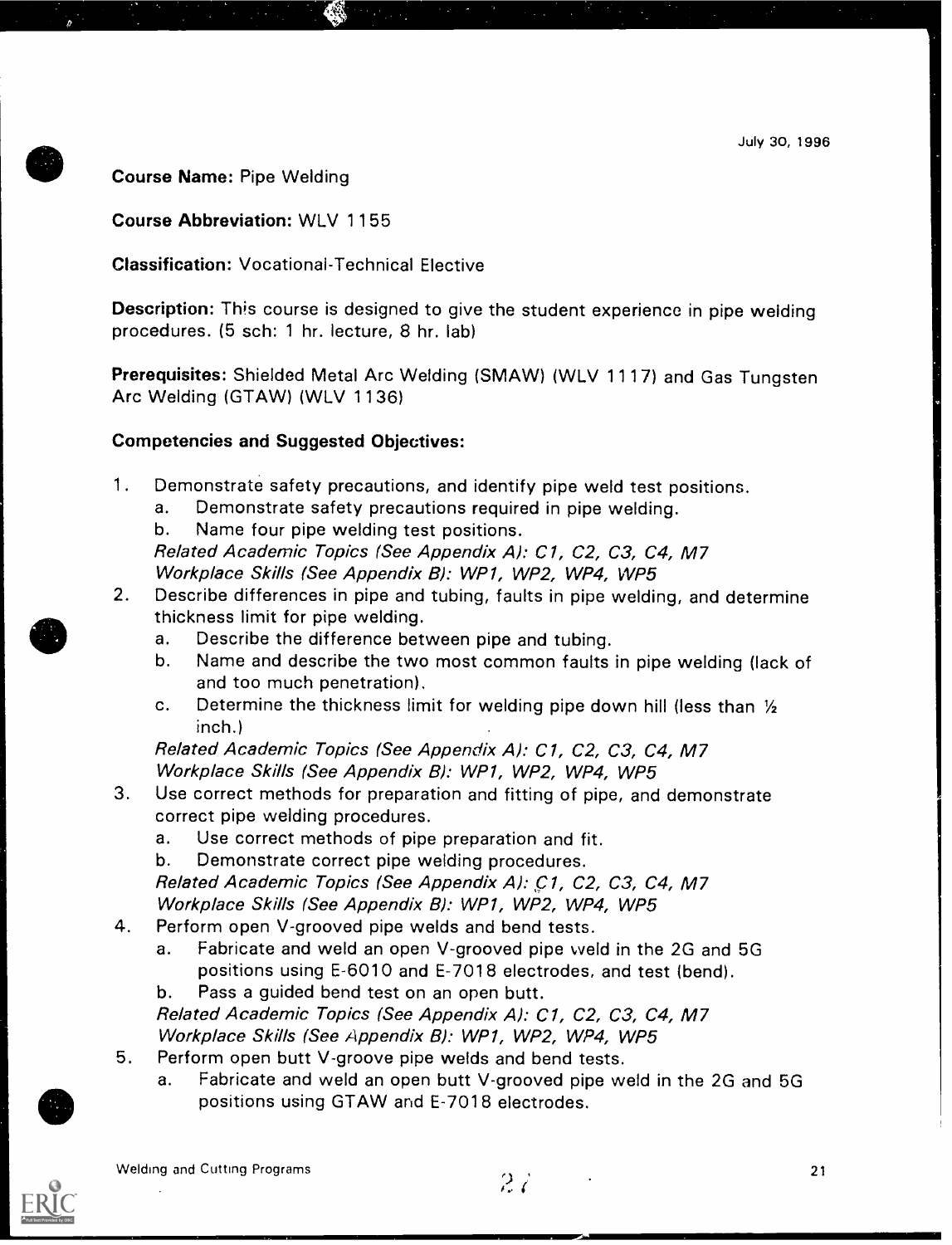July 30, 1996

**Course Name:** Pipe Welding

**Course Abbreviation:** WLV 1155

**Classification:** Vocational-Technical Elective

**Description:** This course is designed to give the student experience in pipe welding procedures. (5 sch: 1 hr. lecture, 8 hr. lab)

**Prerequisites:** Shielded Metal Arc Welding (SMAW) (WLV 1117) and Gas Tungsten Arc Welding (GTAW) (WLV 1136)

**Competencies and Suggested Objectives:**

1. Demonstrate safety precautions, and identify pipe weld test positions.
   a. Demonstrate safety precautions required in pipe welding.
   b. Name four pipe welding test positions.
   *Related Academic Topics (See Appendix A): C1, C2, C3, C4, M7*
   *Workplace Skills (See Appendix B): WP1, WP2, WP4, WP5*
2. Describe differences in pipe and tubing, faults in pipe welding, and determine thickness limit for pipe welding.
   a. Describe the difference between pipe and tubing.
   b. Name and describe the two most common faults in pipe welding (lack of and too much penetration).
   c. Determine the thickness limit for welding pipe down hill (less than ½ inch.)
   *Related Academic Topics (See Appendix A): C1, C2, C3, C4, M7*
   *Workplace Skills (See Appendix B): WP1, WP2, WP4, WP5*
3. Use correct methods for preparation and fitting of pipe, and demonstrate correct pipe welding procedures.
   a. Use correct methods of pipe preparation and fit.
   b. Demonstrate correct pipe welding procedures.
   *Related Academic Topics (See Appendix A): C1, C2, C3, C4, M7*
   *Workplace Skills (See Appendix B): WP1, WP2, WP4, WP5*
4. Perform open V-grooved pipe welds and bend tests.
   a. Fabricate and weld an open V-grooved pipe weld in the 2G and 5G positions using E-6010 and E-7018 electrodes, and test (bend).
   b. Pass a guided bend test on an open butt.
   *Related Academic Topics (See Appendix A): C1, C2, C3, C4, M7*
   *Workplace Skills (See Appendix B): WP1, WP2, WP4, WP5*
5. Perform open butt V-groove pipe welds and bend tests.
   a. Fabricate and weld an open butt V-grooved pipe weld in the 2G and 5G positions using GTAW and E-7018 electrodes.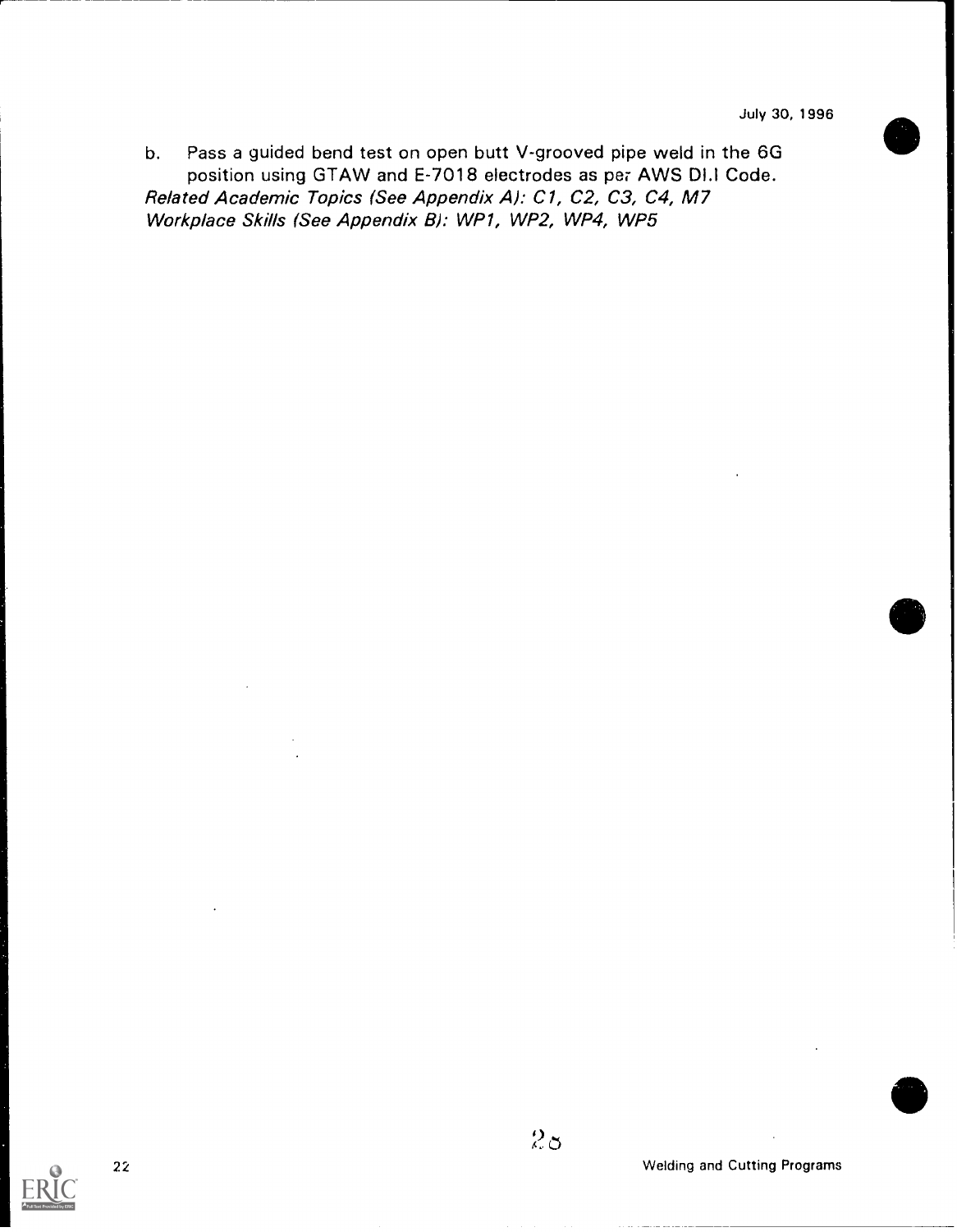b. Pass a guided bend test on open butt V-grooved pipe weld in the 6G position using GTAW and E-7018 electrodes as per AWS DI.I Code.

*Related Academic Topics (See Appendix A): C1, C2, C3, C4, M7*
*Workplace Skills (See Appendix B): WP1, WP2, WP4, WP5*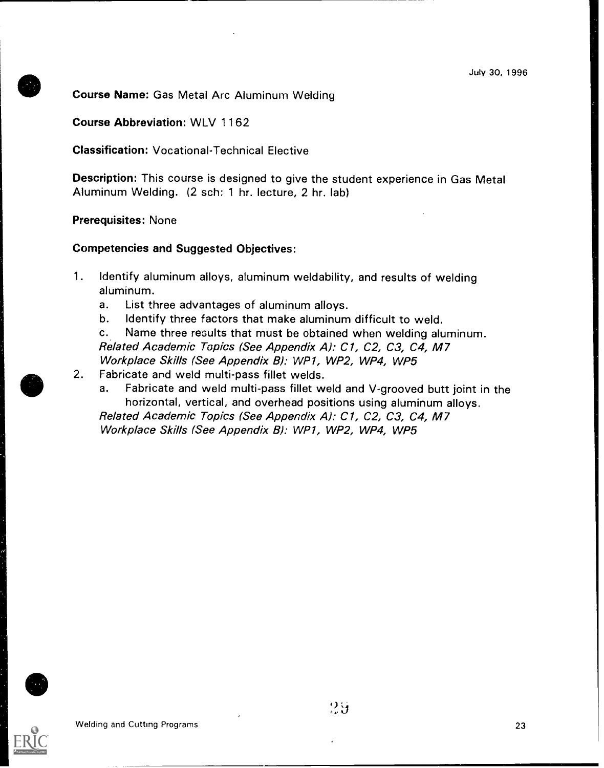July 30, 1996

**Course Name:** Gas Metal Arc Aluminum Welding

**Course Abbreviation:** WLV 1162

**Classification:** Vocational-Technical Elective

**Description:** This course is designed to give the student experience in Gas Metal Aluminum Welding. (2 sch: 1 hr. lecture, 2 hr. lab)

**Prerequisites:** None

**Competencies and Suggested Objectives:**

1. Identify aluminum alloys, aluminum weldability, and results of welding aluminum.
   a. List three advantages of aluminum alloys.
   b. Identify three factors that make aluminum difficult to weld.
   c. Name three results that must be obtained when welding aluminum.
   *Related Academic Topics (See Appendix A): C1, C2, C3, C4, M7*
   *Workplace Skills (See Appendix B): WP1, WP2, WP4, WP5*
2. Fabricate and weld multi-pass fillet welds.
   a. Fabricate and weld multi-pass fillet weld and V-grooved butt joint in the horizontal, vertical, and overhead positions using aluminum alloys.
   *Related Academic Topics (See Appendix A): C1, C2, C3, C4, M7*
   *Workplace Skills (See Appendix B): WP1, WP2, WP4, WP5*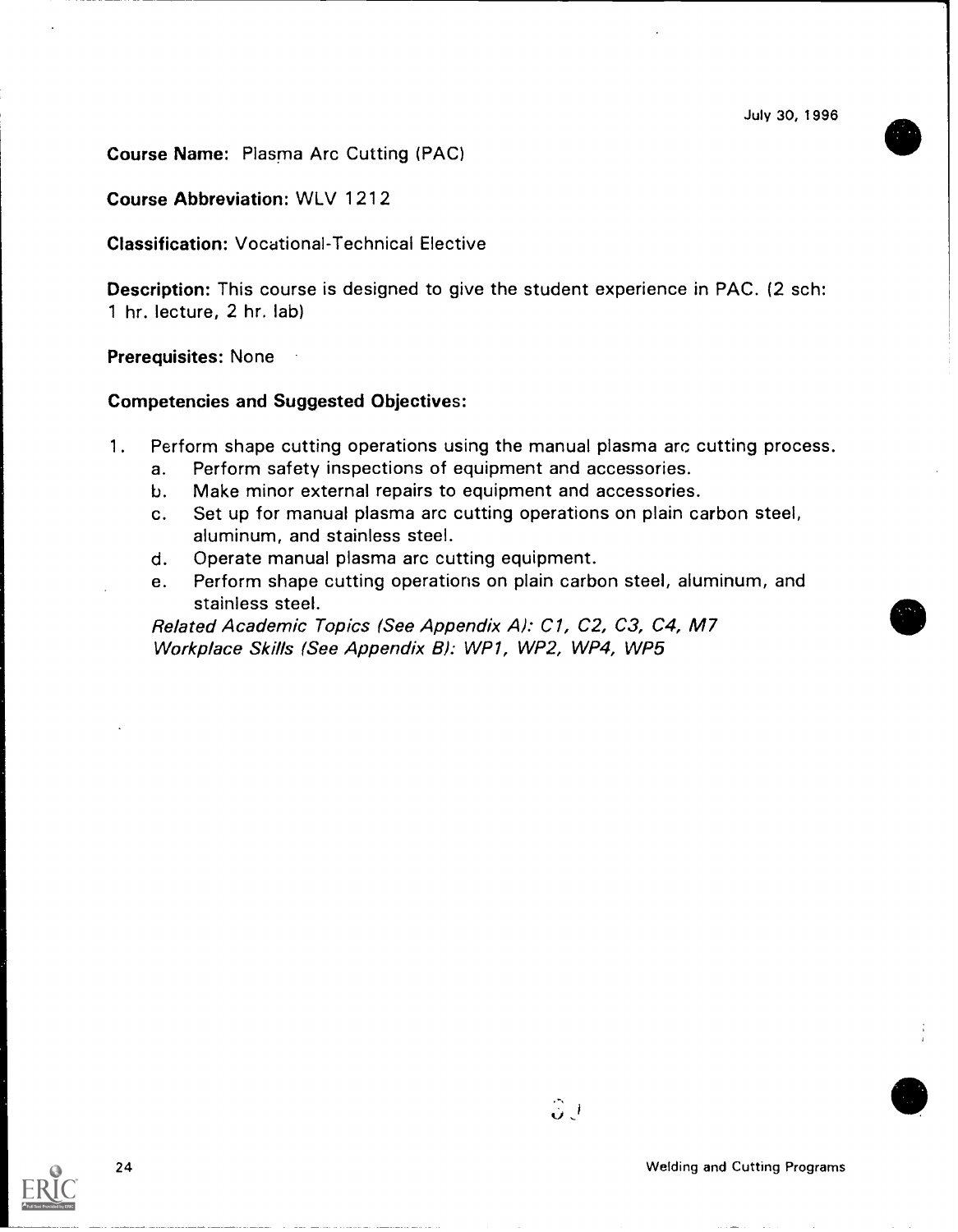July 30, 1996

**Course Name:** Plasma Arc Cutting (PAC)

**Course Abbreviation:** WLV 1212

**Classification:** Vocational-Technical Elective

**Description:** This course is designed to give the student experience in PAC. (2 sch: 1 hr. lecture, 2 hr. lab)

**Prerequisites:** None

**Competencies and Suggested Objectives:**

1. Perform shape cutting operations using the manual plasma arc cutting process.
    a. Perform safety inspections of equipment and accessories.
    b. Make minor external repairs to equipment and accessories.
    c. Set up for manual plasma arc cutting operations on plain carbon steel, aluminum, and stainless steel.
    d. Operate manual plasma arc cutting equipment.
    e. Perform shape cutting operations on plain carbon steel, aluminum, and stainless steel.

    *Related Academic Topics (See Appendix A): C1, C2, C3, C4, M7*
    *Workplace Skills (See Appendix B): WP1, WP2, WP4, WP5*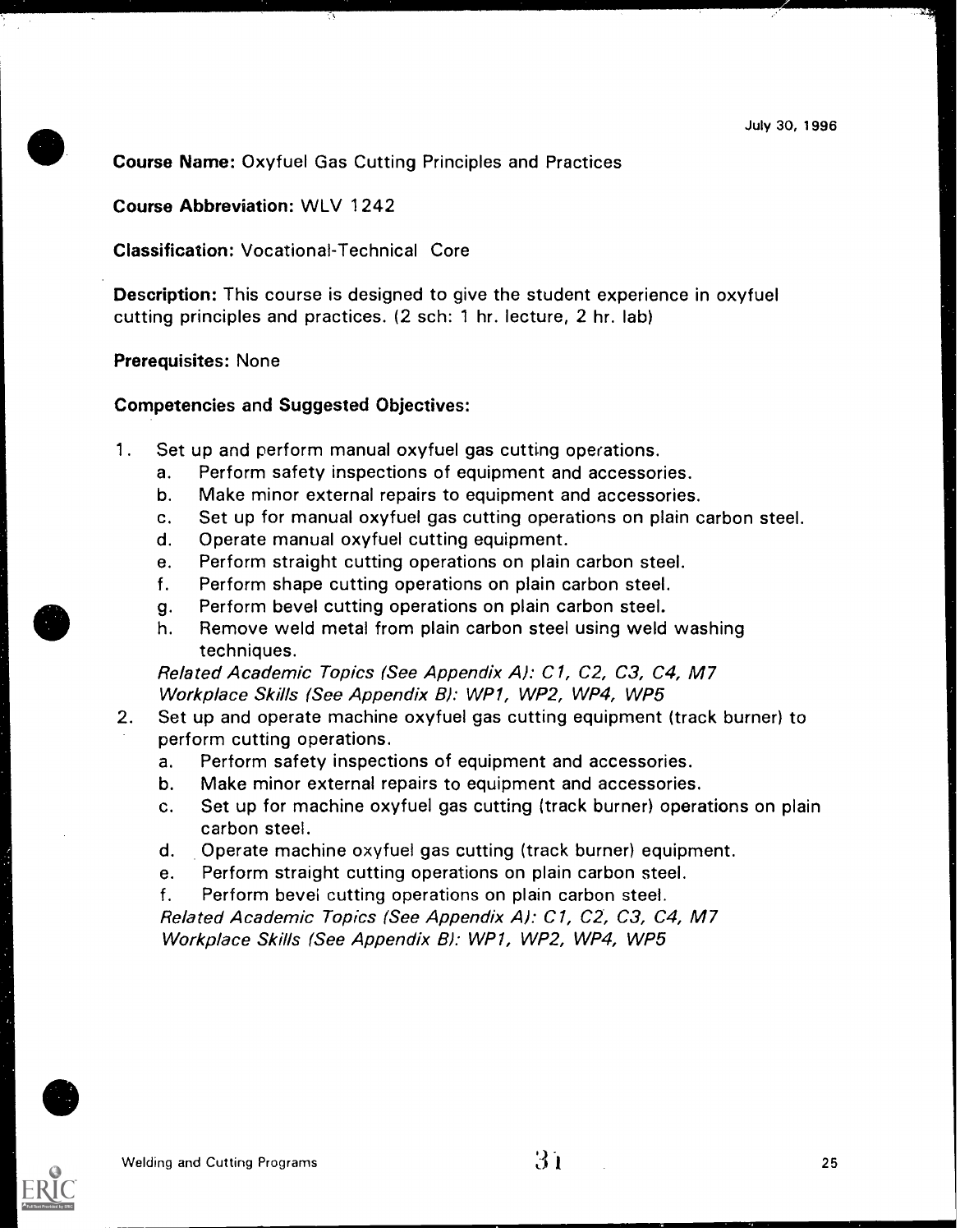July 30, 1996

**Course Name:** Oxyfuel Gas Cutting Principles and Practices

**Course Abbreviation:** WLV 1242

**Classification:** Vocational-Technical Core

**Description:** This course is designed to give the student experience in oxyfuel cutting principles and practices. (2 sch: 1 hr. lecture, 2 hr. lab)

**Prerequisites:** None

**Competencies and Suggested Objectives:**

1. Set up and perform manual oxyfuel gas cutting operations.
   a. Perform safety inspections of equipment and accessories.
   b. Make minor external repairs to equipment and accessories.
   c. Set up for manual oxyfuel gas cutting operations on plain carbon steel.
   d. Operate manual oxyfuel cutting equipment.
   e. Perform straight cutting operations on plain carbon steel.
   f. Perform shape cutting operations on plain carbon steel.
   g. Perform bevel cutting operations on plain carbon steel.
   h. Remove weld metal from plain carbon steel using weld washing techniques.

   *Related Academic Topics (See Appendix A): C1, C2, C3, C4, M7*
   *Workplace Skills (See Appendix B): WP1, WP2, WP4, WP5*
2. Set up and operate machine oxyfuel gas cutting equipment (track burner) to perform cutting operations.
   a. Perform safety inspections of equipment and accessories.
   b. Make minor external repairs to equipment and accessories.
   c. Set up for machine oxyfuel gas cutting (track burner) operations on plain carbon steel.
   d. Operate machine oxyfuel gas cutting (track burner) equipment.
   e. Perform straight cutting operations on plain carbon steel.
   f. Perform bevel cutting operations on plain carbon steel.

   *Related Academic Topics (See Appendix A): C1, C2, C3, C4, M7*
   *Workplace Skills (See Appendix B): WP1, WP2, WP4, WP5*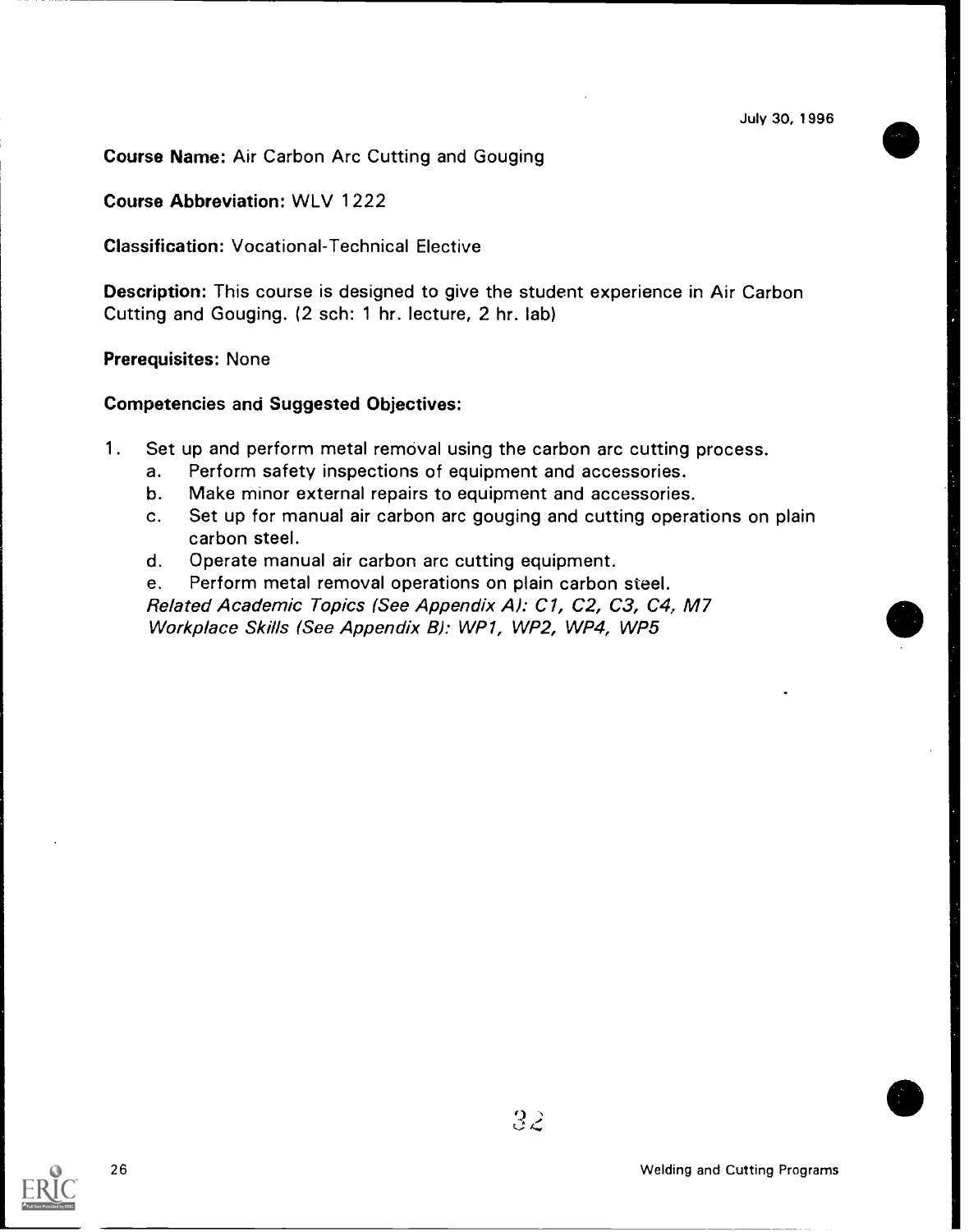July 30, 1996

**Course Name:** Air Carbon Arc Cutting and Gouging

**Course Abbreviation:** WLV 1222

**Classification:** Vocational-Technical Elective

**Description:** This course is designed to give the student experience in Air Carbon Cutting and Gouging. (2 sch: 1 hr. lecture, 2 hr. lab)

**Prerequisites:** None

**Competencies and Suggested Objectives:**

1. Set up and perform metal removal using the carbon arc cutting process.
   a. Perform safety inspections of equipment and accessories.
   b. Make minor external repairs to equipment and accessories.
   c. Set up for manual air carbon arc gouging and cutting operations on plain carbon steel.
   d. Operate manual air carbon arc cutting equipment.
   e. Perform metal removal operations on plain carbon steel.

   *Related Academic Topics (See Appendix A): C1, C2, C3, C4, M7*
   *Workplace Skills (See Appendix B): WP1, WP2, WP4, WP5*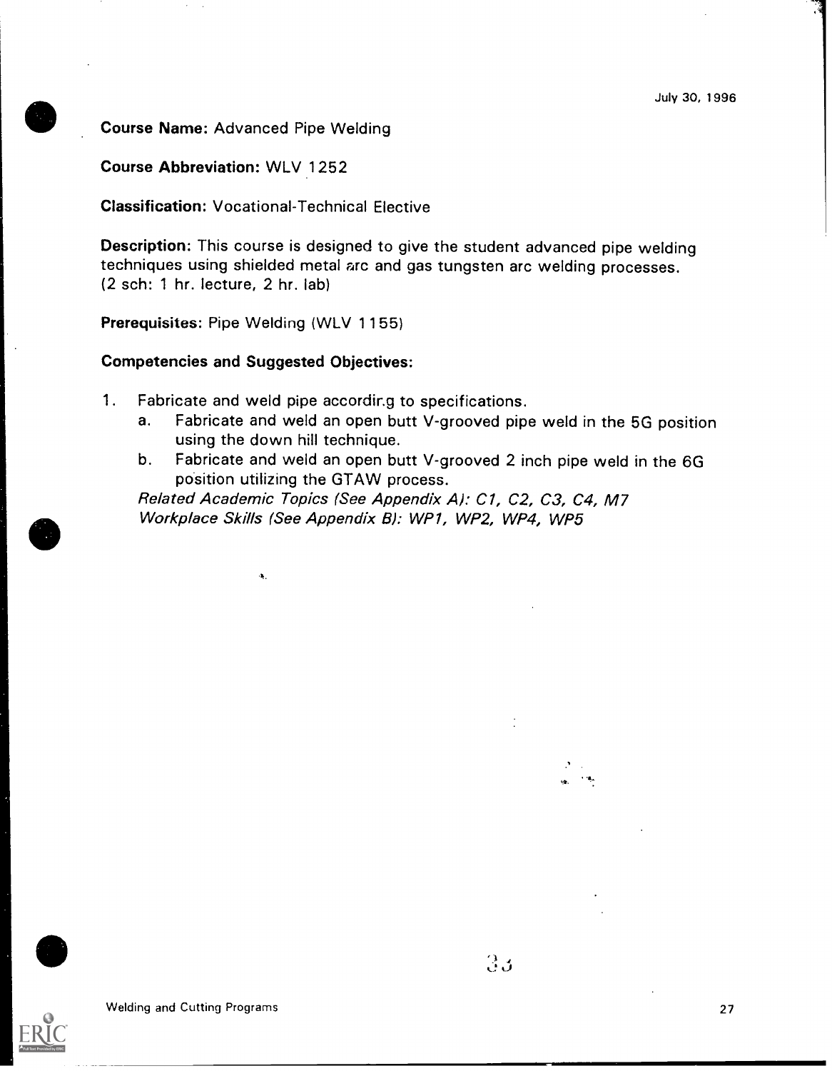July 30, 1996

**Course Name:** Advanced Pipe Welding

**Course Abbreviation:** WLV 1252

**Classification:** Vocational-Technical Elective

**Description:** This course is designed to give the student advanced pipe welding techniques using shielded metal arc and gas tungsten arc welding processes. (2 sch: 1 hr. lecture, 2 hr. lab)

**Prerequisites:** Pipe Welding (WLV 1155)

**Competencies and Suggested Objectives:**

1. Fabricate and weld pipe according to specifications.
   a. Fabricate and weld an open butt V-grooved pipe weld in the 5G position using the down hill technique.
   b. Fabricate and weld an open butt V-grooved 2 inch pipe weld in the 6G position utilizing the GTAW process.

   *Related Academic Topics (See Appendix A): C1, C2, C3, C4, M7*
   *Workplace Skills (See Appendix B): WP1, WP2, WP4, WP5*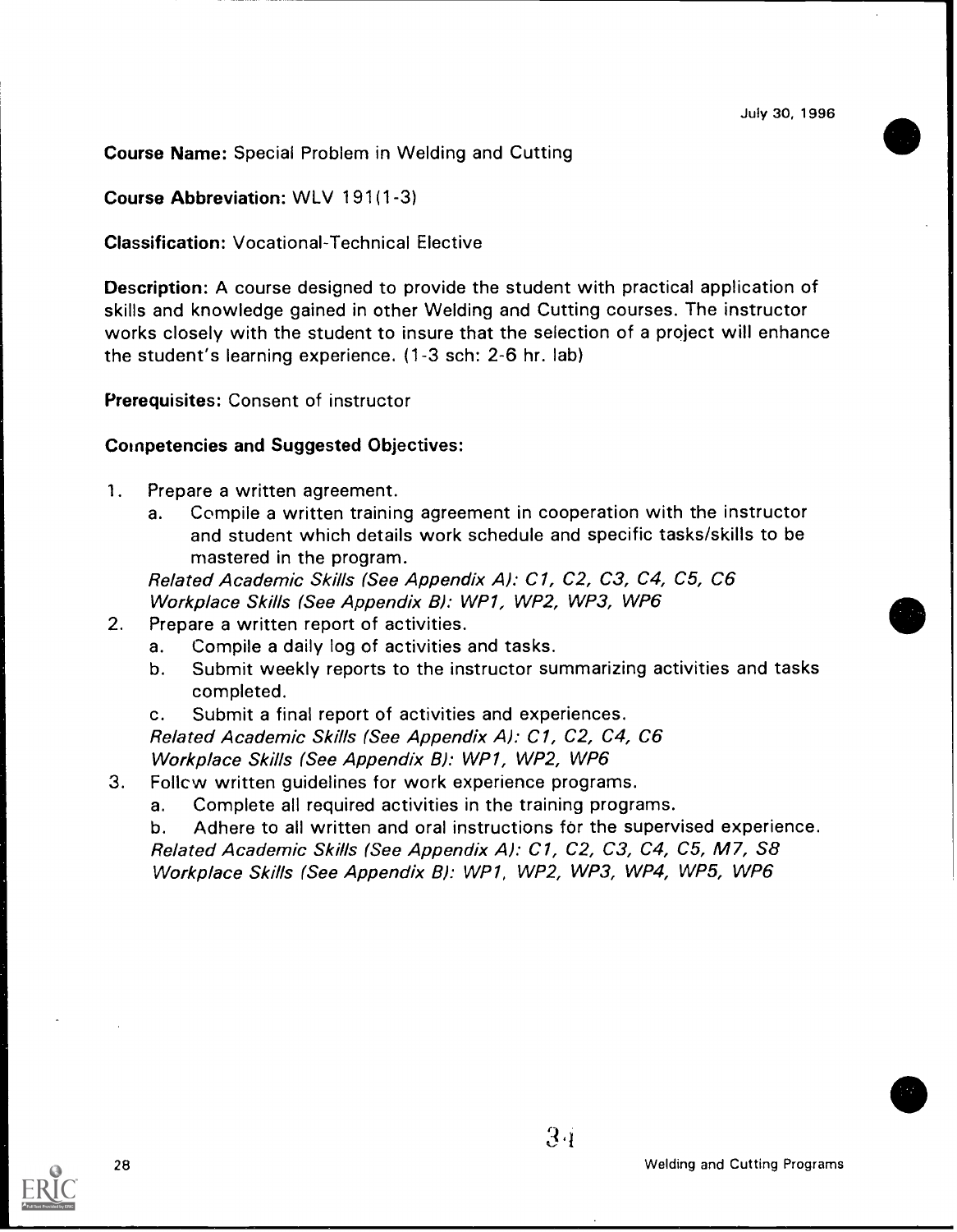July 30, 1996

**Course Name:** Special Problem in Welding and Cutting

**Course Abbreviation:** WLV 191(1-3)

**Classification:** Vocational-Technical Elective

**Description:** A course designed to provide the student with practical application of skills and knowledge gained in other Welding and Cutting courses. The instructor works closely with the student to insure that the selection of a project will enhance the student's learning experience. (1-3 sch: 2-6 hr. lab)

**Prerequisites:** Consent of instructor

**Competencies and Suggested Objectives:**

1. Prepare a written agreement.
   a. Compile a written training agreement in cooperation with the instructor and student which details work schedule and specific tasks/skills to be mastered in the program.
   *Related Academic Skills (See Appendix A): C1, C2, C3, C4, C5, C6*
   *Workplace Skills (See Appendix B): WP1, WP2, WP3, WP6*
2. Prepare a written report of activities.
   a. Compile a daily log of activities and tasks.
   b. Submit weekly reports to the instructor summarizing activities and tasks completed.
   c. Submit a final report of activities and experiences.
   *Related Academic Skills (See Appendix A): C1, C2, C4, C6*
   *Workplace Skills (See Appendix B): WP1, WP2, WP6*
3. Follow written guidelines for work experience programs.
   a. Complete all required activities in the training programs.
   b. Adhere to all written and oral instructions for the supervised experience.
   *Related Academic Skills (See Appendix A): C1, C2, C3, C4, C5, M7, S8*
   *Workplace Skills (See Appendix B): WP1, WP2, WP3, WP4, WP5, WP6*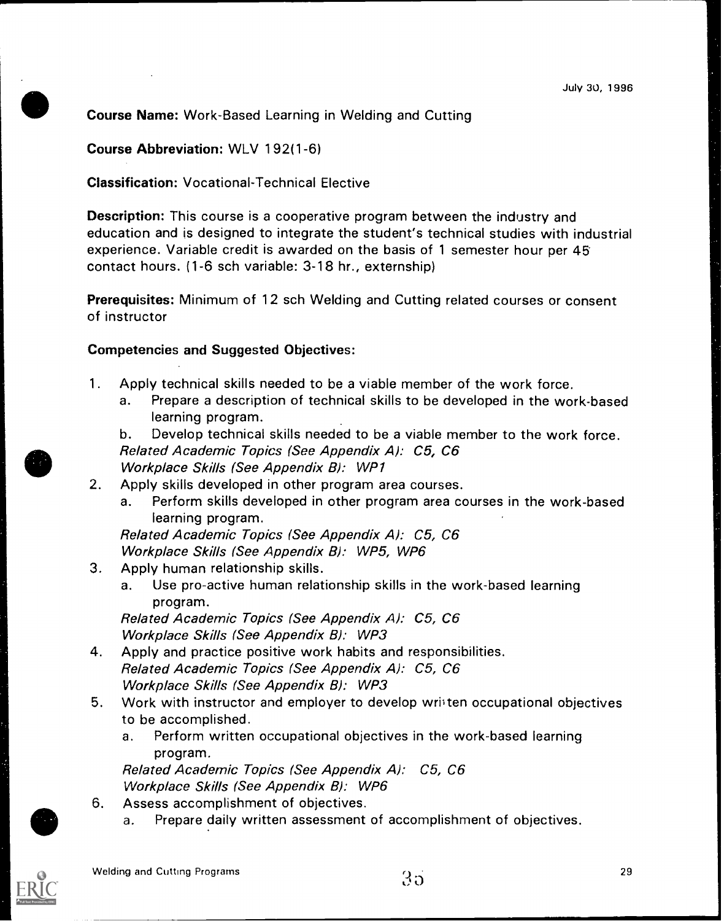July 30, 1996

**Course Name:** Work-Based Learning in Welding and Cutting

**Course Abbreviation:** WLV 192(1-6)

**Classification:** Vocational-Technical Elective

**Description:** This course is a cooperative program between the industry and education and is designed to integrate the student's technical studies with industrial experience. Variable credit is awarded on the basis of 1 semester hour per 45 contact hours. (1-6 sch variable: 3-18 hr., externship)

**Prerequisites:** Minimum of 12 sch Welding and Cutting related courses or consent of instructor

**Competencies and Suggested Objectives:**

1. Apply technical skills needed to be a viable member of the work force.
   a. Prepare a description of technical skills to be developed in the work-based learning program.
   b. Develop technical skills needed to be a viable member to the work force.
   *Related Academic Topics (See Appendix A): C5, C6*
   *Workplace Skills (See Appendix B): WP1*
2. Apply skills developed in other program area courses.
   a. Perform skills developed in other program area courses in the work-based learning program.
   *Related Academic Topics (See Appendix A): C5, C6*
   *Workplace Skills (See Appendix B): WP5, WP6*
3. Apply human relationship skills.
   a. Use pro-active human relationship skills in the work-based learning program.
   *Related Academic Topics (See Appendix A): C5, C6*
   *Workplace Skills (See Appendix B): WP3*
4. Apply and practice positive work habits and responsibilities.
   *Related Academic Topics (See Appendix A): C5, C6*
   *Workplace Skills (See Appendix B): WP3*
5. Work with instructor and employer to develop written occupational objectives to be accomplished.
   a. Perform written occupational objectives in the work-based learning program.
   *Related Academic Topics (See Appendix A): C5, C6*
   *Workplace Skills (See Appendix B): WP6*
6. Assess accomplishment of objectives.
   a. Prepare daily written assessment of accomplishment of objectives.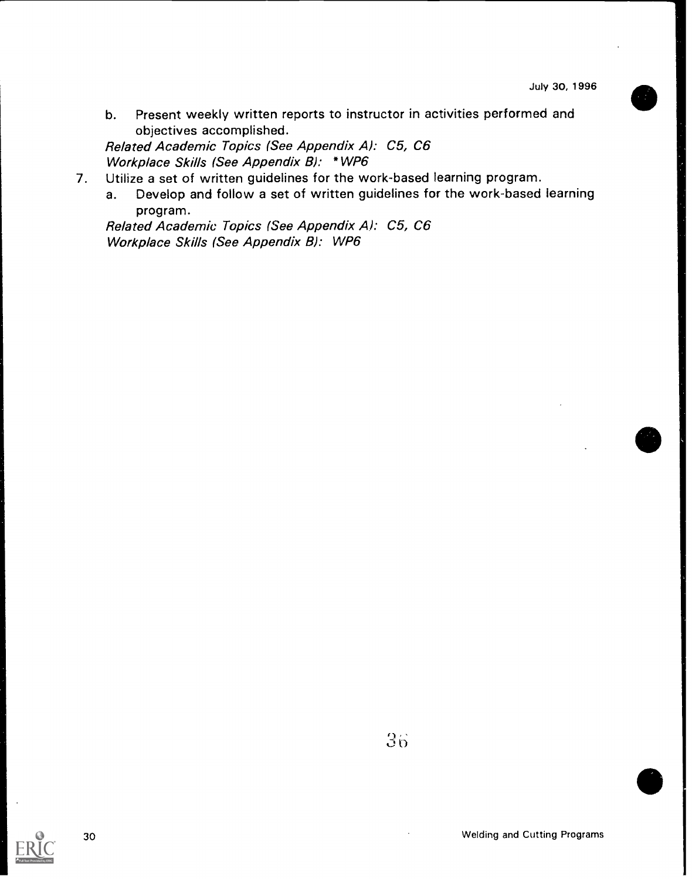b. Present weekly written reports to instructor in activities performed and objectives accomplished.

   *Related Academic Topics (See Appendix A): C5, C6*
   *Workplace Skills (See Appendix B): *WP6*

7. Utilize a set of written guidelines for the work-based learning program.
   a. Develop and follow a set of written guidelines for the work-based learning program.

   *Related Academic Topics (See Appendix A): C5, C6*
   *Workplace Skills (See Appendix B): WP6*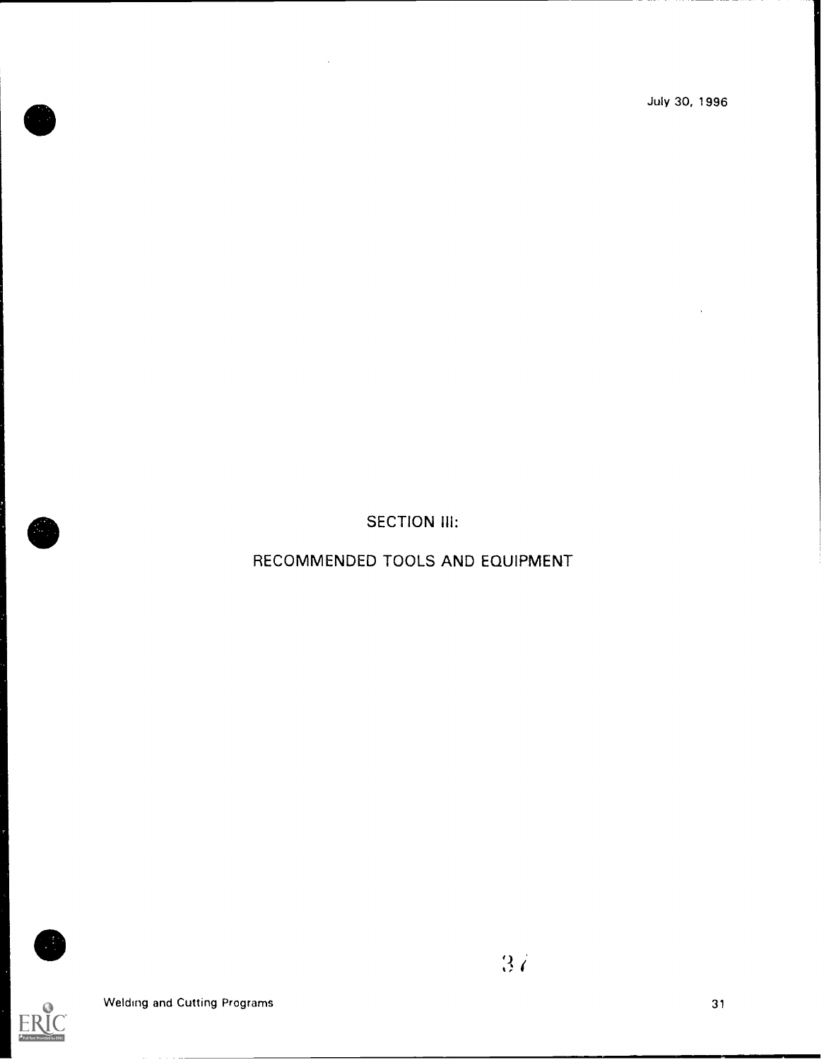July 30, 1996

# SECTION III:

# RECOMMENDED TOOLS AND EQUIPMENT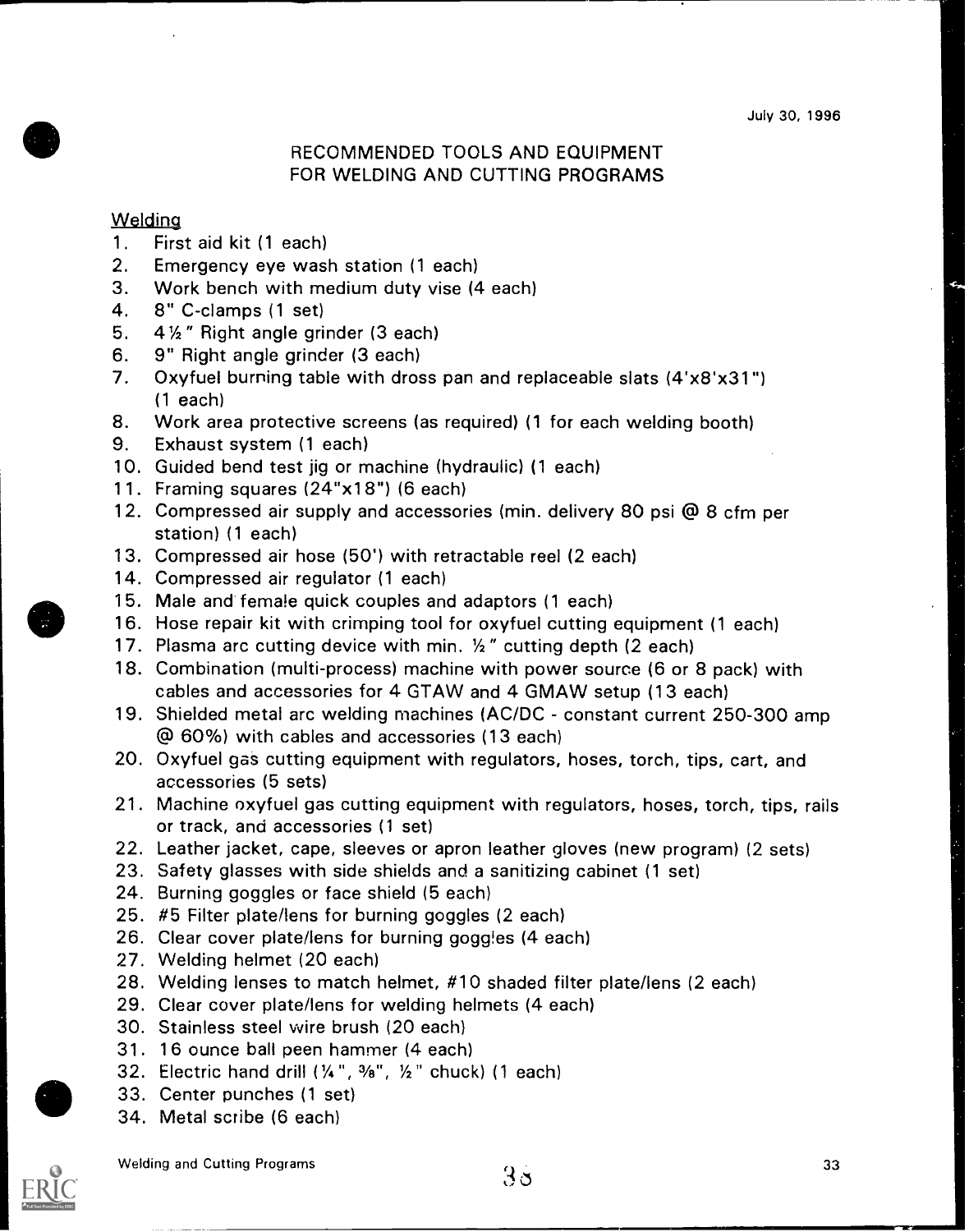July 30, 1996

# RECOMMENDED TOOLS AND EQUIPMENT FOR WELDING AND CUTTING PROGRAMS

## Welding

1. First aid kit (1 each)
2. Emergency eye wash station (1 each)
3. Work bench with medium duty vise (4 each)
4. 8" C-clamps (1 set)
5. 4½" Right angle grinder (3 each)
6. 9" Right angle grinder (3 each)
7. Oxyfuel burning table with dross pan and replaceable slats (4'x8'x31") (1 each)
8. Work area protective screens (as required) (1 for each welding booth)
9. Exhaust system (1 each)
10. Guided bend test jig or machine (hydraulic) (1 each)
11. Framing squares (24"x18") (6 each)
12. Compressed air supply and accessories (min. delivery 80 psi @ 8 cfm per station) (1 each)
13. Compressed air hose (50') with retractable reel (2 each)
14. Compressed air regulator (1 each)
15. Male and female quick couples and adaptors (1 each)
16. Hose repair kit with crimping tool for oxyfuel cutting equipment (1 each)
17. Plasma arc cutting device with min. ½" cutting depth (2 each)
18. Combination (multi-process) machine with power source (6 or 8 pack) with cables and accessories for 4 GTAW and 4 GMAW setup (13 each)
19. Shielded metal arc welding machines (AC/DC - constant current 250-300 amp @ 60%) with cables and accessories (13 each)
20. Oxyfuel gas cutting equipment with regulators, hoses, torch, tips, cart, and accessories (5 sets)
21. Machine oxyfuel gas cutting equipment with regulators, hoses, torch, tips, rails or track, and accessories (1 set)
22. Leather jacket, cape, sleeves or apron leather gloves (new program) (2 sets)
23. Safety glasses with side shields and a sanitizing cabinet (1 set)
24. Burning goggles or face shield (5 each)
25. #5 Filter plate/lens for burning goggles (2 each)
26. Clear cover plate/lens for burning goggles (4 each)
27. Welding helmet (20 each)
28. Welding lenses to match helmet, #10 shaded filter plate/lens (2 each)
29. Clear cover plate/lens for welding helmets (4 each)
30. Stainless steel wire brush (20 each)
31. 16 ounce ball peen hammer (4 each)
32. Electric hand drill (¼", ⅜", ½" chuck) (1 each)
33. Center punches (1 set)
34. Metal scribe (6 each)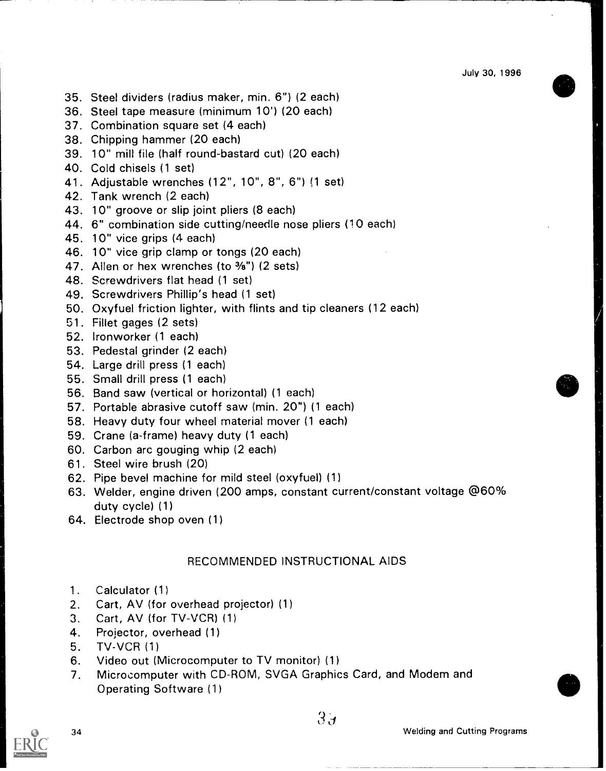35. Steel dividers (radius maker, min. 6") (2 each)
36. Steel tape measure (minimum 10') (20 each)
37. Combination square set (4 each)
38. Chipping hammer (20 each)
39. 10" mill file (half round-bastard cut) (20 each)
40. Cold chisels (1 set)
41. Adjustable wrenches (12", 10", 8", 6") (1 set)
42. Tank wrench (2 each)
43. 10" groove or slip joint pliers (8 each)
44. 6" combination side cutting/needle nose pliers (10 each)
45. 10" vice grips (4 each)
46. 10" vice grip clamp or tongs (20 each)
47. Allen or hex wrenches (to ⅜") (2 sets)
48. Screwdrivers flat head (1 set)
49. Screwdrivers Phillip's head (1 set)
50. Oxyfuel friction lighter, with flints and tip cleaners (12 each)
51. Fillet gages (2 sets)
52. Ironworker (1 each)
53. Pedestal grinder (2 each)
54. Large drill press (1 each)
55. Small drill press (1 each)
56. Band saw (vertical or horizontal) (1 each)
57. Portable abrasive cutoff saw (min. 20") (1 each)
58. Heavy duty four wheel material mover (1 each)
59. Crane (a-frame) heavy duty (1 each)
60. Carbon arc gouging whip (2 each)
61. Steel wire brush (20)
62. Pipe bevel machine for mild steel (oxyfuel) (1)
63. Welder, engine driven (200 amps, constant current/constant voltage @60% duty cycle) (1)
64. Electrode shop oven (1)

## RECOMMENDED INSTRUCTIONAL AIDS

1. Calculator (1)
2. Cart, AV (for overhead projector) (1)
3. Cart, AV (for TV-VCR) (1)
4. Projector, overhead (1)
5. TV-VCR (1)
6. Video out (Microcomputer to TV monitor) (1)
7. Microcomputer with CD-ROM, SVGA Graphics Card, and Modem and Operating Software (1)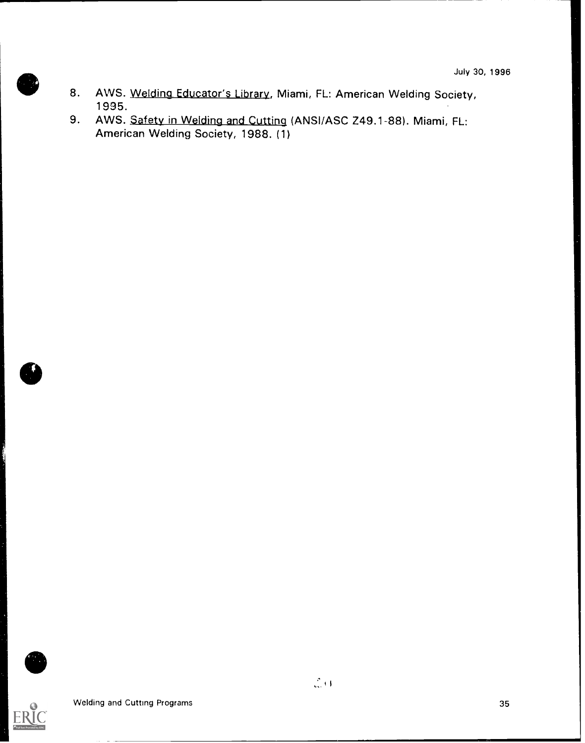8. AWS. Welding Educator's Library, Miami, FL: American Welding Society, 1995.
9. AWS. Safety in Welding and Cutting (ANSI/ASC Z49.1-88). Miami, FL: American Welding Society, 1988. (1)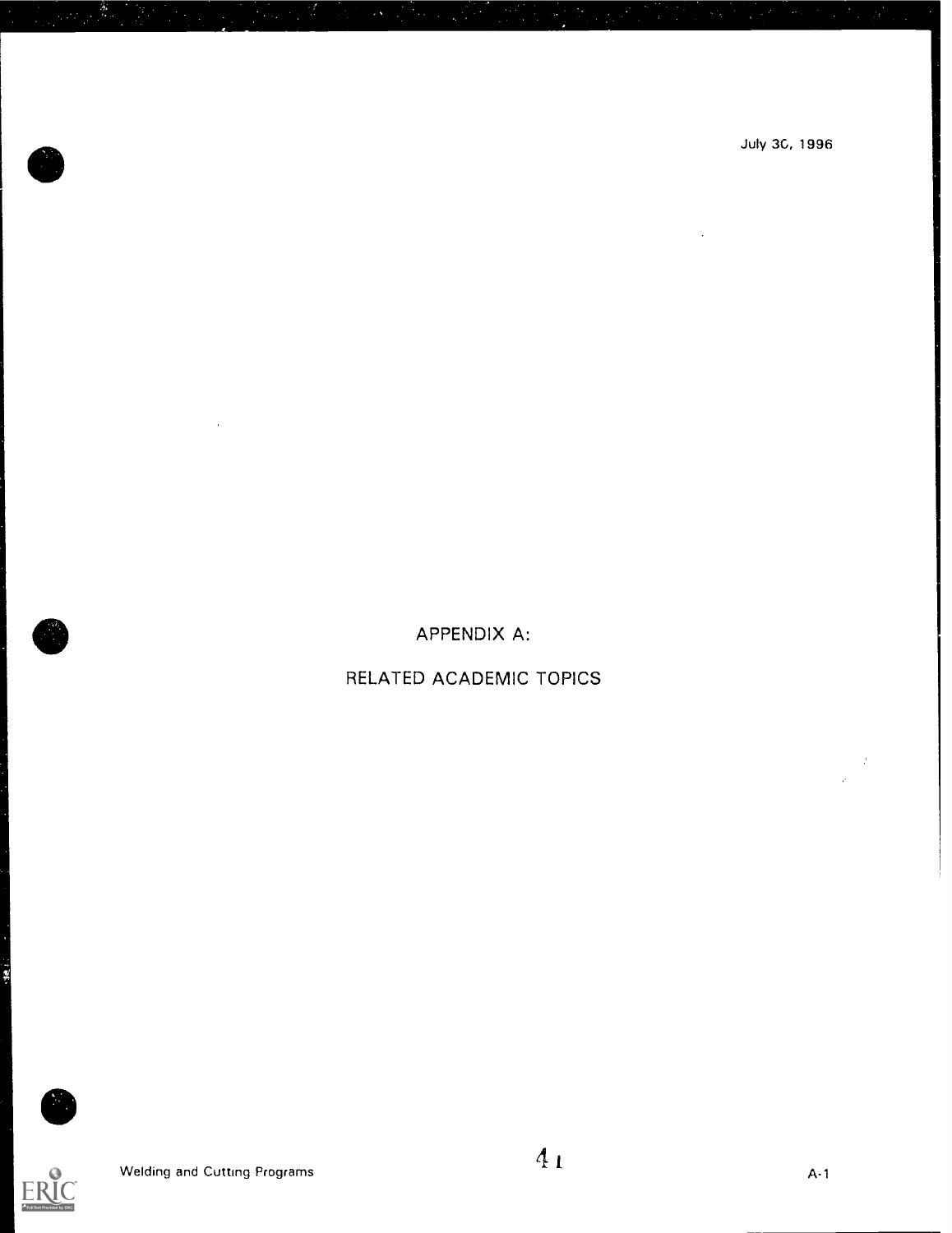July 30, 1996

# APPENDIX A:

# RELATED ACADEMIC TOPICS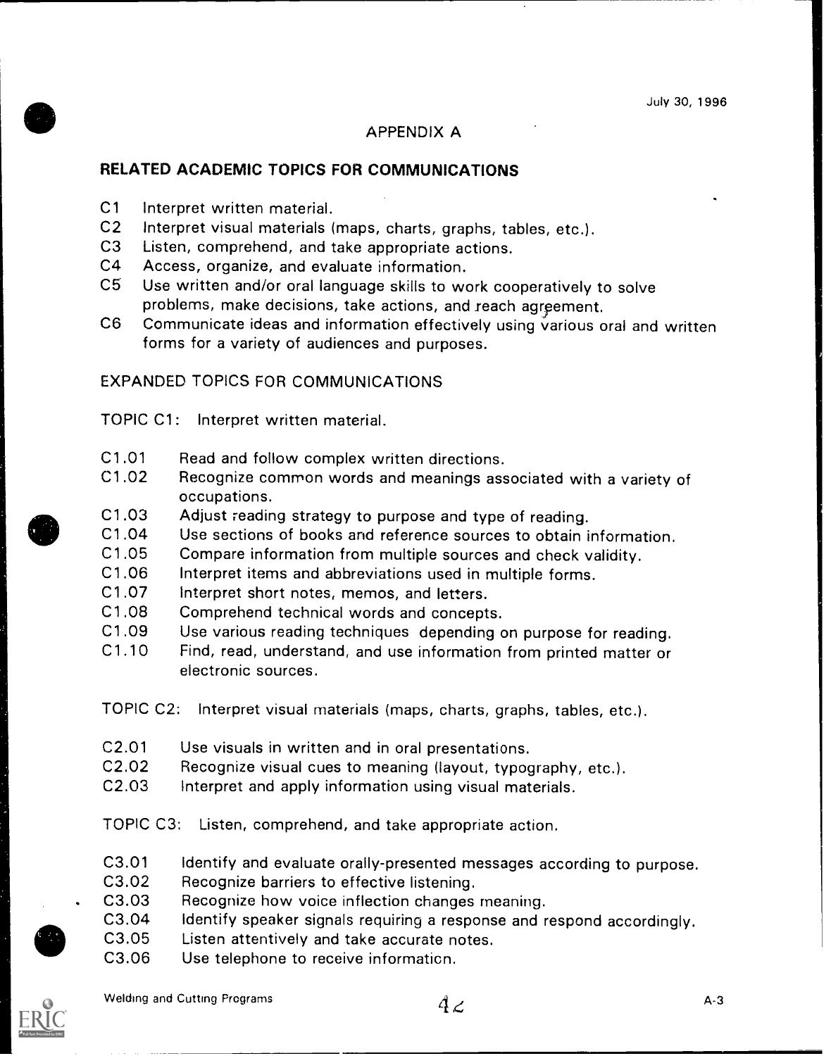July 30, 1996

## APPENDIX A

### RELATED ACADEMIC TOPICS FOR COMMUNICATIONS

- C1 Interpret written material.
- C2 Interpret visual materials (maps, charts, graphs, tables, etc.).
- C3 Listen, comprehend, and take appropriate actions.
- C4 Access, organize, and evaluate information.
- C5 Use written and/or oral language skills to work cooperatively to solve problems, make decisions, take actions, and reach agreement.
- C6 Communicate ideas and information effectively using various oral and written forms for a variety of audiences and purposes.

### EXPANDED TOPICS FOR COMMUNICATIONS

TOPIC C1: Interpret written material.

- C1.01 Read and follow complex written directions.
- C1.02 Recognize common words and meanings associated with a variety of occupations.
- C1.03 Adjust reading strategy to purpose and type of reading.
- C1.04 Use sections of books and reference sources to obtain information.
- C1.05 Compare information from multiple sources and check validity.
- C1.06 Interpret items and abbreviations used in multiple forms.
- C1.07 Interpret short notes, memos, and letters.
- C1.08 Comprehend technical words and concepts.
- C1.09 Use various reading techniques depending on purpose for reading.
- C1.10 Find, read, understand, and use information from printed matter or electronic sources.

TOPIC C2: Interpret visual materials (maps, charts, graphs, tables, etc.).

- C2.01 Use visuals in written and in oral presentations.
- C2.02 Recognize visual cues to meaning (layout, typography, etc.).
- C2.03 Interpret and apply information using visual materials.

TOPIC C3: Listen, comprehend, and take appropriate action.

- C3.01 Identify and evaluate orally-presented messages according to purpose.
- C3.02 Recognize barriers to effective listening.
- C3.03 Recognize how voice inflection changes meaning.
- C3.04 Identify speaker signals requiring a response and respond accordingly.
- C3.05 Listen attentively and take accurate notes.
- C3.06 Use telephone to receive information.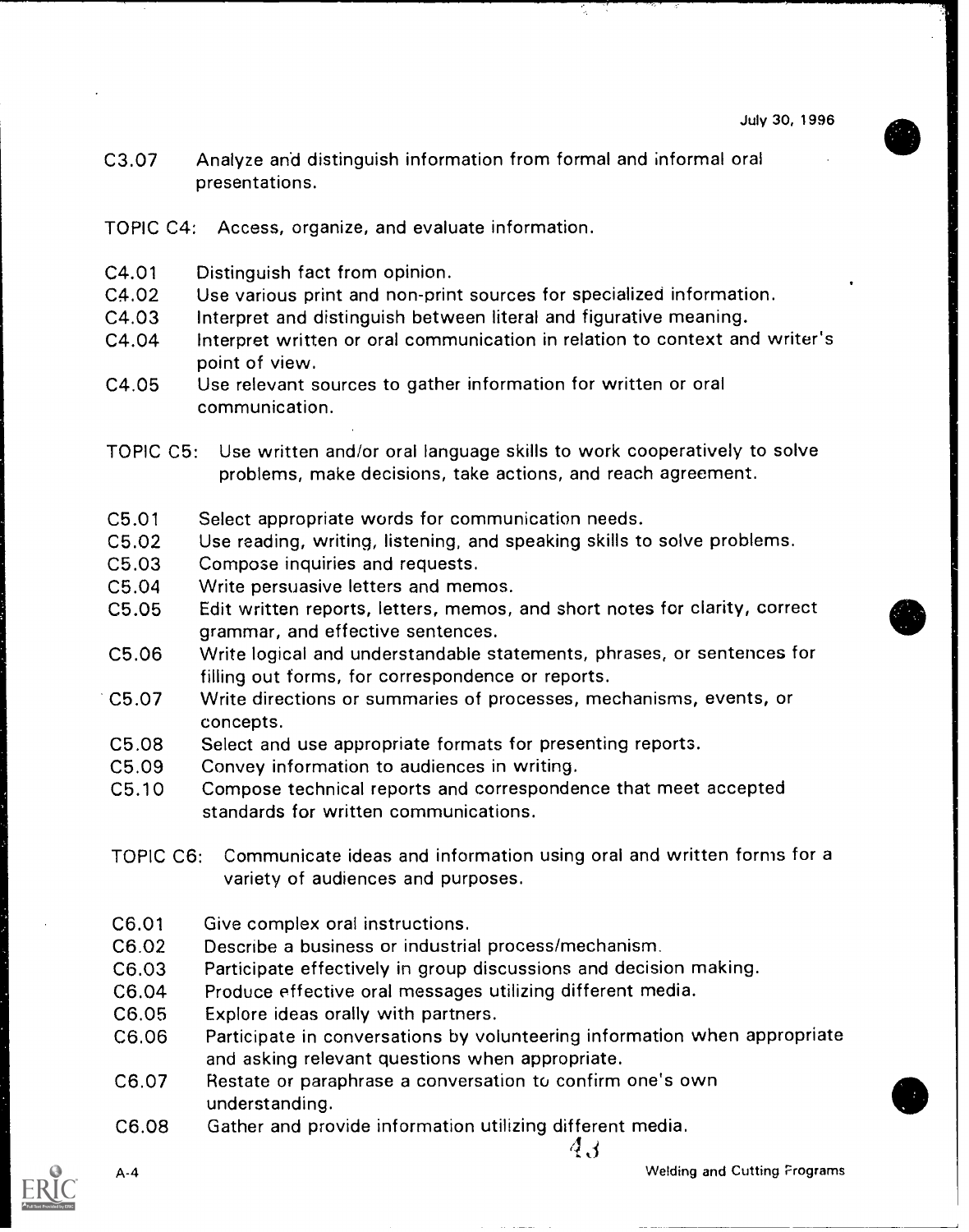C3.07 Analyze and distinguish information from formal and informal oral presentations.

TOPIC C4: Access, organize, and evaluate information.

C4.01 Distinguish fact from opinion.
C4.02 Use various print and non-print sources for specialized information.
C4.03 Interpret and distinguish between literal and figurative meaning.
C4.04 Interpret written or oral communication in relation to context and writer's point of view.
C4.05 Use relevant sources to gather information for written or oral communication.

TOPIC C5: Use written and/or oral language skills to work cooperatively to solve problems, make decisions, take actions, and reach agreement.

C5.01 Select appropriate words for communication needs.
C5.02 Use reading, writing, listening, and speaking skills to solve problems.
C5.03 Compose inquiries and requests.
C5.04 Write persuasive letters and memos.
C5.05 Edit written reports, letters, memos, and short notes for clarity, correct grammar, and effective sentences.
C5.06 Write logical and understandable statements, phrases, or sentences for filling out forms, for correspondence or reports.
C5.07 Write directions or summaries of processes, mechanisms, events, or concepts.
C5.08 Select and use appropriate formats for presenting reports.
C5.09 Convey information to audiences in writing.
C5.10 Compose technical reports and correspondence that meet accepted standards for written communications.

TOPIC C6: Communicate ideas and information using oral and written forms for a variety of audiences and purposes.

C6.01 Give complex oral instructions.
C6.02 Describe a business or industrial process/mechanism.
C6.03 Participate effectively in group discussions and decision making.
C6.04 Produce effective oral messages utilizing different media.
C6.05 Explore ideas orally with partners.
C6.06 Participate in conversations by volunteering information when appropriate and asking relevant questions when appropriate.
C6.07 Restate or paraphrase a conversation to confirm one's own understanding.
C6.08 Gather and provide information utilizing different media.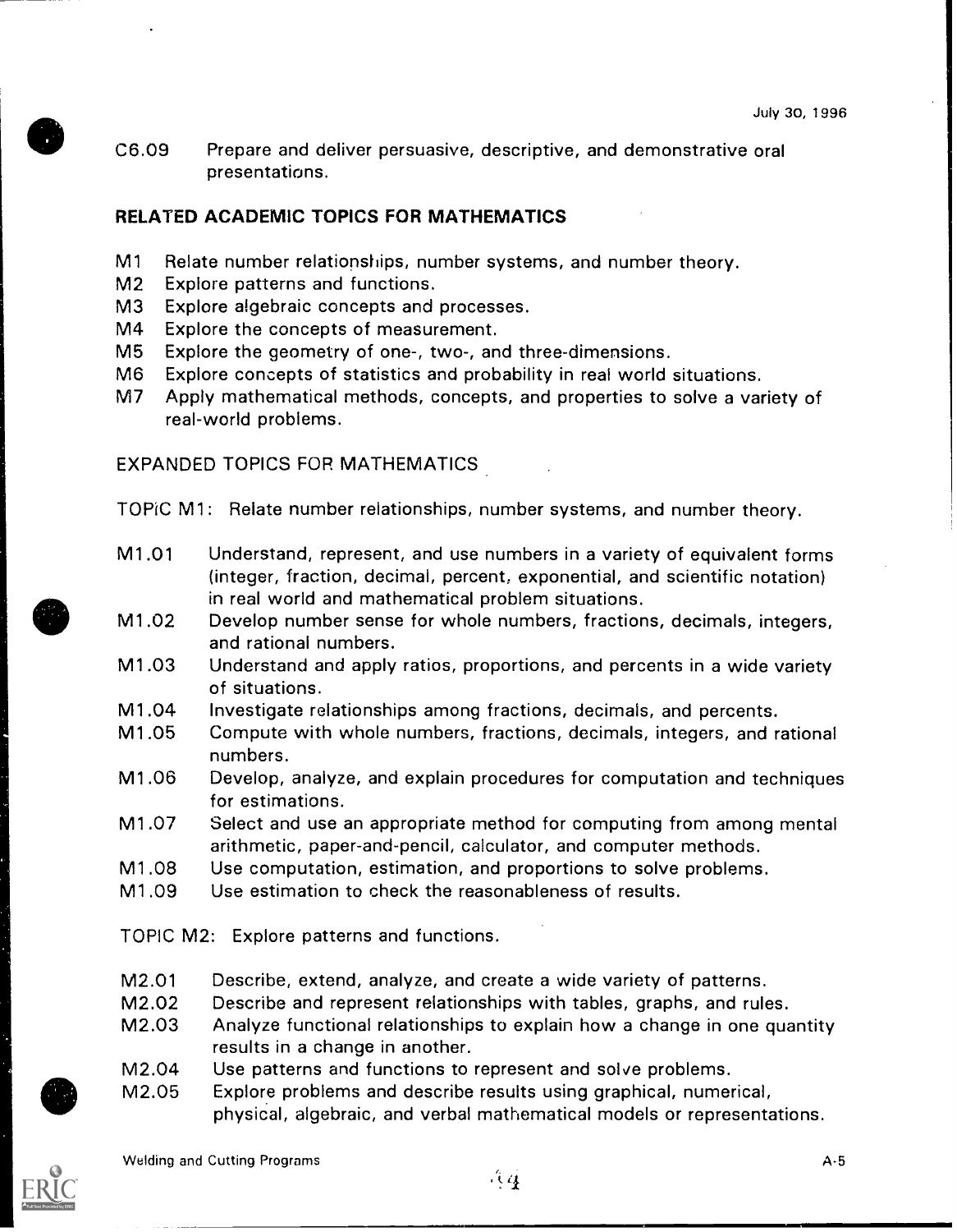C6.09 Prepare and deliver persuasive, descriptive, and demonstrative oral presentations.

## RELATED ACADEMIC TOPICS FOR MATHEMATICS

- M1 Relate number relationships, number systems, and number theory.
- M2 Explore patterns and functions.
- M3 Explore algebraic concepts and processes.
- M4 Explore the concepts of measurement.
- M5 Explore the geometry of one-, two-, and three-dimensions.
- M6 Explore concepts of statistics and probability in real world situations.
- M7 Apply mathematical methods, concepts, and properties to solve a variety of real-world problems.

### EXPANDED TOPICS FOR MATHEMATICS

TOPIC M1: Relate number relationships, number systems, and number theory.

- M1.01 Understand, represent, and use numbers in a variety of equivalent forms (integer, fraction, decimal, percent, exponential, and scientific notation) in real world and mathematical problem situations.
- M1.02 Develop number sense for whole numbers, fractions, decimals, integers, and rational numbers.
- M1.03 Understand and apply ratios, proportions, and percents in a wide variety of situations.
- M1.04 Investigate relationships among fractions, decimals, and percents.
- M1.05 Compute with whole numbers, fractions, decimals, integers, and rational numbers.
- M1.06 Develop, analyze, and explain procedures for computation and techniques for estimations.
- M1.07 Select and use an appropriate method for computing from among mental arithmetic, paper-and-pencil, calculator, and computer methods.
- M1.08 Use computation, estimation, and proportions to solve problems.
- M1.09 Use estimation to check the reasonableness of results.

TOPIC M2: Explore patterns and functions.

- M2.01 Describe, extend, analyze, and create a wide variety of patterns.
- M2.02 Describe and represent relationships with tables, graphs, and rules.
- M2.03 Analyze functional relationships to explain how a change in one quantity results in a change in another.
- M2.04 Use patterns and functions to represent and solve problems.
- M2.05 Explore problems and describe results using graphical, numerical, physical, algebraic, and verbal mathematical models or representations.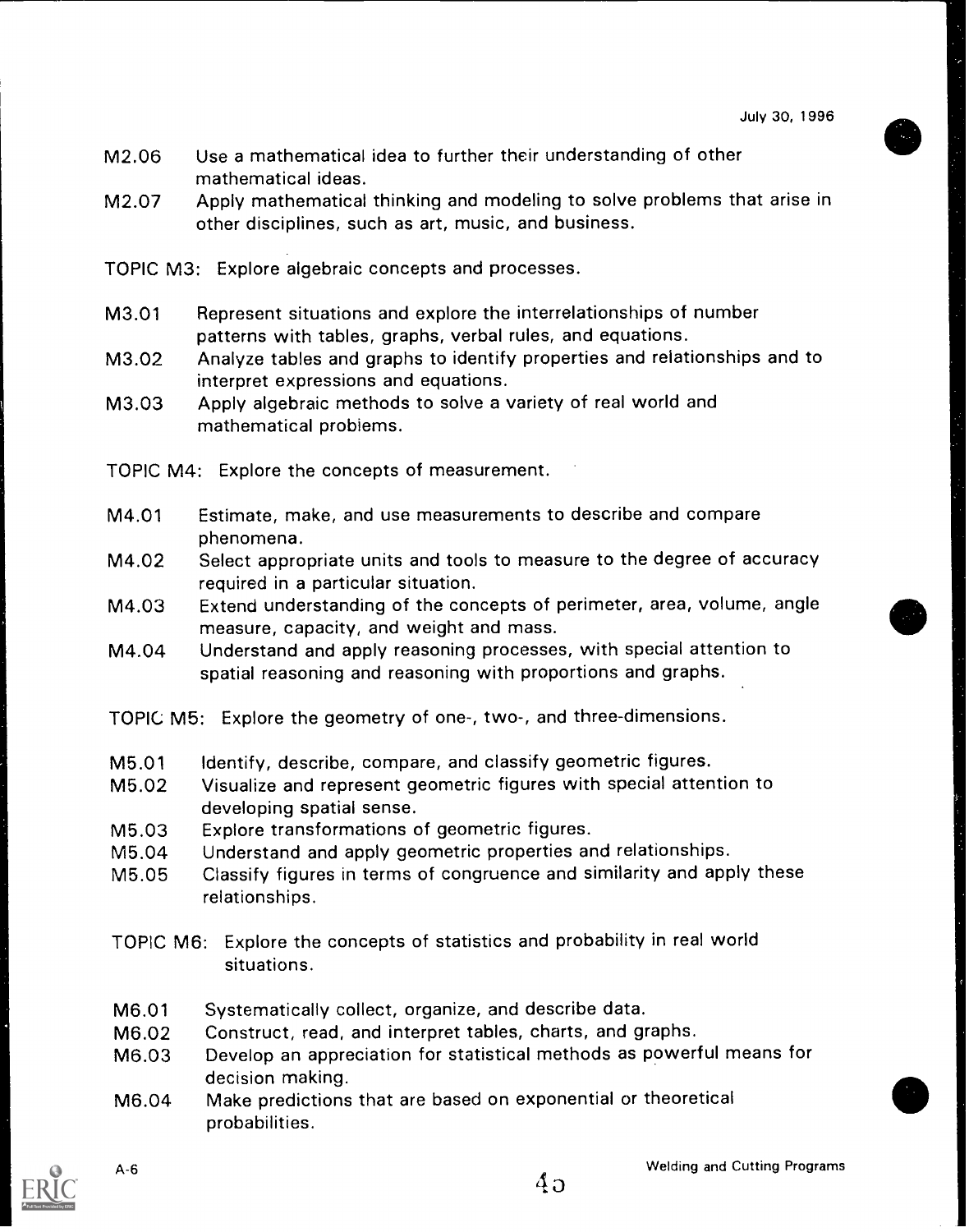M2.06 Use a mathematical idea to further their understanding of other mathematical ideas.

M2.07 Apply mathematical thinking and modeling to solve problems that arise in other disciplines, such as art, music, and business.

TOPIC M3: Explore algebraic concepts and processes.

M3.01 Represent situations and explore the interrelationships of number patterns with tables, graphs, verbal rules, and equations.

M3.02 Analyze tables and graphs to identify properties and relationships and to interpret expressions and equations.

M3.03 Apply algebraic methods to solve a variety of real world and mathematical problems.

TOPIC M4: Explore the concepts of measurement.

M4.01 Estimate, make, and use measurements to describe and compare phenomena.

M4.02 Select appropriate units and tools to measure to the degree of accuracy required in a particular situation.

M4.03 Extend understanding of the concepts of perimeter, area, volume, angle measure, capacity, and weight and mass.

M4.04 Understand and apply reasoning processes, with special attention to spatial reasoning and reasoning with proportions and graphs.

TOPIC M5: Explore the geometry of one-, two-, and three-dimensions.

M5.01 Identify, describe, compare, and classify geometric figures.

M5.02 Visualize and represent geometric figures with special attention to developing spatial sense.

M5.03 Explore transformations of geometric figures.

M5.04 Understand and apply geometric properties and relationships.

M5.05 Classify figures in terms of congruence and similarity and apply these relationships.

TOPIC M6: Explore the concepts of statistics and probability in real world situations.

M6.01 Systematically collect, organize, and describe data.

M6.02 Construct, read, and interpret tables, charts, and graphs.

M6.03 Develop an appreciation for statistical methods as powerful means for decision making.

M6.04 Make predictions that are based on exponential or theoretical probabilities.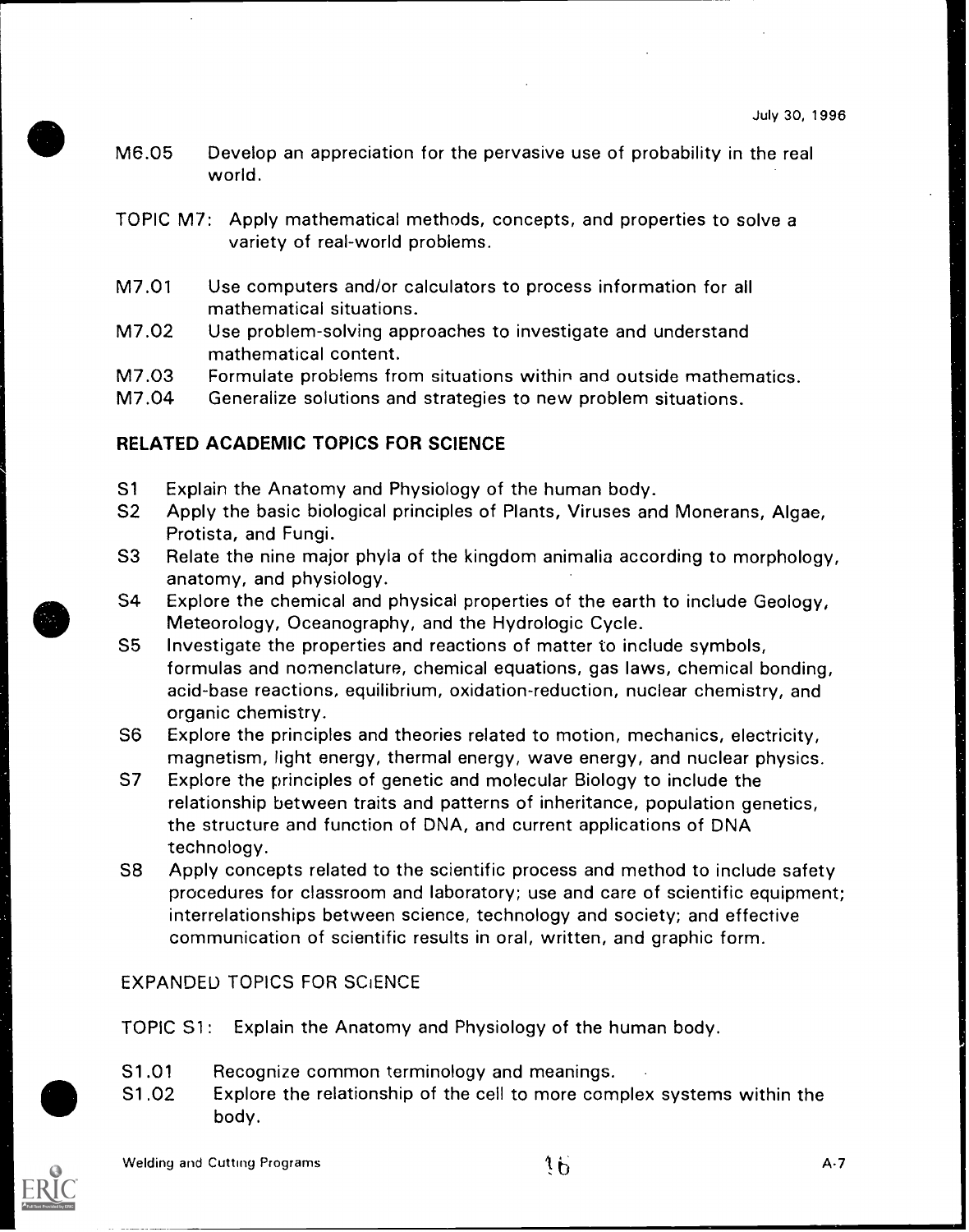M6.05 Develop an appreciation for the pervasive use of probability in the real world.

TOPIC M7: Apply mathematical methods, concepts, and properties to solve a variety of real-world problems.

M7.01 Use computers and/or calculators to process information for all mathematical situations.
M7.02 Use problem-solving approaches to investigate and understand mathematical content.
M7.03 Formulate problems from situations within and outside mathematics.
M7.04 Generalize solutions and strategies to new problem situations.

## RELATED ACADEMIC TOPICS FOR SCIENCE

S1 Explain the Anatomy and Physiology of the human body.
S2 Apply the basic biological principles of Plants, Viruses and Monerans, Algae, Protista, and Fungi.
S3 Relate the nine major phyla of the kingdom animalia according to morphology, anatomy, and physiology.
S4 Explore the chemical and physical properties of the earth to include Geology, Meteorology, Oceanography, and the Hydrologic Cycle.
S5 Investigate the properties and reactions of matter to include symbols, formulas and nomenclature, chemical equations, gas laws, chemical bonding, acid-base reactions, equilibrium, oxidation-reduction, nuclear chemistry, and organic chemistry.
S6 Explore the principles and theories related to motion, mechanics, electricity, magnetism, light energy, thermal energy, wave energy, and nuclear physics.
S7 Explore the principles of genetic and molecular Biology to include the relationship between traits and patterns of inheritance, population genetics, the structure and function of DNA, and current applications of DNA technology.
S8 Apply concepts related to the scientific process and method to include safety procedures for classroom and laboratory; use and care of scientific equipment; interrelationships between science, technology and society; and effective communication of scientific results in oral, written, and graphic form.

## EXPANDED TOPICS FOR SCIENCE

TOPIC S1: Explain the Anatomy and Physiology of the human body.

S1.01 Recognize common terminology and meanings.
S1.02 Explore the relationship of the cell to more complex systems within the body.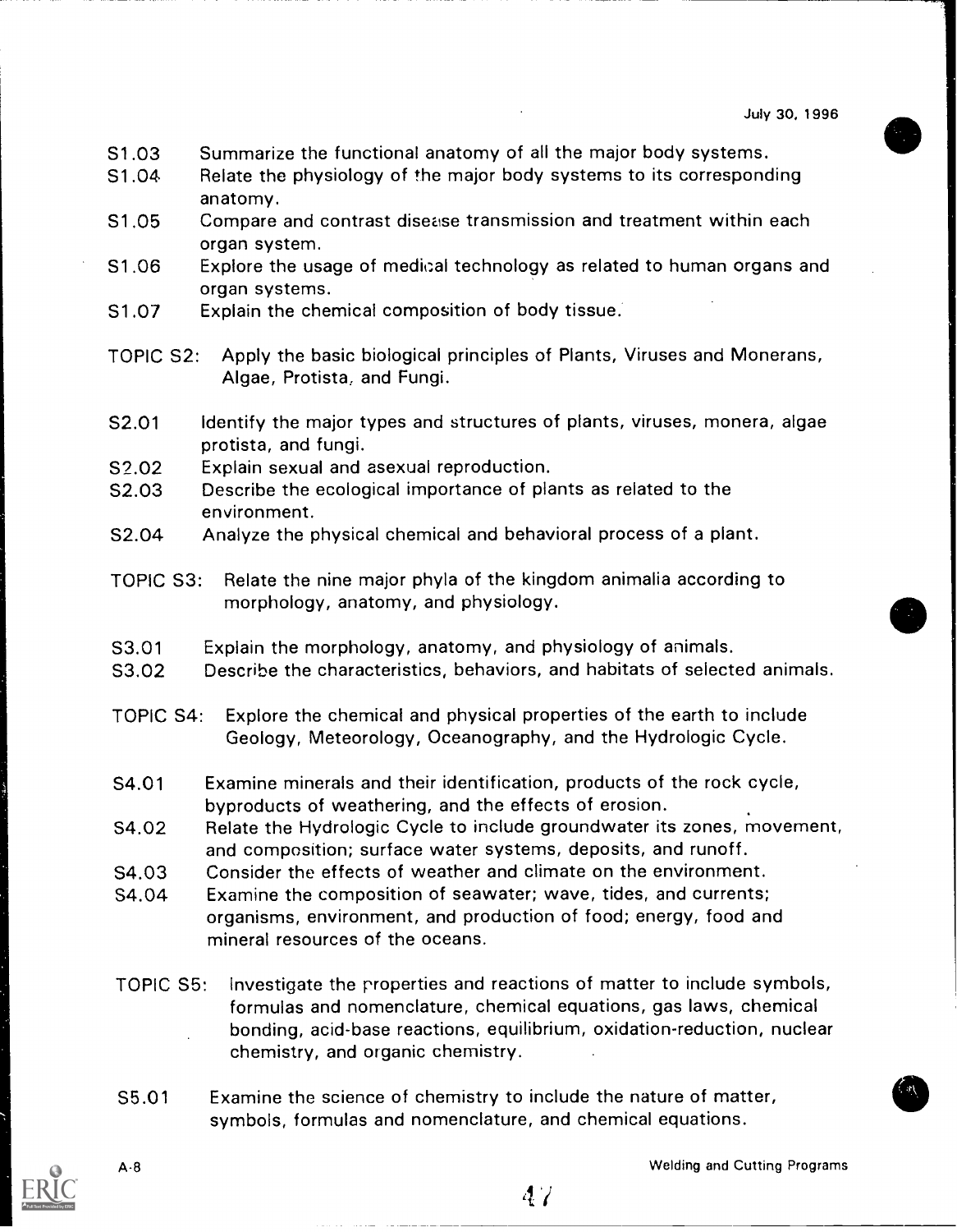S1.03 Summarize the functional anatomy of all the major body systems.

S1.04 Relate the physiology of the major body systems to its corresponding anatomy.

S1.05 Compare and contrast disease transmission and treatment within each organ system.

S1.06 Explore the usage of medical technology as related to human organs and organ systems.

S1.07 Explain the chemical composition of body tissue.

TOPIC S2: Apply the basic biological principles of Plants, Viruses and Monerans, Algae, Protista, and Fungi.

S2.01 Identify the major types and structures of plants, viruses, monera, algae protista, and fungi.

S2.02 Explain sexual and asexual reproduction.

S2.03 Describe the ecological importance of plants as related to the environment.

S2.04 Analyze the physical chemical and behavioral process of a plant.

TOPIC S3: Relate the nine major phyla of the kingdom animalia according to morphology, anatomy, and physiology.

S3.01 Explain the morphology, anatomy, and physiology of animals.

S3.02 Describe the characteristics, behaviors, and habitats of selected animals.

TOPIC S4: Explore the chemical and physical properties of the earth to include Geology, Meteorology, Oceanography, and the Hydrologic Cycle.

S4.01 Examine minerals and their identification, products of the rock cycle, byproducts of weathering, and the effects of erosion.

S4.02 Relate the Hydrologic Cycle to include groundwater its zones, movement, and composition; surface water systems, deposits, and runoff.

S4.03 Consider the effects of weather and climate on the environment.

S4.04 Examine the composition of seawater; wave, tides, and currents; organisms, environment, and production of food; energy, food and mineral resources of the oceans.

TOPIC S5: Investigate the properties and reactions of matter to include symbols, formulas and nomenclature, chemical equations, gas laws, chemical bonding, acid-base reactions, equilibrium, oxidation-reduction, nuclear chemistry, and organic chemistry.

S5.01 Examine the science of chemistry to include the nature of matter, symbols, formulas and nomenclature, and chemical equations.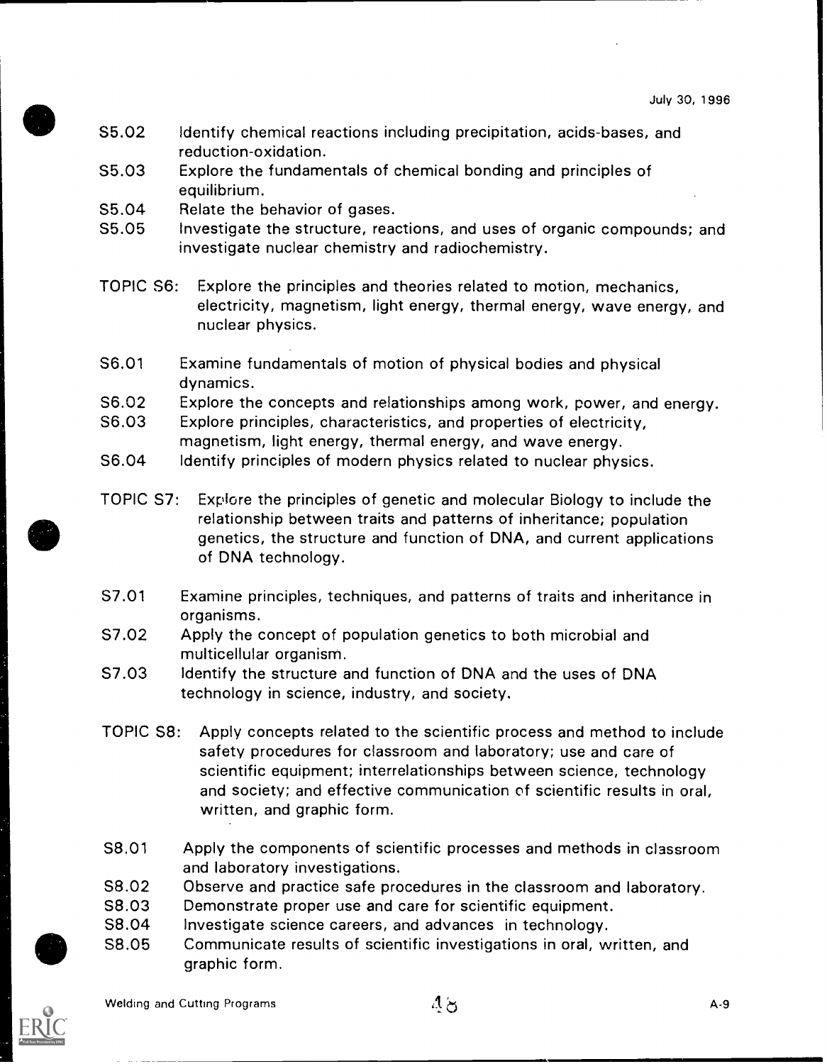S5.02 Identify chemical reactions including precipitation, acids-bases, and reduction-oxidation.

S5.03 Explore the fundamentals of chemical bonding and principles of equilibrium.

S5.04 Relate the behavior of gases.

S5.05 Investigate the structure, reactions, and uses of organic compounds; and investigate nuclear chemistry and radiochemistry.

TOPIC S6: Explore the principles and theories related to motion, mechanics, electricity, magnetism, light energy, thermal energy, wave energy, and nuclear physics.

S6.01 Examine fundamentals of motion of physical bodies and physical dynamics.

S6.02 Explore the concepts and relationships among work, power, and energy.

S6.03 Explore principles, characteristics, and properties of electricity, magnetism, light energy, thermal energy, and wave energy.

S6.04 Identify principles of modern physics related to nuclear physics.

TOPIC S7: Explore the principles of genetic and molecular Biology to include the relationship between traits and patterns of inheritance; population genetics, the structure and function of DNA, and current applications of DNA technology.

S7.01 Examine principles, techniques, and patterns of traits and inheritance in organisms.

S7.02 Apply the concept of population genetics to both microbial and multicellular organism.

S7.03 Identify the structure and function of DNA and the uses of DNA technology in science, industry, and society.

TOPIC S8: Apply concepts related to the scientific process and method to include safety procedures for classroom and laboratory; use and care of scientific equipment; interrelationships between science, technology and society; and effective communication of scientific results in oral, written, and graphic form.

S8.01 Apply the components of scientific processes and methods in classroom and laboratory investigations.

S8.02 Observe and practice safe procedures in the classroom and laboratory.

S8.03 Demonstrate proper use and care for scientific equipment.

S8.04 Investigate science careers, and advances in technology.

S8.05 Communicate results of scientific investigations in oral, written, and graphic form.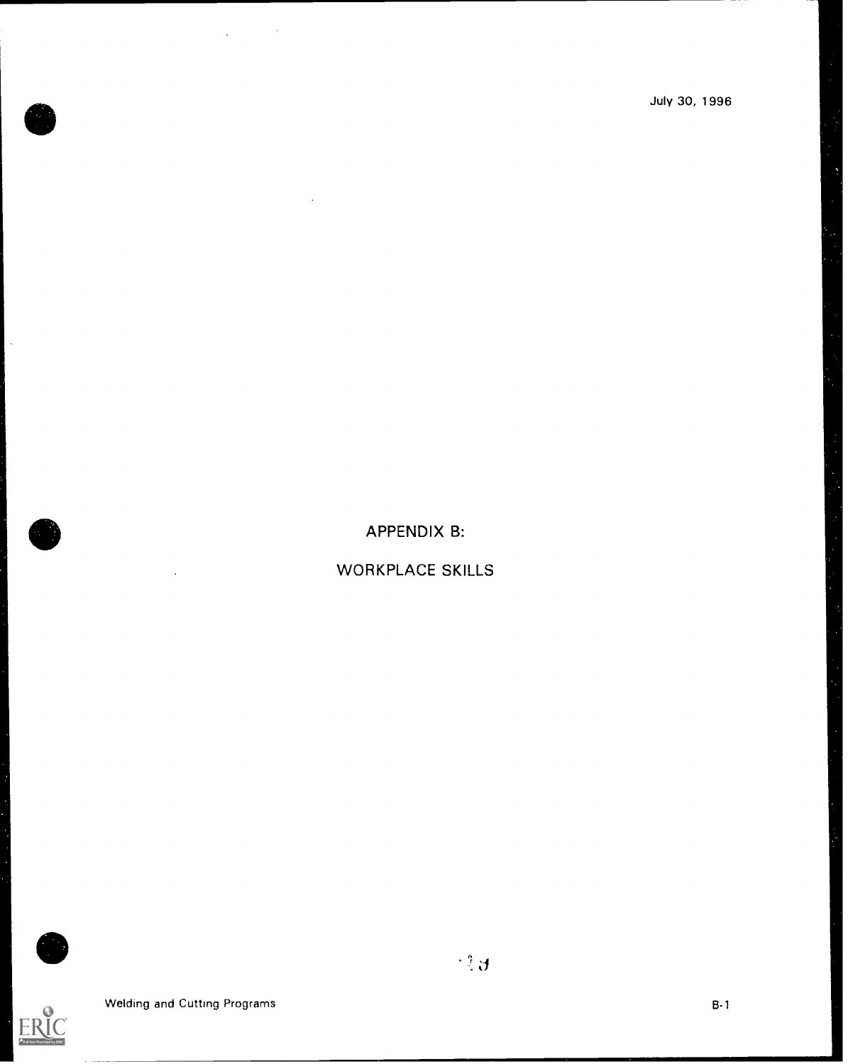July 30, 1996

# APPENDIX B:

# WORKPLACE SKILLS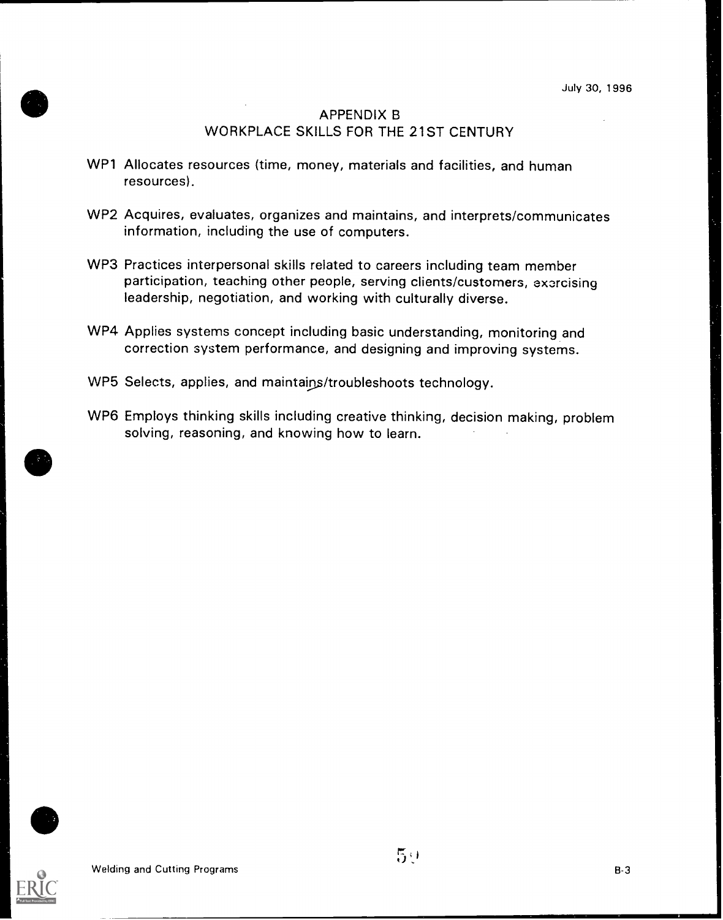July 30, 1996

# APPENDIX B
## WORKPLACE SKILLS FOR THE 21ST CENTURY

WP1 Allocates resources (time, money, materials and facilities, and human resources).

WP2 Acquires, evaluates, organizes and maintains, and interprets/communicates information, including the use of computers.

WP3 Practices interpersonal skills related to careers including team member participation, teaching other people, serving clients/customers, exercising leadership, negotiation, and working with culturally diverse.

WP4 Applies systems concept including basic understanding, monitoring and correction system performance, and designing and improving systems.

WP5 Selects, applies, and maintains/troubleshoots technology.

WP6 Employs thinking skills including creative thinking, decision making, problem solving, reasoning, and knowing how to learn.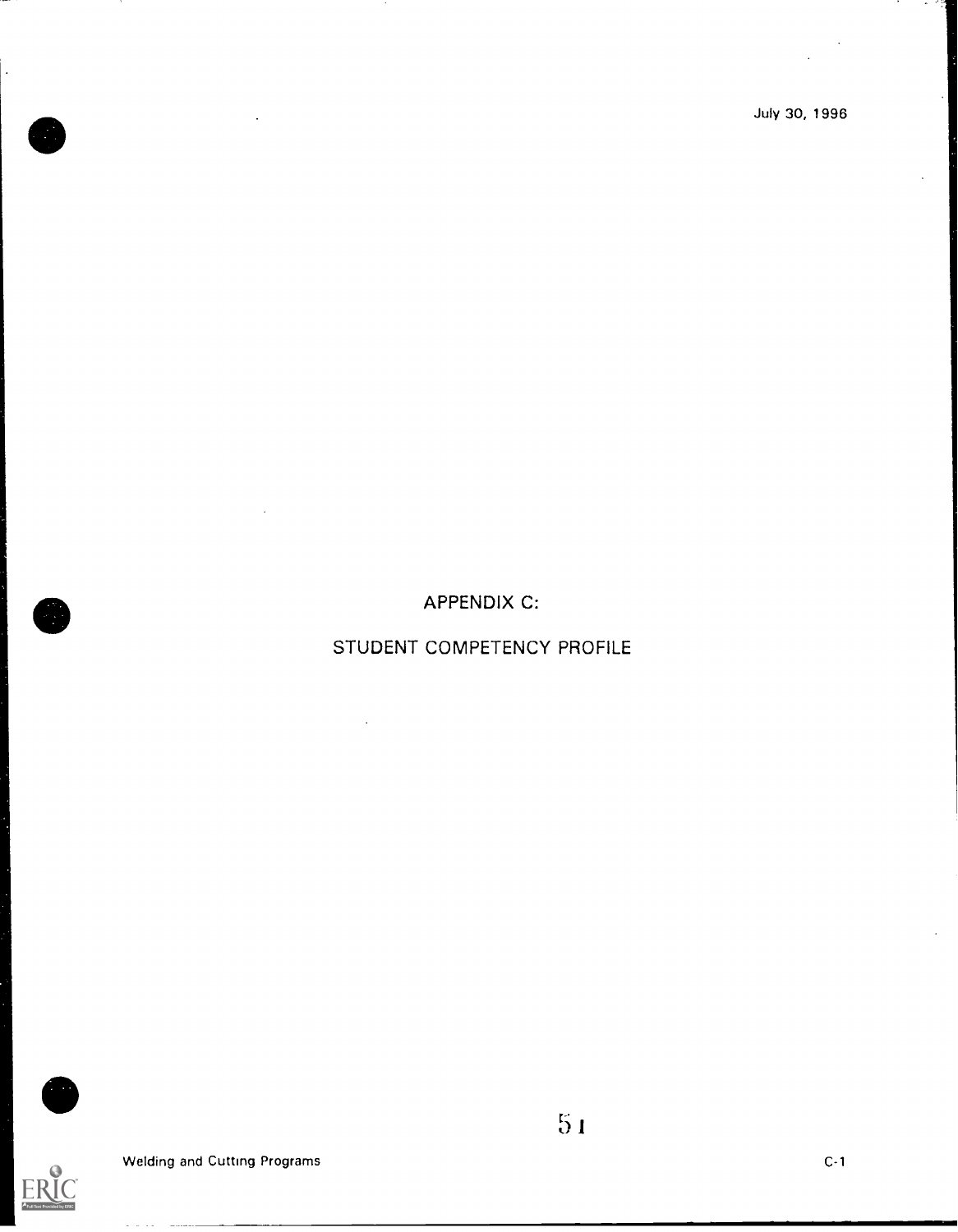July 30, 1996

# APPENDIX C:

# STUDENT COMPETENCY PROFILE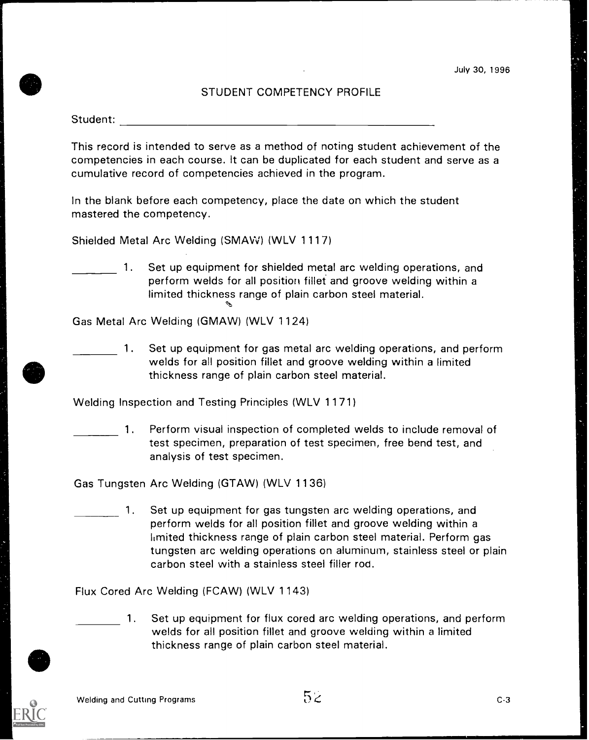July 30, 1996

# STUDENT COMPETENCY PROFILE

Student: ____________________________________________

This record is intended to serve as a method of noting student achievement of the competencies in each course. It can be duplicated for each student and serve as a cumulative record of competencies achieved in the program.

In the blank before each competency, place the date on which the student mastered the competency.

Shielded Metal Arc Welding (SMAW) (WLV 1117)

________ 1. Set up equipment for shielded metal arc welding operations, and perform welds for all position fillet and groove welding within a limited thickness range of plain carbon steel material.

Gas Metal Arc Welding (GMAW) (WLV 1124)

________ 1. Set up equipment for gas metal arc welding operations, and perform welds for all position fillet and groove welding within a limited thickness range of plain carbon steel material.

Welding Inspection and Testing Principles (WLV 1171)

________ 1. Perform visual inspection of completed welds to include removal of test specimen, preparation of test specimen, free bend test, and analysis of test specimen.

Gas Tungsten Arc Welding (GTAW) (WLV 1136)

________ 1. Set up equipment for gas tungsten arc welding operations, and perform welds for all position fillet and groove welding within a limited thickness range of plain carbon steel material. Perform gas tungsten arc welding operations on aluminum, stainless steel or plain carbon steel with a stainless steel filler rod.

Flux Cored Arc Welding (FCAW) (WLV 1143)

________ 1. Set up equipment for flux cored arc welding operations, and perform welds for all position fillet and groove welding within a limited thickness range of plain carbon steel material.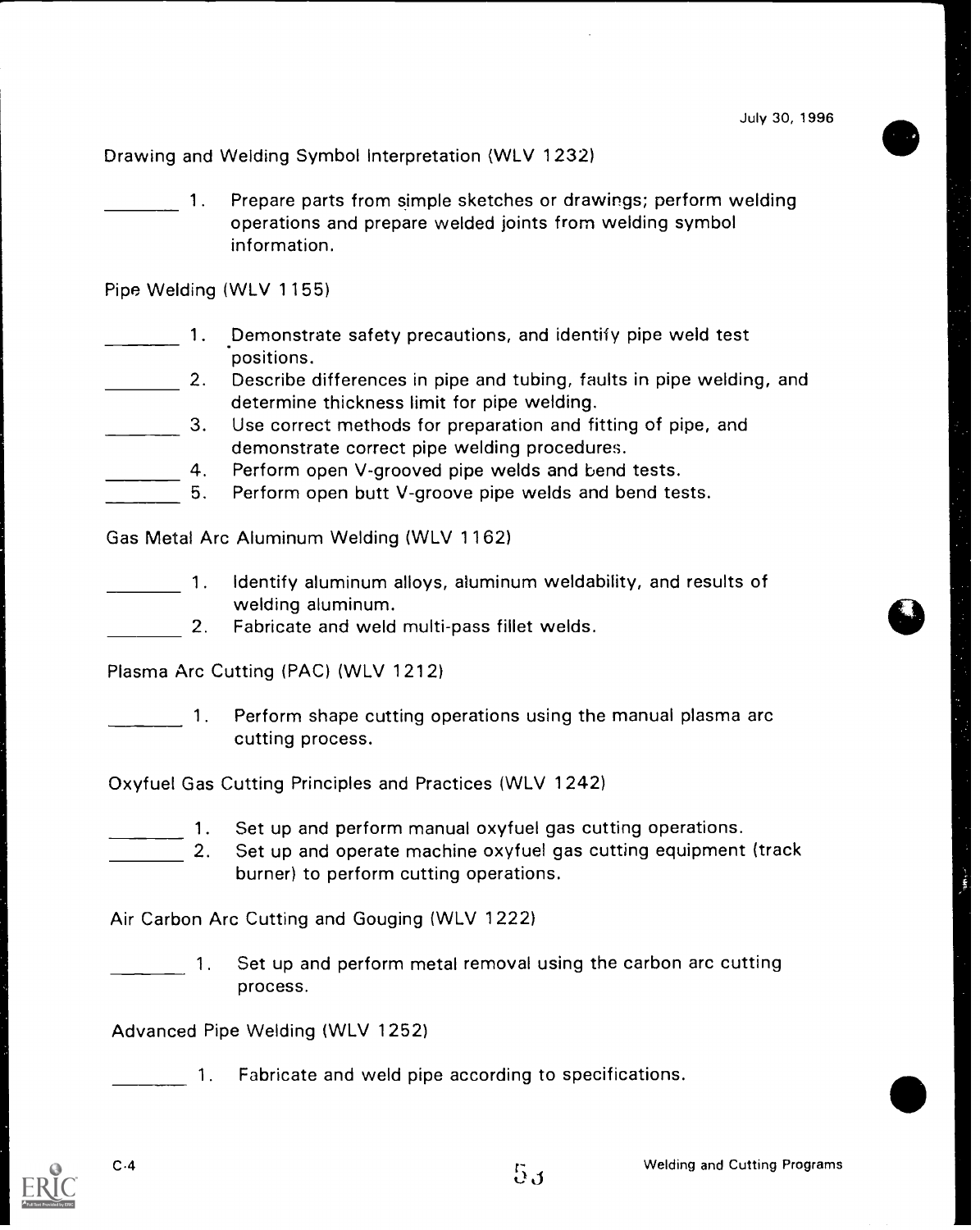July 30, 1996

Drawing and Welding Symbol Interpretation (WLV 1232)

________ 1. Prepare parts from simple sketches or drawings; perform welding operations and prepare welded joints from welding symbol information.

Pipe Welding (WLV 1155)

________ 1. Demonstrate safety precautions, and identify pipe weld test positions.

________ 2. Describe differences in pipe and tubing, faults in pipe welding, and determine thickness limit for pipe welding.

________ 3. Use correct methods for preparation and fitting of pipe, and demonstrate correct pipe welding procedures.

________ 4. Perform open V-grooved pipe welds and bend tests.

________ 5. Perform open butt V-groove pipe welds and bend tests.

Gas Metal Arc Aluminum Welding (WLV 1162)

________ 1. Identify aluminum alloys, aluminum weldability, and results of welding aluminum.

________ 2. Fabricate and weld multi-pass fillet welds.

Plasma Arc Cutting (PAC) (WLV 1212)

________ 1. Perform shape cutting operations using the manual plasma arc cutting process.

Oxyfuel Gas Cutting Principles and Practices (WLV 1242)

________ 1. Set up and perform manual oxyfuel gas cutting operations.

________ 2. Set up and operate machine oxyfuel gas cutting equipment (track burner) to perform cutting operations.

Air Carbon Arc Cutting and Gouging (WLV 1222)

________ 1. Set up and perform metal removal using the carbon arc cutting process.

Advanced Pipe Welding (WLV 1252)

________ 1. Fabricate and weld pipe according to specifications.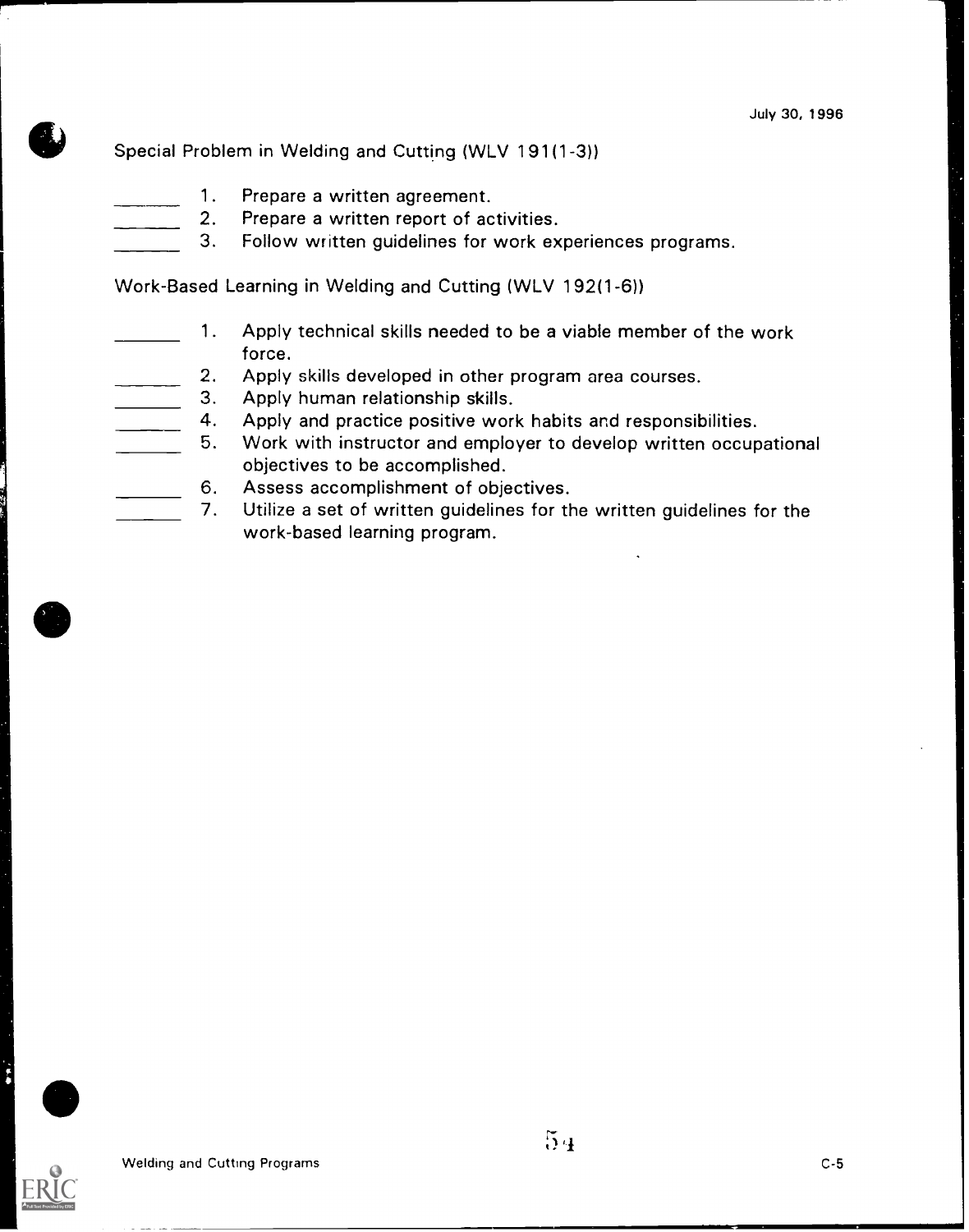July 30, 1996

Special Problem in Welding and Cutting (WLV 191(1-3))

_______ 1. Prepare a written agreement.
_______ 2. Prepare a written report of activities.
_______ 3. Follow written guidelines for work experiences programs.

Work-Based Learning in Welding and Cutting (WLV 192(1-6))

_______ 1. Apply technical skills needed to be a viable member of the work force.
_______ 2. Apply skills developed in other program area courses.
_______ 3. Apply human relationship skills.
_______ 4. Apply and practice positive work habits and responsibilities.
_______ 5. Work with instructor and employer to develop written occupational objectives to be accomplished.
_______ 6. Assess accomplishment of objectives.
_______ 7. Utilize a set of written guidelines for the written guidelines for the work-based learning program.